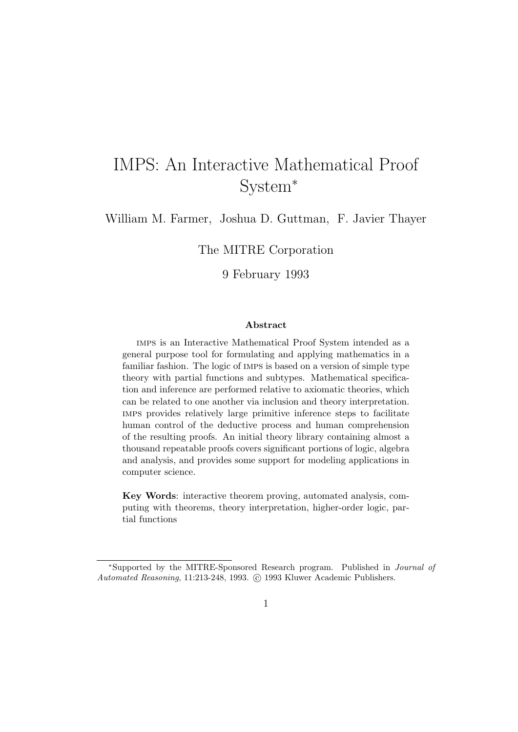# IMPS: An Interactive Mathematical Proof System*

William M. Farmer, Joshua D. Guttman, F. Javier Thayer

The MITRE Corporation

9 February 1993

### Abstract

IMPS is an Interactive Mathematical Proof System intended as a general purpose tool for formulating and applying mathematics in a familiar fashion. The logic of IMPS is based on a version of simple type theory with partial functions and subtypes. Mathematical specification and inference are performed relative to axiomatic theories, which can be related to one another via inclusion and theory interpretation. IMPS provides relatively large primitive inference steps to facilitate human control of the deductive process and human comprehension of the resulting proofs. An initial theory library containing almost a thousand repeatable proofs covers significant portions of logic, algebra and analysis, and provides some support for modeling applications in computer science.

**Key Words**: interactive theorem proving, automated analysis, computing with theorems, theory interpretation, higher-order logic, partial functions

---

*Supported by the MITRE-Sponsored Research program. Published in *Journal of Automated Reasoning*, 11:213-248, 1993. © 1993 Kluwer Academic Publishers.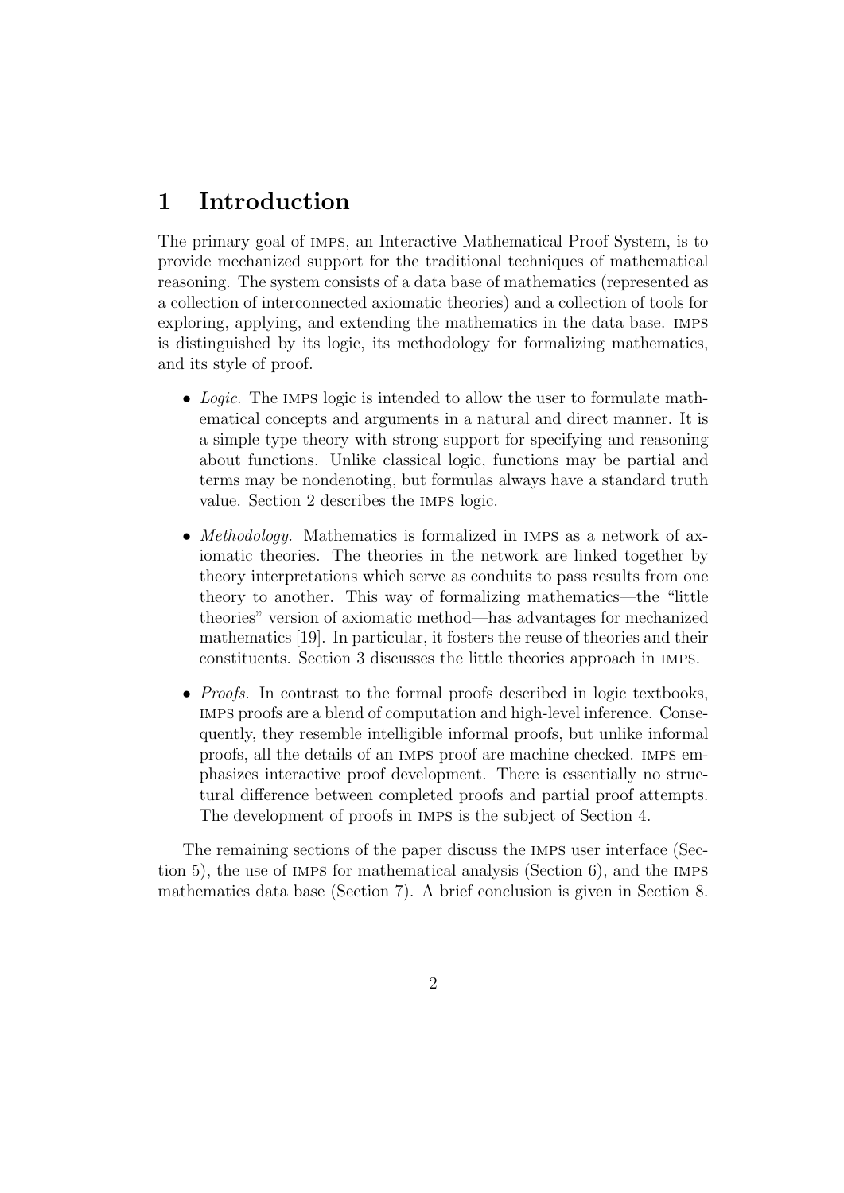# 1 Introduction

The primary goal of IMPS, an Interactive Mathematical Proof System, is to provide mechanized support for the traditional techniques of mathematical reasoning. The system consists of a data base of mathematics (represented as a collection of interconnected axiomatic theories) and a collection of tools for exploring, applying, and extending the mathematics in the data base. IMPS is distinguished by its logic, its methodology for formalizing mathematics, and its style of proof.

- *Logic.* The IMPS logic is intended to allow the user to formulate mathematical concepts and arguments in a natural and direct manner. It is a simple type theory with strong support for specifying and reasoning about functions. Unlike classical logic, functions may be partial and terms may be nondenoting, but formulas always have a standard truth value. Section 2 describes the IMPS logic.

- *Methodology.* Mathematics is formalized in IMPS as a network of axiomatic theories. The theories in the network are linked together by theory interpretations which serve as conduits to pass results from one theory to another. This way of formalizing mathematics—the "little theories" version of axiomatic method—has advantages for mechanized mathematics [19]. In particular, it fosters the reuse of theories and their constituents. Section 3 discusses the little theories approach in IMPS.

- *Proofs.* In contrast to the formal proofs described in logic textbooks, IMPS proofs are a blend of computation and high-level inference. Consequently, they resemble intelligible informal proofs, but unlike informal proofs, all the details of an IMPS proof are machine checked. IMPS emphasizes interactive proof development. There is essentially no structural difference between completed proofs and partial proof attempts. The development of proofs in IMPS is the subject of Section 4.

The remaining sections of the paper discuss the IMPS user interface (Section 5), the use of IMPS for mathematical analysis (Section 6), and the IMPS mathematics data base (Section 7). A brief conclusion is given in Section 8.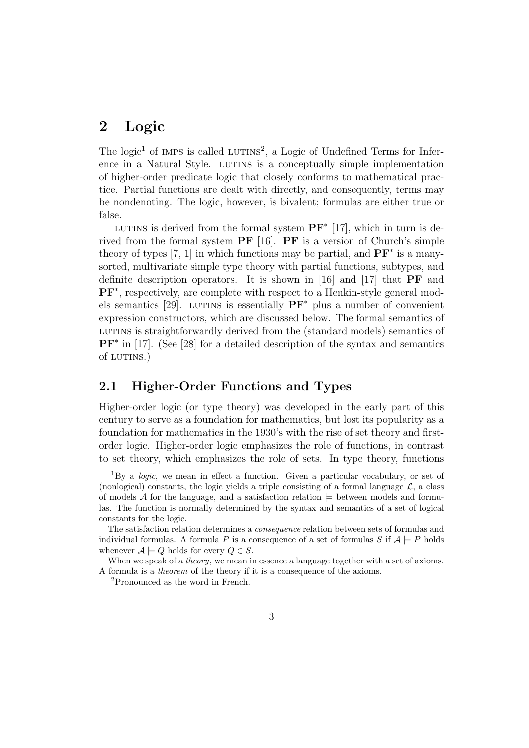## 2 Logic

The logic[1] of IMPS is called LUTINS[2], a Logic of Undefined Terms for Inference in a Natural Style. LUTINS is a conceptually simple implementation of higher-order predicate logic that closely conforms to mathematical practice. Partial functions are dealt with directly, and consequently, terms may be nondenoting. The logic, however, is bivalent; formulas are either true or false.

LUTINS is derived from the formal system $\mathbf{PF}^*$ [17], which in turn is derived from the formal system **PF** [16]. **PF** is a version of Church's simple theory of types [7, 1] in which functions may be partial, and $\mathbf{PF}^*$ is a many-sorted, multivariate simple type theory with partial functions, subtypes, and definite description operators. It is shown in [16] and [17] that **PF** and $\mathbf{PF}^*$, respectively, are complete with respect to a Henkin-style general models semantics [29]. LUTINS is essentially $\mathbf{PF}^*$ plus a number of convenient expression constructors, which are discussed below. The formal semantics of LUTINS is straightforwardly derived from the (standard models) semantics of $\mathbf{PF}^*$ in [17]. (See [28] for a detailed description of the syntax and semantics of LUTINS.)

### 2.1 Higher-Order Functions and Types

Higher-order logic (or type theory) was developed in the early part of this century to serve as a foundation for mathematics, but lost its popularity as a foundation for mathematics in the 1930's with the rise of set theory and first-order logic. Higher-order logic emphasizes the role of functions, in contrast to set theory, which emphasizes the role of sets. In type theory, functions

---

[1] By a *logic*, we mean in effect a function. Given a particular vocabulary, or set of (nonlogical) constants, the logic yields a triple consisting of a formal language $\mathcal{L}$, a class of models $\mathcal{A}$ for the language, and a satisfaction relation $\models$ between models and formulas. The function is normally determined by the syntax and semantics of a set of logical constants for the logic.

The satisfaction relation determines a *consequence* relation between sets of formulas and individual formulas. A formula $P$ is a consequence of a set of formulas $S$ if $\mathcal{A} \models P$ holds whenever $\mathcal{A} \models Q$ holds for every $Q \in S$.

When we speak of a *theory*, we mean in essence a language together with a set of axioms. A formula is a *theorem* of the theory if it is a consequence of the axioms.

[2] Pronounced as the word in French.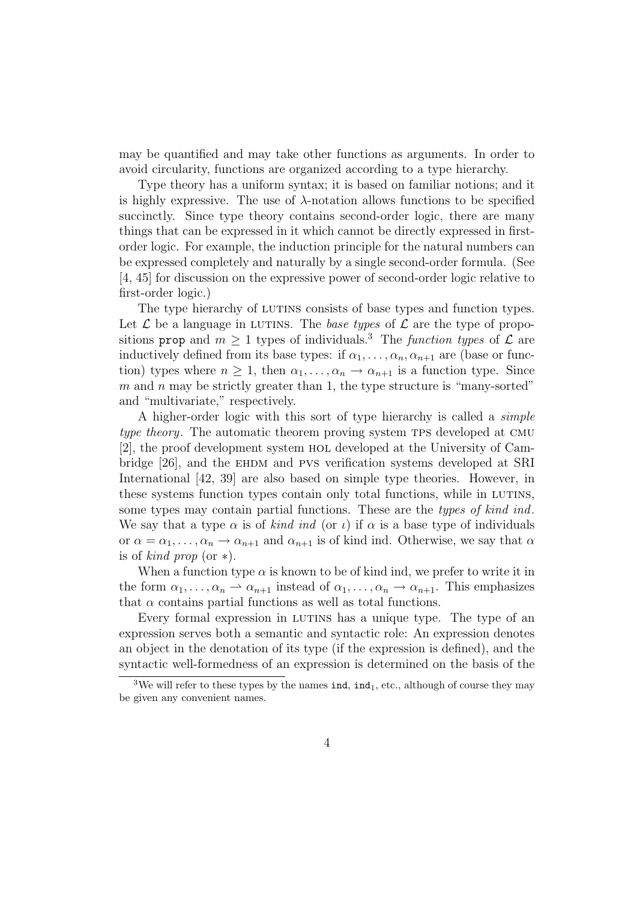may be quantified and may take other functions as arguments. In order to avoid circularity, functions are organized according to a type hierarchy.

Type theory has a uniform syntax; it is based on familiar notions; and it is highly expressive. The use of $\lambda$-notation allows functions to be specified succinctly. Since type theory contains second-order logic, there are many things that can be expressed in it which cannot be directly expressed in first-order logic. For example, the induction principle for the natural numbers can be expressed completely and naturally by a single second-order formula. (See [4, 45] for discussion on the expressive power of second-order logic relative to first-order logic.)

The type hierarchy of LUTINS consists of base types and function types. Let $\mathcal{L}$ be a language in LUTINS. The *base types* of $\mathcal{L}$ are the type of propositions `prop` and $m \geq 1$ types of individuals.[3] The *function types* of $\mathcal{L}$ are inductively defined from its base types: if $\alpha_1, \ldots, \alpha_n, \alpha_{n+1}$ are (base or function) types where $n \geq 1$, then $\alpha_1, \ldots, \alpha_n \rightarrow \alpha_{n+1}$ is a function type. Since $m$ and $n$ may be strictly greater than 1, the type structure is "many-sorted" and "multivariate," respectively.

A higher-order logic with this sort of type hierarchy is called a *simple type theory*. The automatic theorem proving system TPS developed at CMU [2], the proof development system HOL developed at the University of Cambridge [26], and the EHDM and PVS verification systems developed at SRI International [42, 39] are also based on simple type theories. However, in these systems function types contain only total functions, while in LUTINS, some types may contain partial functions. These are the *types of kind ind*. We say that a type $\alpha$ is of *kind ind* (or $\iota$) if $\alpha$ is a base type of individuals or $\alpha = \alpha_1, \ldots, \alpha_n \rightarrow \alpha_{n+1}$ and $\alpha_{n+1}$ is of kind ind. Otherwise, we say that $\alpha$ is of *kind prop* (or $*$).

When a function type $\alpha$ is known to be of kind ind, we prefer to write it in the form $\alpha_1, \ldots, \alpha_n \rightharpoonup \alpha_{n+1}$ instead of $\alpha_1, \ldots, \alpha_n \rightarrow \alpha_{n+1}$. This emphasizes that $\alpha$ contains partial functions as well as total functions.

Every formal expression in LUTINS has a unique type. The type of an expression serves both a semantic and syntactic role: An expression denotes an object in the denotation of its type (if the expression is defined), and the syntactic well-formedness of an expression is determined on the basis of the

[3] We will refer to these types by the names `ind`, $\texttt{ind}_1$, etc., although of course they may be given any convenient names.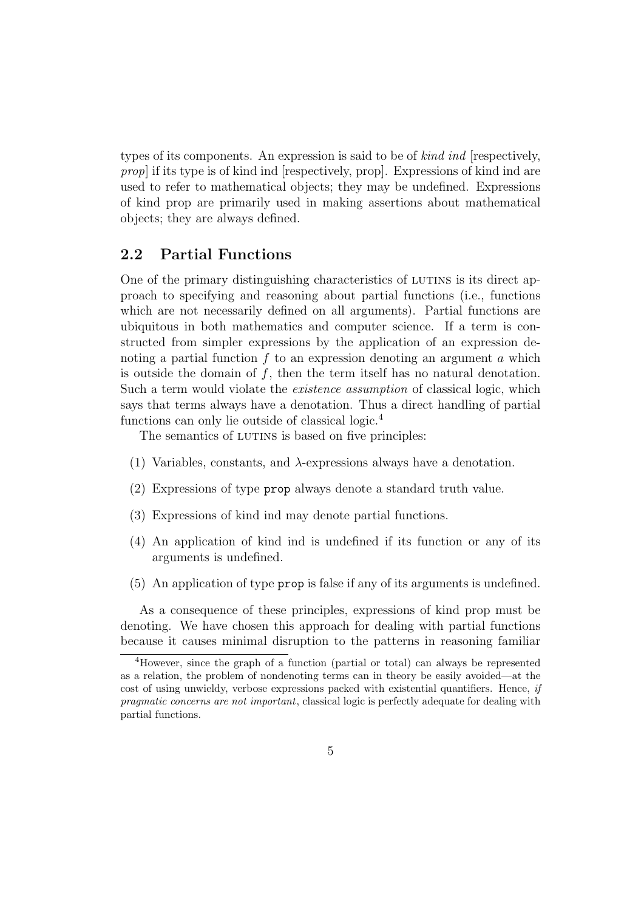types of its components. An expression is said to be of *kind ind* [respectively, *prop*] if its type is of kind ind [respectively, prop]. Expressions of kind ind are used to refer to mathematical objects; they may be undefined. Expressions of kind prop are primarily used in making assertions about mathematical objects; they are always defined.

## 2.2 Partial Functions

One of the primary distinguishing characteristics of LUTINS is its direct approach to specifying and reasoning about partial functions (i.e., functions which are not necessarily defined on all arguments). Partial functions are ubiquitous in both mathematics and computer science. If a term is constructed from simpler expressions by the application of an expression denoting a partial function $f$ to an expression denoting an argument $a$ which is outside the domain of $f$, then the term itself has no natural denotation. Such a term would violate the *existence assumption* of classical logic, which says that terms always have a denotation. Thus a direct handling of partial functions can only lie outside of classical logic.[4]

The semantics of LUTINS is based on five principles:

(1) Variables, constants, and $\lambda$-expressions always have a denotation.

(2) Expressions of type `prop` always denote a standard truth value.

(3) Expressions of kind ind may denote partial functions.

(4) An application of kind ind is undefined if its function or any of its arguments is undefined.

(5) An application of type `prop` is false if any of its arguments is undefined.

As a consequence of these principles, expressions of kind prop must be denoting. We have chosen this approach for dealing with partial functions because it causes minimal disruption to the patterns in reasoning familiar

[4]However, since the graph of a function (partial or total) can always be represented as a relation, the problem of nondenoting terms can in theory be easily avoided—at the cost of using unwieldy, verbose expressions packed with existential quantifiers. Hence, *if pragmatic concerns are not important*, classical logic is perfectly adequate for dealing with partial functions.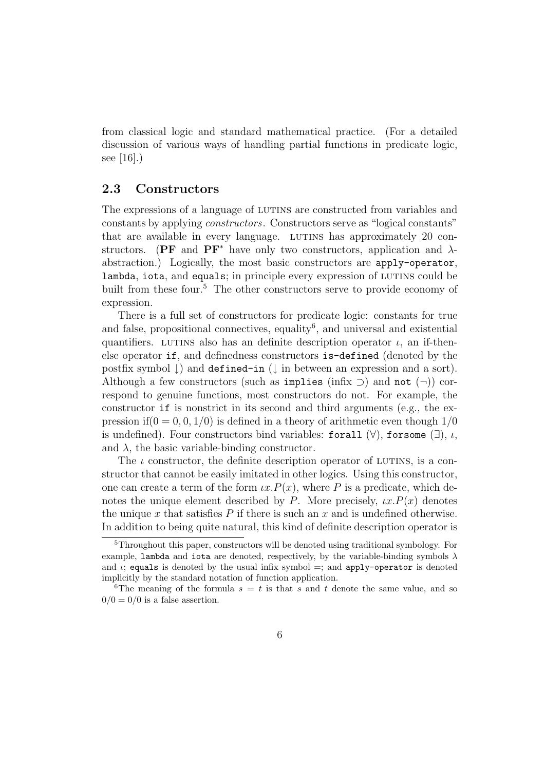from classical logic and standard mathematical practice. (For a detailed discussion of various ways of handling partial functions in predicate logic, see [16].)

## 2.3 Constructors

The expressions of a language of LUTINS are constructed from variables and constants by applying *constructors*. Constructors serve as "logical constants" that are available in every language. LUTINS has approximately 20 constructors. (**PF** and **PF**$^*$ have only two constructors, application and $\lambda$-abstraction.) Logically, the most basic constructors are `apply-operator`, `lambda`, `iota`, and `equals`; in principle every expression of LUTINS could be built from these four.[5] The other constructors serve to provide economy of expression.

There is a full set of constructors for predicate logic: constants for true and false, propositional connectives, equality[6], and universal and existential quantifiers. LUTINS also has an definite description operator $\iota$, an if-then-else operator `if`, and definedness constructors `is-defined` (denoted by the postfix symbol $\downarrow$) and `defined-in` ($\downarrow$ in between an expression and a sort). Although a few constructors (such as `implies` (infix $\supset$) and `not` ($\neg$)) correspond to genuine functions, most constructors do not. For example, the constructor `if` is nonstrict in its second and third arguments (e.g., the expression $\text{if}(0 = 0, 0, 1/0)$ is defined in a theory of arithmetic even though $1/0$ is undefined). Four constructors bind variables: `forall` ($\forall$), `forsome` ($\exists$), $\iota$, and $\lambda$, the basic variable-binding constructor.

The $\iota$ constructor, the definite description operator of LUTINS, is a constructor that cannot be easily imitated in other logics. Using this constructor, one can create a term of the form $\iota x.P(x)$, where $P$ is a predicate, which denotes the unique element described by $P$. More precisely, $\iota x.P(x)$ denotes the unique $x$ that satisfies $P$ if there is such an $x$ and is undefined otherwise. In addition to being quite natural, this kind of definite description operator is

---

[5] Throughout this paper, constructors will be denoted using traditional symbology. For example, `lambda` and `iota` are denoted, respectively, by the variable-binding symbols $\lambda$ and $\iota$; `equals` is denoted by the usual infix symbol $=$; and `apply-operator` is denoted implicitly by the standard notation of function application.

[6] The meaning of the formula $s = t$ is that $s$ and $t$ denote the same value, and so $0/0 = 0/0$ is a false assertion.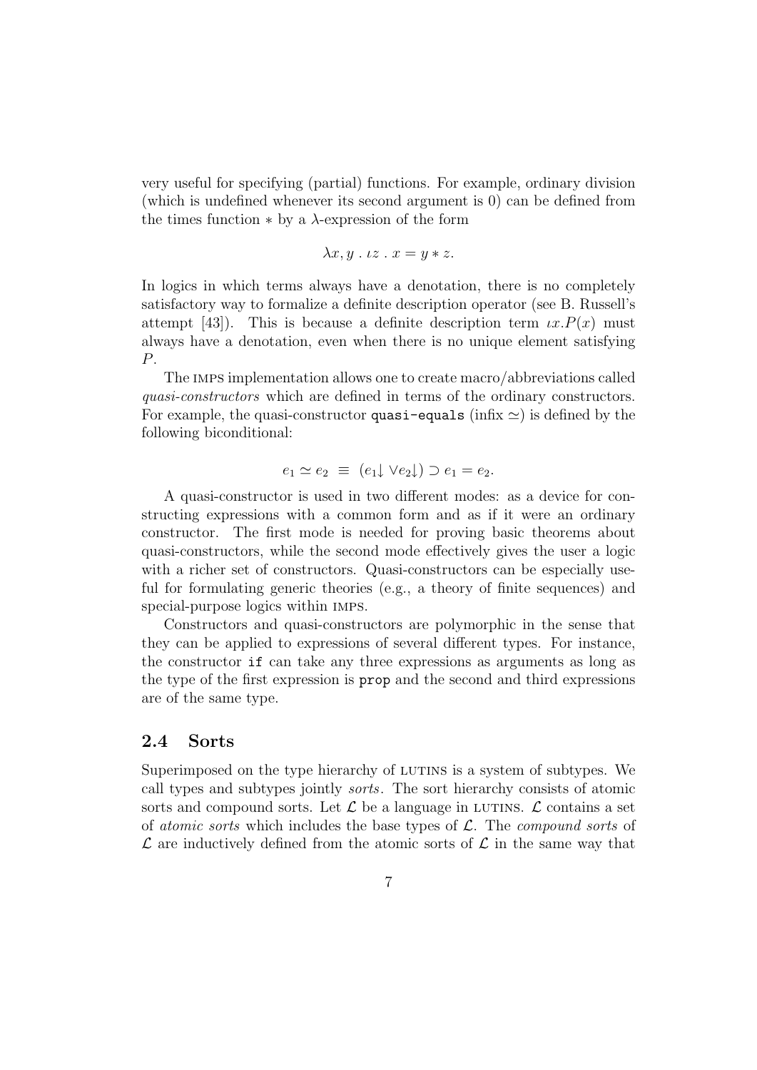very useful for specifying (partial) functions. For example, ordinary division (which is undefined whenever its second argument is 0) can be defined from the times function $*$ by a $\lambda$-expression of the form

$$\lambda x, y \;.\; \iota z \;.\; x = y * z.$$

In logics in which terms always have a denotation, there is no completely satisfactory way to formalize a definite description operator (see B. Russell's attempt [43]). This is because a definite description term $\iota x.P(x)$ must always have a denotation, even when there is no unique element satisfying $P$.

The IMPS implementation allows one to create macro/abbreviations called *quasi-constructors* which are defined in terms of the ordinary constructors. For example, the quasi-constructor `quasi-equals` (infix $\simeq$) is defined by the following biconditional:

$$e_1 \simeq e_2 \;\equiv\; (e_1\!\downarrow \vee e_2\!\downarrow) \supset e_1 = e_2.$$

A quasi-constructor is used in two different modes: as a device for constructing expressions with a common form and as if it were an ordinary constructor. The first mode is needed for proving basic theorems about quasi-constructors, while the second mode effectively gives the user a logic with a richer set of constructors. Quasi-constructors can be especially useful for formulating generic theories (e.g., a theory of finite sequences) and special-purpose logics within IMPS.

Constructors and quasi-constructors are polymorphic in the sense that they can be applied to expressions of several different types. For instance, the constructor `if` can take any three expressions as arguments as long as the type of the first expression is `prop` and the second and third expressions are of the same type.

## 2.4 Sorts

Superimposed on the type hierarchy of LUTINS is a system of subtypes. We call types and subtypes jointly *sorts*. The sort hierarchy consists of atomic sorts and compound sorts. Let $\mathcal{L}$ be a language in LUTINS. $\mathcal{L}$ contains a set of *atomic sorts* which includes the base types of $\mathcal{L}$. The *compound sorts* of $\mathcal{L}$ are inductively defined from the atomic sorts of $\mathcal{L}$ in the same way that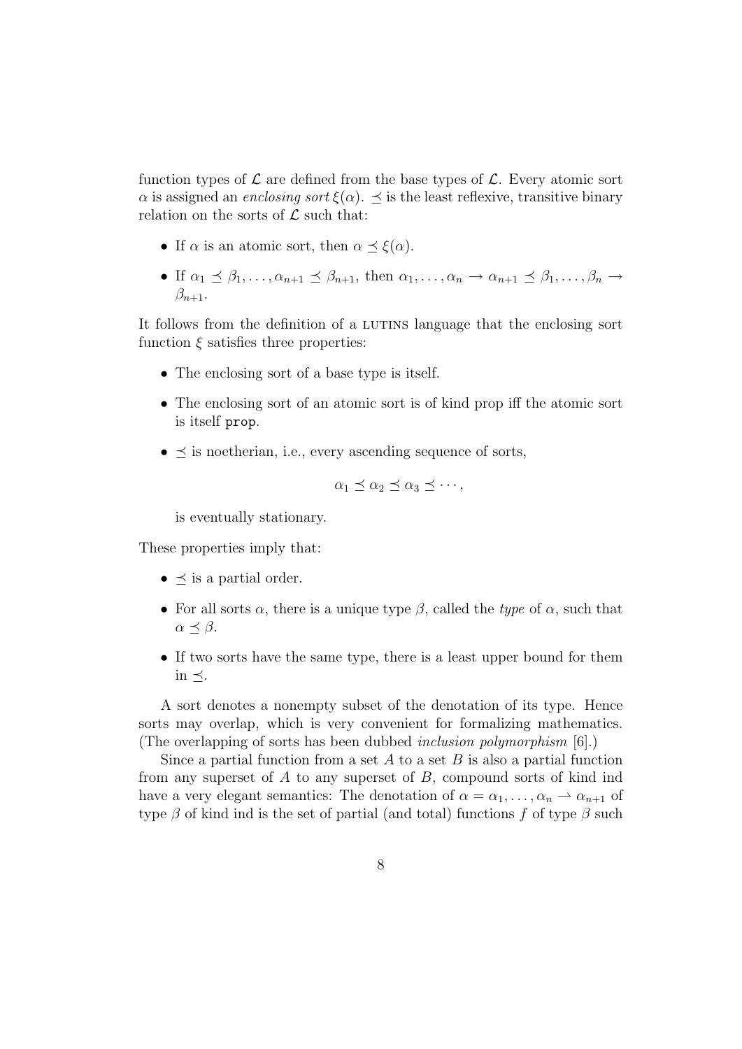function types of $\mathcal{L}$ are defined from the base types of $\mathcal{L}$. Every atomic sort $\alpha$ is assigned an *enclosing sort* $\xi(\alpha)$. $\preceq$ is the least reflexive, transitive binary relation on the sorts of $\mathcal{L}$ such that:

- If $\alpha$ is an atomic sort, then $\alpha \preceq \xi(\alpha)$.
- If $\alpha_1 \preceq \beta_1, \ldots, \alpha_{n+1} \preceq \beta_{n+1}$, then $\alpha_1, \ldots, \alpha_n \to \alpha_{n+1} \preceq \beta_1, \ldots, \beta_n \to \beta_{n+1}$.

It follows from the definition of a LUTINS language that the enclosing sort function $\xi$ satisfies three properties:

- The enclosing sort of a base type is itself.
- The enclosing sort of an atomic sort is of kind prop iff the atomic sort is itself `prop`.
- $\preceq$ is noetherian, i.e., every ascending sequence of sorts,

$$\alpha_1 \preceq \alpha_2 \preceq \alpha_3 \preceq \cdots,$$

  is eventually stationary.

These properties imply that:

- $\preceq$ is a partial order.
- For all sorts $\alpha$, there is a unique type $\beta$, called the *type* of $\alpha$, such that $\alpha \preceq \beta$.
- If two sorts have the same type, there is a least upper bound for them in $\preceq$.

A sort denotes a nonempty subset of the denotation of its type. Hence sorts may overlap, which is very convenient for formalizing mathematics. (The overlapping of sorts has been dubbed *inclusion polymorphism* [6].)

Since a partial function from a set $A$ to a set $B$ is also a partial function from any superset of $A$ to any superset of $B$, compound sorts of kind ind have a very elegant semantics: The denotation of $\alpha = \alpha_1, \ldots, \alpha_n \rightharpoonup \alpha_{n+1}$ of type $\beta$ of kind ind is the set of partial (and total) functions $f$ of type $\beta$ such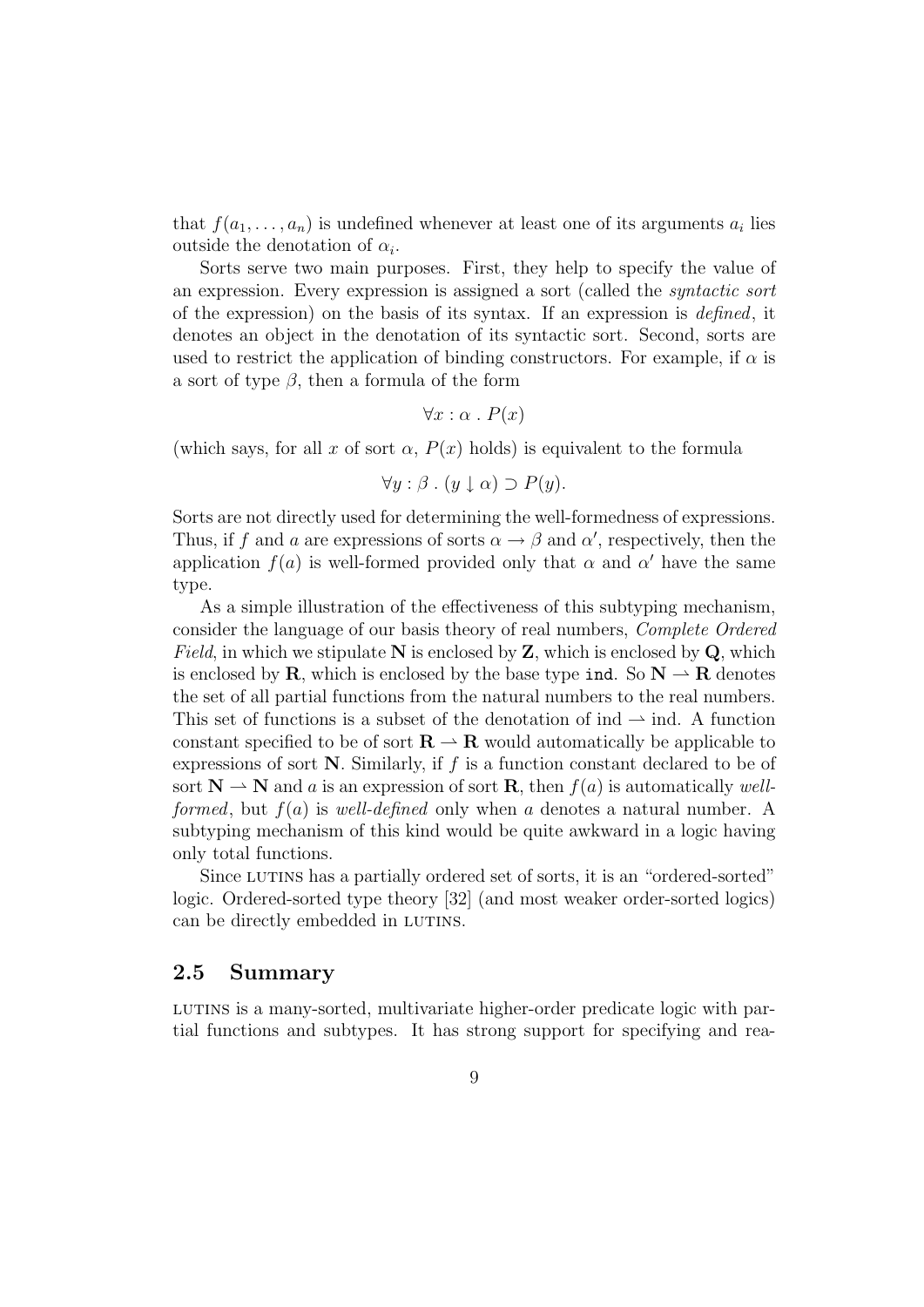that $f(a_1, \ldots, a_n)$ is undefined whenever at least one of its arguments $a_i$ lies outside the denotation of $\alpha_i$.

Sorts serve two main purposes. First, they help to specify the value of an expression. Every expression is assigned a sort (called the *syntactic sort* of the expression) on the basis of its syntax. If an expression is *defined*, it denotes an object in the denotation of its syntactic sort. Second, sorts are used to restrict the application of binding constructors. For example, if $\alpha$ is a sort of type $\beta$, then a formula of the form

$$\forall x : \alpha \, . \, P(x)$$

(which says, for all $x$ of sort $\alpha$, $P(x)$ holds) is equivalent to the formula

$$\forall y : \beta \, . \, (y \downarrow \alpha) \supset P(y).$$

Sorts are not directly used for determining the well-formedness of expressions. Thus, if $f$ and $a$ are expressions of sorts $\alpha \to \beta$ and $\alpha'$, respectively, then the application $f(a)$ is well-formed provided only that $\alpha$ and $\alpha'$ have the same type.

As a simple illustration of the effectiveness of this subtyping mechanism, consider the language of our basis theory of real numbers, *Complete Ordered Field*, in which we stipulate $\mathbf{N}$ is enclosed by $\mathbf{Z}$, which is enclosed by $\mathbf{Q}$, which is enclosed by $\mathbf{R}$, which is enclosed by the base type `ind`. So $\mathbf{N} \rightharpoonup \mathbf{R}$ denotes the set of all partial functions from the natural numbers to the real numbers. This set of functions is a subset of the denotation of $\text{ind} \rightharpoonup \text{ind}$. A function constant specified to be of sort $\mathbf{R} \rightharpoonup \mathbf{R}$ would automatically be applicable to expressions of sort $\mathbf{N}$. Similarly, if $f$ is a function constant declared to be of sort $\mathbf{N} \rightharpoonup \mathbf{N}$ and $a$ is an expression of sort $\mathbf{R}$, then $f(a)$ is automatically *well-formed*, but $f(a)$ is *well-defined* only when $a$ denotes a natural number. A subtyping mechanism of this kind would be quite awkward in a logic having only total functions.

Since LUTINS has a partially ordered set of sorts, it is an "ordered-sorted" logic. Ordered-sorted type theory [32] (and most weaker order-sorted logics) can be directly embedded in LUTINS.

## 2.5 Summary

LUTINS is a many-sorted, multivariate higher-order predicate logic with partial functions and subtypes. It has strong support for specifying and rea-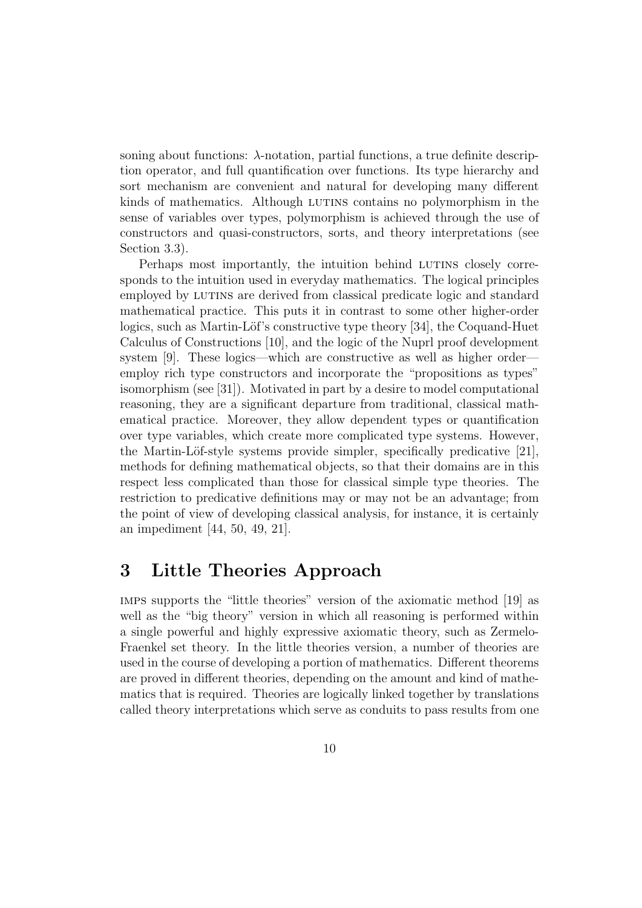soning about functions: λ-notation, partial functions, a true definite description operator, and full quantification over functions. Its type hierarchy and sort mechanism are convenient and natural for developing many different kinds of mathematics. Although LUTINS contains no polymorphism in the sense of variables over types, polymorphism is achieved through the use of constructors and quasi-constructors, sorts, and theory interpretations (see Section 3.3).

Perhaps most importantly, the intuition behind LUTINS closely corresponds to the intuition used in everyday mathematics. The logical principles employed by LUTINS are derived from classical predicate logic and standard mathematical practice. This puts it in contrast to some other higher-order logics, such as Martin-Löf's constructive type theory [34], the Coquand-Huet Calculus of Constructions [10], and the logic of the Nuprl proof development system [9]. These logics—which are constructive as well as higher order—employ rich type constructors and incorporate the "propositions as types" isomorphism (see [31]). Motivated in part by a desire to model computational reasoning, they are a significant departure from traditional, classical mathematical practice. Moreover, they allow dependent types or quantification over type variables, which create more complicated type systems. However, the Martin-Löf-style systems provide simpler, specifically predicative [21], methods for defining mathematical objects, so that their domains are in this respect less complicated than those for classical simple type theories. The restriction to predicative definitions may or may not be an advantage; from the point of view of developing classical analysis, for instance, it is certainly an impediment [44, 50, 49, 21].

# 3 Little Theories Approach

IMPS supports the "little theories" version of the axiomatic method [19] as well as the "big theory" version in which all reasoning is performed within a single powerful and highly expressive axiomatic theory, such as Zermelo-Fraenkel set theory. In the little theories version, a number of theories are used in the course of developing a portion of mathematics. Different theorems are proved in different theories, depending on the amount and kind of mathematics that is required. Theories are logically linked together by translations called theory interpretations which serve as conduits to pass results from one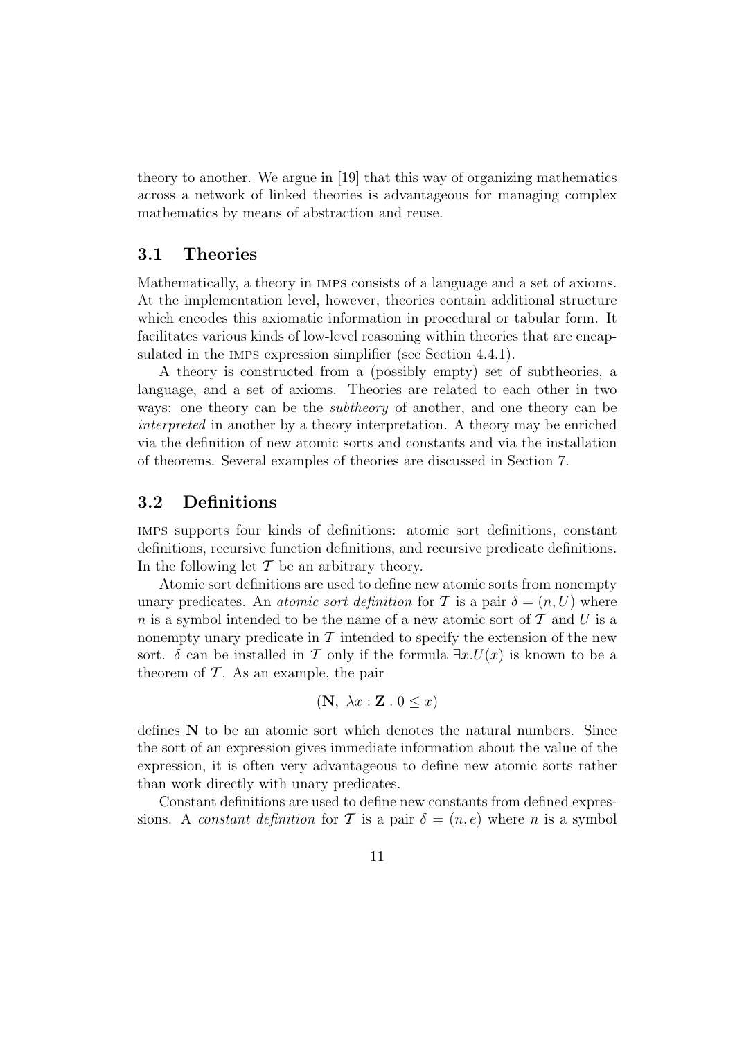theory to another. We argue in [19] that this way of organizing mathematics across a network of linked theories is advantageous for managing complex mathematics by means of abstraction and reuse.

### 3.1 Theories

Mathematically, a theory in IMPS consists of a language and a set of axioms. At the implementation level, however, theories contain additional structure which encodes this axiomatic information in procedural or tabular form. It facilitates various kinds of low-level reasoning within theories that are encapsulated in the IMPS expression simplifier (see Section 4.4.1).

A theory is constructed from a (possibly empty) set of subtheories, a language, and a set of axioms. Theories are related to each other in two ways: one theory can be the *subtheory* of another, and one theory can be *interpreted* in another by a theory interpretation. A theory may be enriched via the definition of new atomic sorts and constants and via the installation of theorems. Several examples of theories are discussed in Section 7.

### 3.2 Definitions

IMPS supports four kinds of definitions: atomic sort definitions, constant definitions, recursive function definitions, and recursive predicate definitions. In the following let $\mathcal{T}$ be an arbitrary theory.

Atomic sort definitions are used to define new atomic sorts from nonempty unary predicates. An *atomic sort definition* for $\mathcal{T}$ is a pair $\delta = (n, U)$ where $n$ is a symbol intended to be the name of a new atomic sort of $\mathcal{T}$ and $U$ is a nonempty unary predicate in $\mathcal{T}$ intended to specify the extension of the new sort. $\delta$ can be installed in $\mathcal{T}$ only if the formula $\exists x . U(x)$ is known to be a theorem of $\mathcal{T}$. As an example, the pair

$$(\mathbf{N},\ \lambda x : \mathbf{Z}\ .\ 0 \leq x)$$

defines $\mathbf{N}$ to be an atomic sort which denotes the natural numbers. Since the sort of an expression gives immediate information about the value of the expression, it is often very advantageous to define new atomic sorts rather than work directly with unary predicates.

Constant definitions are used to define new constants from defined expressions. A *constant definition* for $\mathcal{T}$ is a pair $\delta = (n, e)$ where $n$ is a symbol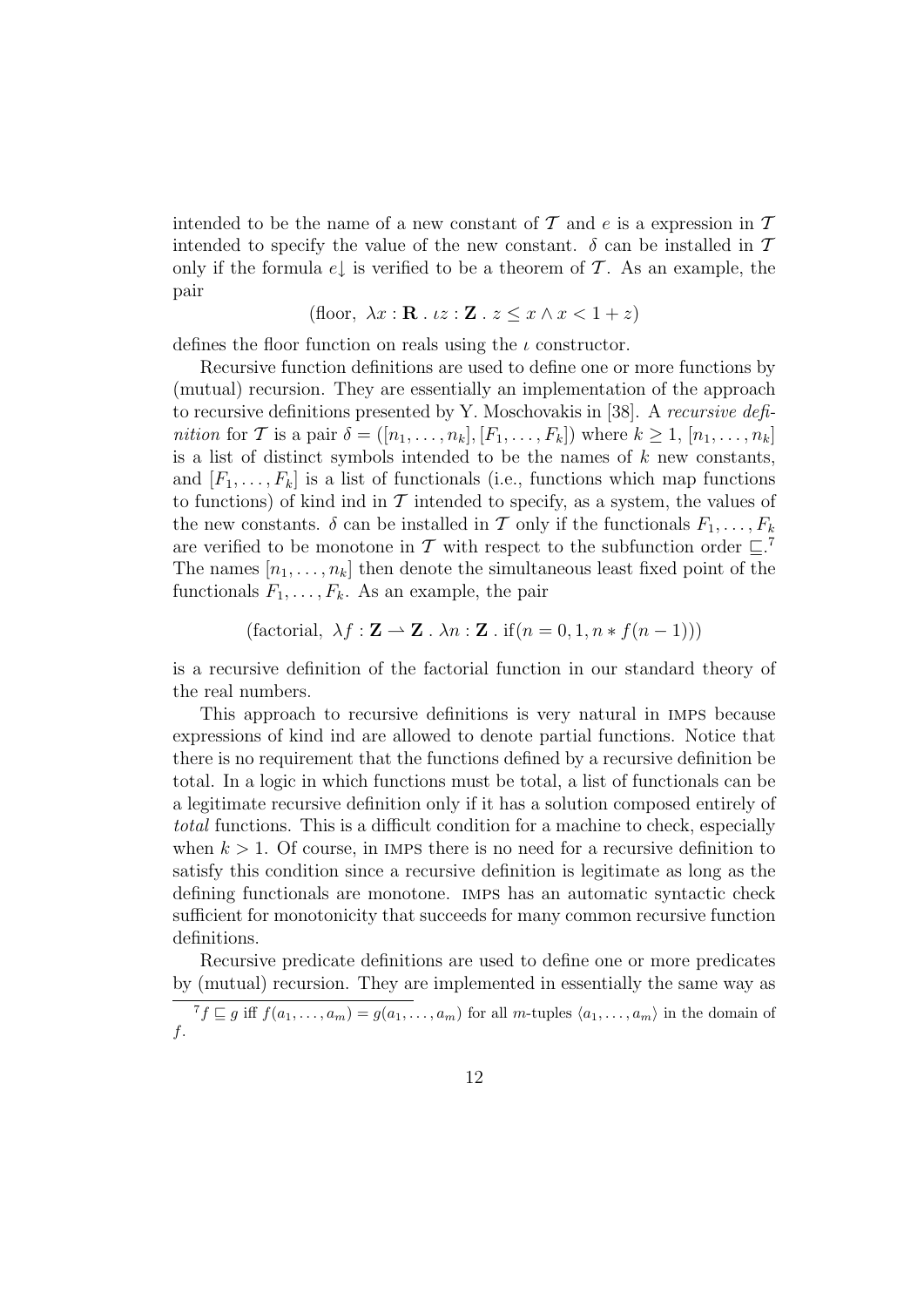intended to be the name of a new constant of $\mathcal{T}$ and $e$ is a expression in $\mathcal{T}$ intended to specify the value of the new constant. $\delta$ can be installed in $\mathcal{T}$ only if the formula $e\!\downarrow$ is verified to be a theorem of $\mathcal{T}$. As an example, the pair

$$(\text{floor},\ \lambda x : \mathbf{R}\ .\ \iota z : \mathbf{Z}\ .\ z \leq x \wedge x < 1 + z)$$

defines the floor function on reals using the $\iota$ constructor.

Recursive function definitions are used to define one or more functions by (mutual) recursion. They are essentially an implementation of the approach to recursive definitions presented by Y. Moschovakis in [38]. A *recursive definition* for $\mathcal{T}$ is a pair $\delta = ([n_1, \ldots, n_k], [F_1, \ldots, F_k])$ where $k \geq 1$, $[n_1, \ldots, n_k]$ is a list of distinct symbols intended to be the names of $k$ new constants, and $[F_1, \ldots, F_k]$ is a list of functionals (i.e., functions which map functions to functions) of kind ind in $\mathcal{T}$ intended to specify, as a system, the values of the new constants. $\delta$ can be installed in $\mathcal{T}$ only if the functionals $F_1, \ldots, F_k$ are verified to be monotone in $\mathcal{T}$ with respect to the subfunction order $\sqsubseteq$.[7] The names $[n_1, \ldots, n_k]$ then denote the simultaneous least fixed point of the functionals $F_1, \ldots, F_k$. As an example, the pair

$$(\text{factorial},\ \lambda f : \mathbf{Z} \rightharpoonup \mathbf{Z}\ .\ \lambda n : \mathbf{Z}\ .\ \text{if}(n = 0, 1, n * f(n-1)))$$

is a recursive definition of the factorial function in our standard theory of the real numbers.

This approach to recursive definitions is very natural in IMPS because expressions of kind ind are allowed to denote partial functions. Notice that there is no requirement that the functions defined by a recursive definition be total. In a logic in which functions must be total, a list of functionals can be a legitimate recursive definition only if it has a solution composed entirely of *total* functions. This is a difficult condition for a machine to check, especially when $k > 1$. Of course, in IMPS there is no need for a recursive definition to satisfy this condition since a recursive definition is legitimate as long as the defining functionals are monotone. IMPS has an automatic syntactic check sufficient for monotonicity that succeeds for many common recursive function definitions.

Recursive predicate definitions are used to define one or more predicates by (mutual) recursion. They are implemented in essentially the same way as

[7] $f \sqsubseteq g$ iff $f(a_1, \ldots, a_m) = g(a_1, \ldots, a_m)$ for all $m$-tuples $\langle a_1, \ldots, a_m \rangle$ in the domain of $f$.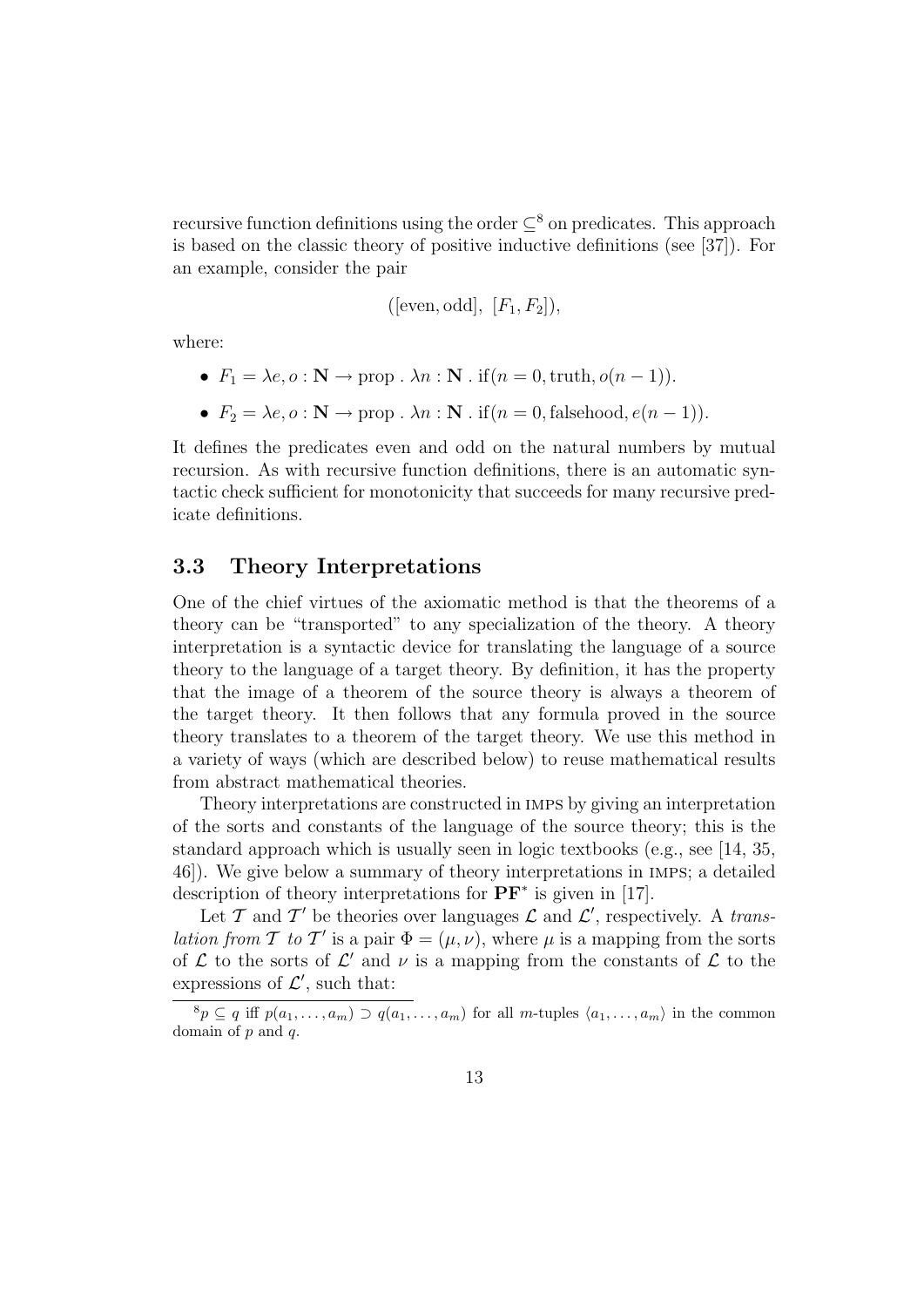recursive function definitions using the order $\subseteq$[8] on predicates. This approach is based on the classic theory of positive inductive definitions (see [37]). For an example, consider the pair

$$([\text{even}, \text{odd}],\ [F_1, F_2]),$$

where:

- $F_1 = \lambda e, o : \mathbf{N} \to \text{prop} \ . \ \lambda n : \mathbf{N} \ . \ \text{if}(n = 0, \text{truth}, o(n-1))$.
- $F_2 = \lambda e, o : \mathbf{N} \to \text{prop} \ . \ \lambda n : \mathbf{N} \ . \ \text{if}(n = 0, \text{falsehood}, e(n-1))$.

It defines the predicates even and odd on the natural numbers by mutual recursion. As with recursive function definitions, there is an automatic syntactic check sufficient for monotonicity that succeeds for many recursive predicate definitions.

### 3.3 Theory Interpretations

One of the chief virtues of the axiomatic method is that the theorems of a theory can be "transported" to any specialization of the theory. A theory interpretation is a syntactic device for translating the language of a source theory to the language of a target theory. By definition, it has the property that the image of a theorem of the source theory is always a theorem of the target theory. It then follows that any formula proved in the source theory translates to a theorem of the target theory. We use this method in a variety of ways (which are described below) to reuse mathematical results from abstract mathematical theories.

Theory interpretations are constructed in IMPS by giving an interpretation of the sorts and constants of the language of the source theory; this is the standard approach which is usually seen in logic textbooks (e.g., see [14, 35, 46]). We give below a summary of theory interpretations in IMPS; a detailed description of theory interpretations for $\mathbf{PF}^*$ is given in [17].

Let $\mathcal{T}$ and $\mathcal{T}'$ be theories over languages $\mathcal{L}$ and $\mathcal{L}'$, respectively. A *translation from $\mathcal{T}$ to $\mathcal{T}'$* is a pair $\Phi = (\mu, \nu)$, where $\mu$ is a mapping from the sorts of $\mathcal{L}$ to the sorts of $\mathcal{L}'$ and $\nu$ is a mapping from the constants of $\mathcal{L}$ to the expressions of $\mathcal{L}'$, such that:

---

[8] $p \subseteq q$ iff $p(a_1, \ldots, a_m) \supset q(a_1, \ldots, a_m)$ for all $m$-tuples $\langle a_1, \ldots, a_m \rangle$ in the common domain of $p$ and $q$.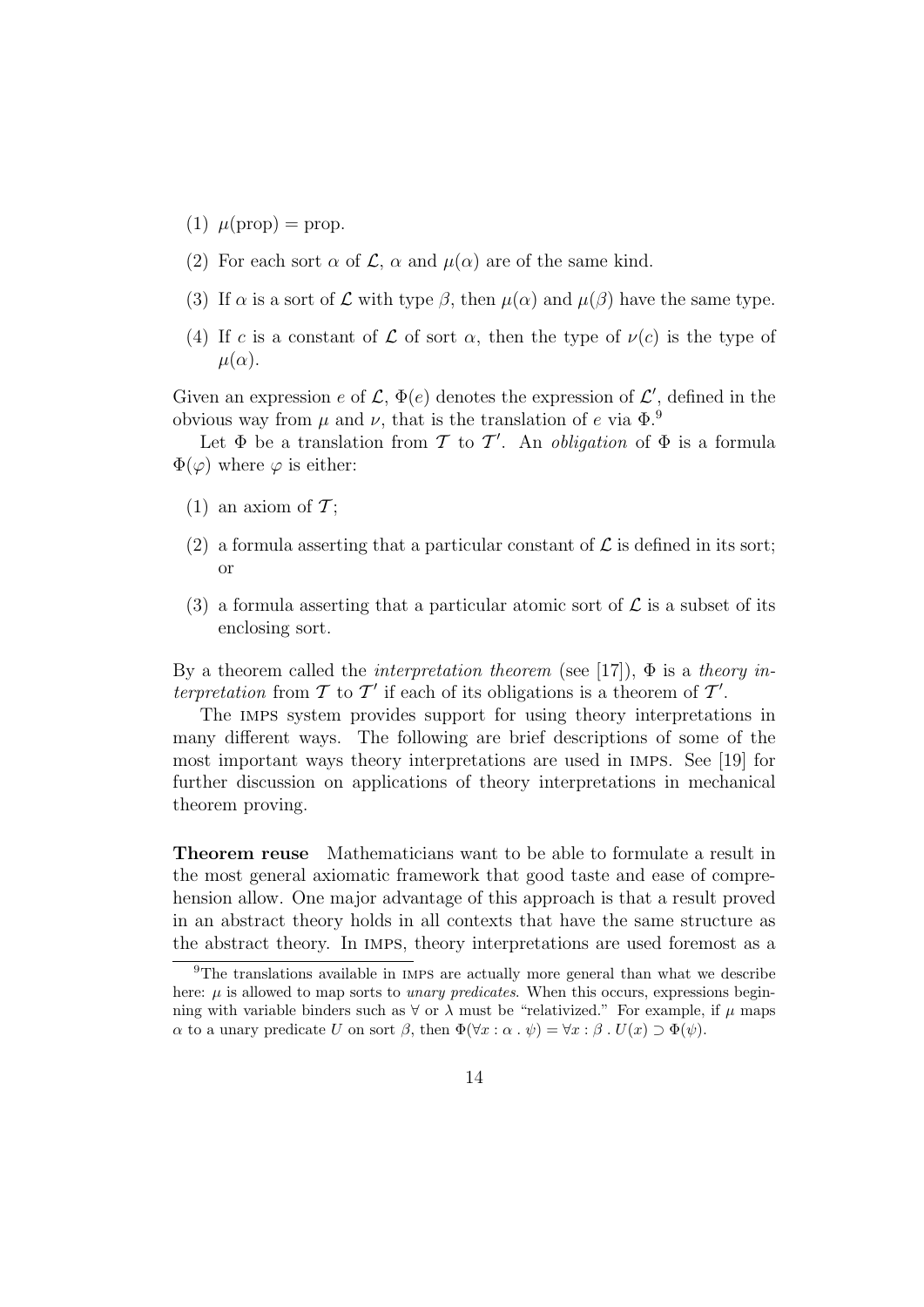(1) $\mu(\text{prop}) = \text{prop}$.

(2) For each sort $\alpha$ of $\mathcal{L}$, $\alpha$ and $\mu(\alpha)$ are of the same kind.

(3) If $\alpha$ is a sort of $\mathcal{L}$ with type $\beta$, then $\mu(\alpha)$ and $\mu(\beta)$ have the same type.

(4) If $c$ is a constant of $\mathcal{L}$ of sort $\alpha$, then the type of $\nu(c)$ is the type of $\mu(\alpha)$.

Given an expression $e$ of $\mathcal{L}$, $\Phi(e)$ denotes the expression of $\mathcal{L}'$, defined in the obvious way from $\mu$ and $\nu$, that is the translation of $e$ via $\Phi$.[9]

Let $\Phi$ be a translation from $\mathcal{T}$ to $\mathcal{T}'$. An *obligation* of $\Phi$ is a formula $\Phi(\varphi)$ where $\varphi$ is either:

(1) an axiom of $\mathcal{T}$;

(2) a formula asserting that a particular constant of $\mathcal{L}$ is defined in its sort; or

(3) a formula asserting that a particular atomic sort of $\mathcal{L}$ is a subset of its enclosing sort.

By a theorem called the *interpretation theorem* (see [17]), $\Phi$ is a *theory interpretation* from $\mathcal{T}$ to $\mathcal{T}'$ if each of its obligations is a theorem of $\mathcal{T}'$.

The IMPS system provides support for using theory interpretations in many different ways. The following are brief descriptions of some of the most important ways theory interpretations are used in IMPS. See [19] for further discussion on applications of theory interpretations in mechanical theorem proving.

**Theorem reuse** Mathematicians want to be able to formulate a result in the most general axiomatic framework that good taste and ease of comprehension allow. One major advantage of this approach is that a result proved in an abstract theory holds in all contexts that have the same structure as the abstract theory. In IMPS, theory interpretations are used foremost as a

[9] The translations available in IMPS are actually more general than what we describe here: $\mu$ is allowed to map sorts to *unary predicates*. When this occurs, expressions beginning with variable binders such as $\forall$ or $\lambda$ must be "relativized." For example, if $\mu$ maps $\alpha$ to a unary predicate $U$ on sort $\beta$, then $\Phi(\forall x : \alpha \,.\, \psi) = \forall x : \beta \,.\, U(x) \supset \Phi(\psi)$.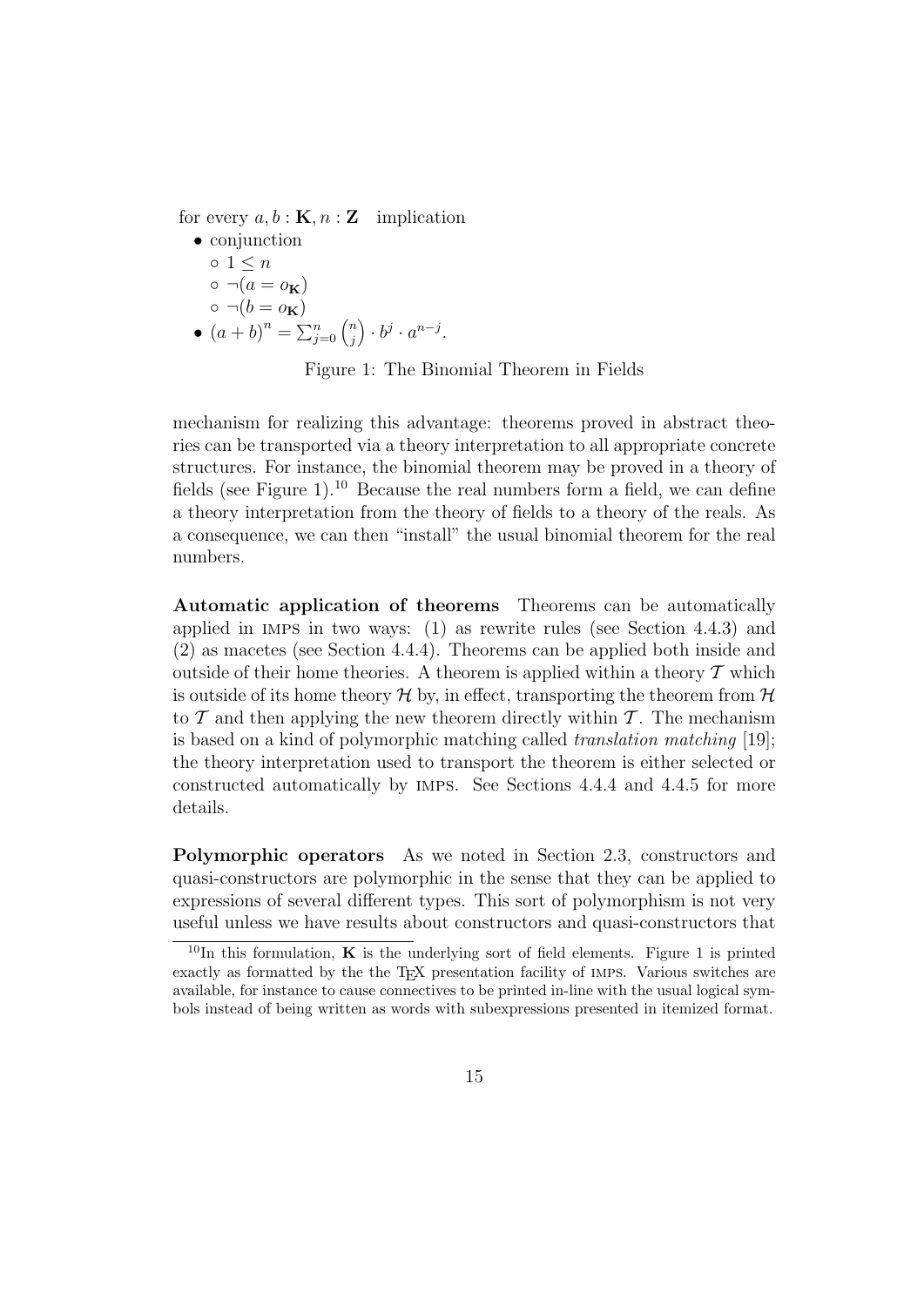for every $a, b : \mathbf{K}, n : \mathbf{Z}$ implication

- conjunction
  - $1 \leq n$
  - $\neg(a = o_{\mathbf{K}})$
  - $\neg(b = o_{\mathbf{K}})$
- $(a+b)^n = \sum_{j=0}^{n} \binom{n}{j} \cdot b^j \cdot a^{n-j}$.

Figure 1: The Binomial Theorem in Fields

mechanism for realizing this advantage: theorems proved in abstract theories can be transported via a theory interpretation to all appropriate concrete structures. For instance, the binomial theorem may be proved in a theory of fields (see Figure 1).[10] Because the real numbers form a field, we can define a theory interpretation from the theory of fields to a theory of the reals. As a consequence, we can then "install" the usual binomial theorem for the real numbers.

**Automatic application of theorems** Theorems can be automatically applied in IMPS in two ways: (1) as rewrite rules (see Section 4.4.3) and (2) as macetes (see Section 4.4.4). Theorems can be applied both inside and outside of their home theories. A theorem is applied within a theory $\mathcal{T}$ which is outside of its home theory $\mathcal{H}$ by, in effect, transporting the theorem from $\mathcal{H}$ to $\mathcal{T}$ and then applying the new theorem directly within $\mathcal{T}$. The mechanism is based on a kind of polymorphic matching called *translation matching* [19]; the theory interpretation used to transport the theorem is either selected or constructed automatically by IMPS. See Sections 4.4.4 and 4.4.5 for more details.

**Polymorphic operators** As we noted in Section 2.3, constructors and quasi-constructors are polymorphic in the sense that they can be applied to expressions of several different types. This sort of polymorphism is not very useful unless we have results about constructors and quasi-constructors that

[10] In this formulation, $\mathbf{K}$ is the underlying sort of field elements. Figure 1 is printed exactly as formatted by the the TEX presentation facility of IMPS. Various switches are available, for instance to cause connectives to be printed in-line with the usual logical symbols instead of being written as words with subexpressions presented in itemized format.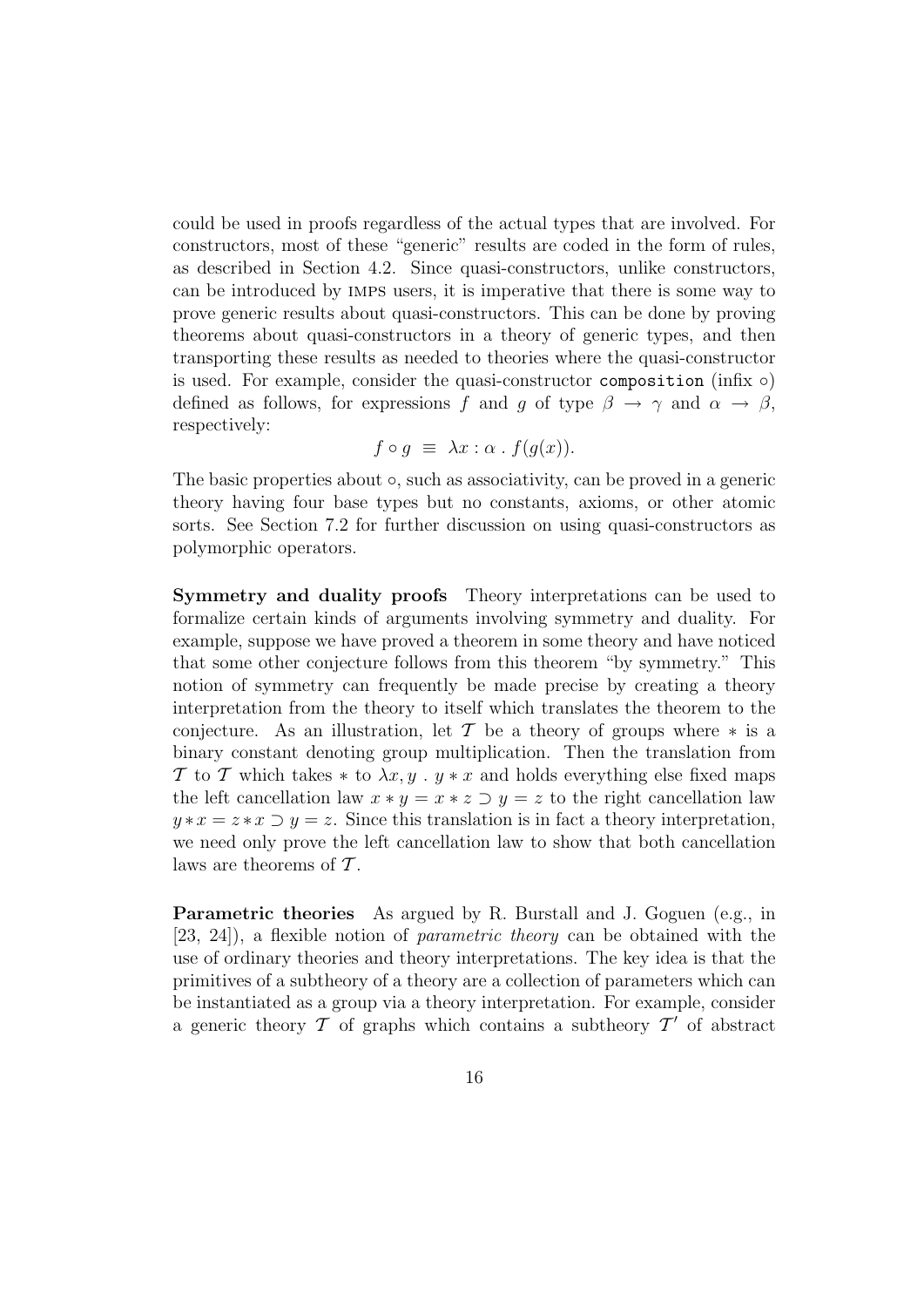could be used in proofs regardless of the actual types that are involved. For constructors, most of these "generic" results are coded in the form of rules, as described in Section 4.2. Since quasi-constructors, unlike constructors, can be introduced by IMPS users, it is imperative that there is some way to prove generic results about quasi-constructors. This can be done by proving theorems about quasi-constructors in a theory of generic types, and then transporting these results as needed to theories where the quasi-constructor is used. For example, consider the quasi-constructor `composition` (infix $\circ$) defined as follows, for expressions $f$ and $g$ of type $\beta \rightarrow \gamma$ and $\alpha \rightarrow \beta$, respectively:

$$f \circ g \;\equiv\; \lambda x : \alpha \,.\, f(g(x)).$$

The basic properties about $\circ$, such as associativity, can be proved in a generic theory having four base types but no constants, axioms, or other atomic sorts. See Section 7.2 for further discussion on using quasi-constructors as polymorphic operators.

**Symmetry and duality proofs** Theory interpretations can be used to formalize certain kinds of arguments involving symmetry and duality. For example, suppose we have proved a theorem in some theory and have noticed that some other conjecture follows from this theorem "by symmetry." This notion of symmetry can frequently be made precise by creating a theory interpretation from the theory to itself which translates the theorem to the conjecture. As an illustration, let $\mathcal{T}$ be a theory of groups where $*$ is a binary constant denoting group multiplication. Then the translation from $\mathcal{T}$ to $\mathcal{T}$ which takes $*$ to $\lambda x, y \,.\, y * x$ and holds everything else fixed maps the left cancellation law $x * y = x * z \supset y = z$ to the right cancellation law $y * x = z * x \supset y = z$. Since this translation is in fact a theory interpretation, we need only prove the left cancellation law to show that both cancellation laws are theorems of $\mathcal{T}$.

**Parametric theories** As argued by R. Burstall and J. Goguen (e.g., in [23, 24]), a flexible notion of *parametric theory* can be obtained with the use of ordinary theories and theory interpretations. The key idea is that the primitives of a subtheory of a theory are a collection of parameters which can be instantiated as a group via a theory interpretation. For example, consider a generic theory $\mathcal{T}$ of graphs which contains a subtheory $\mathcal{T}'$ of abstract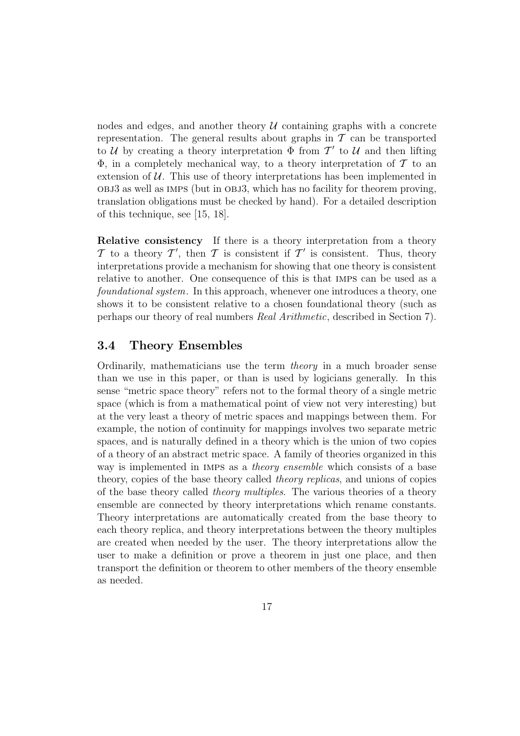nodes and edges, and another theory $\mathcal{U}$ containing graphs with a concrete representation. The general results about graphs in $\mathcal{T}$ can be transported to $\mathcal{U}$ by creating a theory interpretation $\Phi$ from $\mathcal{T}'$ to $\mathcal{U}$ and then lifting $\Phi$, in a completely mechanical way, to a theory interpretation of $\mathcal{T}$ to an extension of $\mathcal{U}$. This use of theory interpretations has been implemented in OBJ3 as well as IMPS (but in OBJ3, which has no facility for theorem proving, translation obligations must be checked by hand). For a detailed description of this technique, see [15, 18].

**Relative consistency** If there is a theory interpretation from a theory $\mathcal{T}$ to a theory $\mathcal{T}'$, then $\mathcal{T}$ is consistent if $\mathcal{T}'$ is consistent. Thus, theory interpretations provide a mechanism for showing that one theory is consistent relative to another. One consequence of this is that IMPS can be used as a *foundational system*. In this approach, whenever one introduces a theory, one shows it to be consistent relative to a chosen foundational theory (such as perhaps our theory of real numbers *Real Arithmetic*, described in Section 7).

### 3.4 Theory Ensembles

Ordinarily, mathematicians use the term *theory* in a much broader sense than we use in this paper, or than is used by logicians generally. In this sense "metric space theory" refers not to the formal theory of a single metric space (which is from a mathematical point of view not very interesting) but at the very least a theory of metric spaces and mappings between them. For example, the notion of continuity for mappings involves two separate metric spaces, and is naturally defined in a theory which is the union of two copies of a theory of an abstract metric space. A family of theories organized in this way is implemented in IMPS as a *theory ensemble* which consists of a base theory, copies of the base theory called *theory replicas*, and unions of copies of the base theory called *theory multiples*. The various theories of a theory ensemble are connected by theory interpretations which rename constants. Theory interpretations are automatically created from the base theory to each theory replica, and theory interpretations between the theory multiples are created when needed by the user. The theory interpretations allow the user to make a definition or prove a theorem in just one place, and then transport the definition or theorem to other members of the theory ensemble as needed.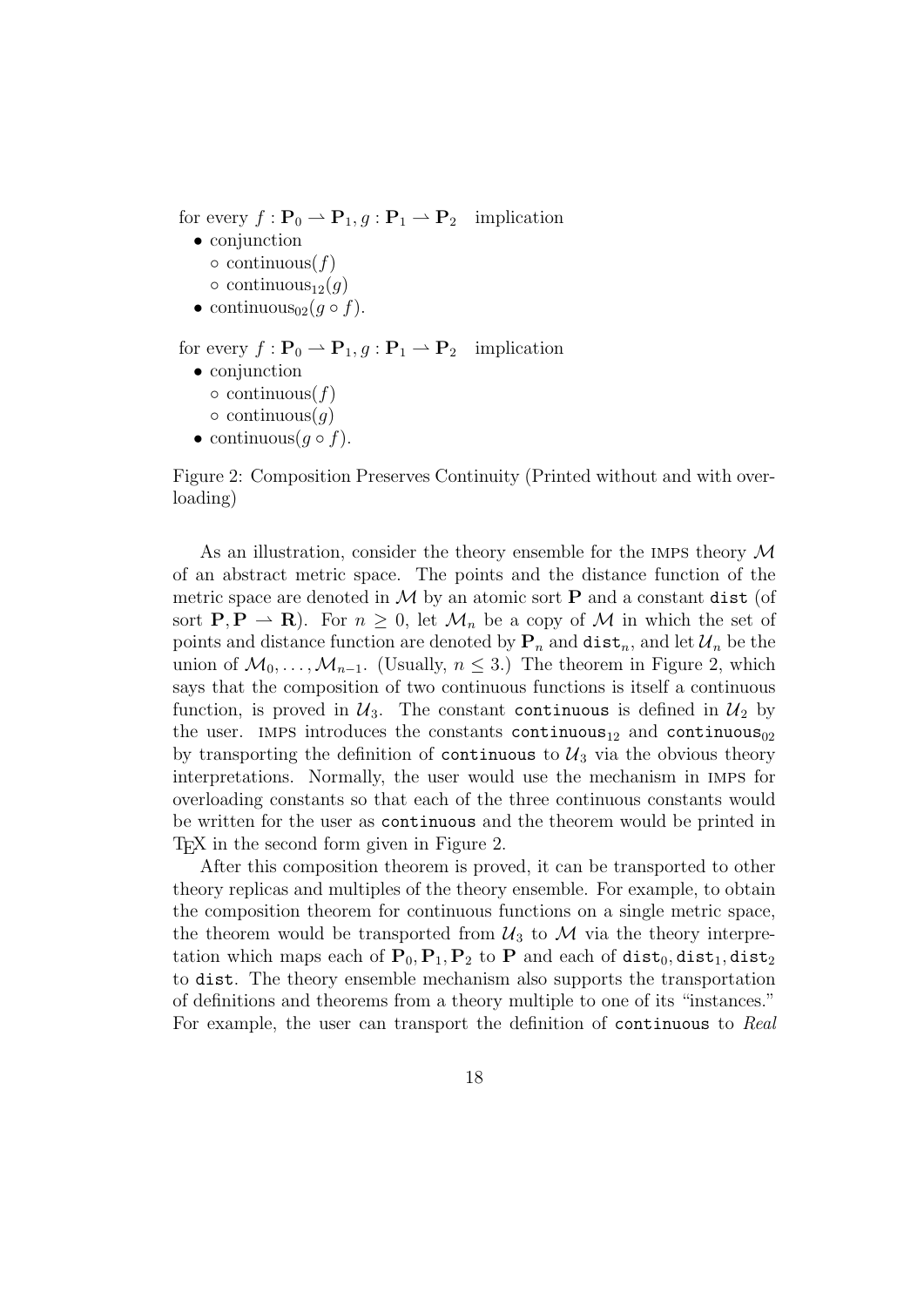for every $f : \mathbf{P}_0 \rightharpoonup \mathbf{P}_1, g : \mathbf{P}_1 \rightharpoonup \mathbf{P}_2$ implication

- conjunction
  - ∘ continuous($f$)
  - ∘ $\text{continuous}_{12}(g)$
- $\text{continuous}_{02}(g \circ f)$.

for every $f : \mathbf{P}_0 \rightharpoonup \mathbf{P}_1, g : \mathbf{P}_1 \rightharpoonup \mathbf{P}_2$ implication

- conjunction
  - ∘ continuous($f$)
  - ∘ continuous($g$)
- continuous($g \circ f$).

Figure 2: Composition Preserves Continuity (Printed without and with overloading)

As an illustration, consider the theory ensemble for the IMPS theory $\mathcal{M}$ of an abstract metric space. The points and the distance function of the metric space are denoted in $\mathcal{M}$ by an atomic sort $\mathbf{P}$ and a constant `dist` (of sort $\mathbf{P}, \mathbf{P} \rightharpoonup \mathbf{R}$). For $n \geq 0$, let $\mathcal{M}_n$ be a copy of $\mathcal{M}$ in which the set of points and distance function are denoted by $\mathbf{P}_n$ and $\texttt{dist}_n$, and let $\mathcal{U}_n$ be the union of $\mathcal{M}_0, \ldots, \mathcal{M}_{n-1}$. (Usually, $n \leq 3$.) The theorem in Figure 2, which says that the composition of two continuous functions is itself a continuous function, is proved in $\mathcal{U}_3$. The constant `continuous` is defined in $\mathcal{U}_2$ by the user. IMPS introduces the constants $\texttt{continuous}_{12}$ and $\texttt{continuous}_{02}$ by transporting the definition of `continuous` to $\mathcal{U}_3$ via the obvious theory interpretations. Normally, the user would use the mechanism in IMPS for overloading constants so that each of the three continuous constants would be written for the user as `continuous` and the theorem would be printed in TEX in the second form given in Figure 2.

After this composition theorem is proved, it can be transported to other theory replicas and multiples of the theory ensemble. For example, to obtain the composition theorem for continuous functions on a single metric space, the theorem would be transported from $\mathcal{U}_3$ to $\mathcal{M}$ via the theory interpretation which maps each of $\mathbf{P}_0, \mathbf{P}_1, \mathbf{P}_2$ to $\mathbf{P}$ and each of $\texttt{dist}_0, \texttt{dist}_1, \texttt{dist}_2$ to `dist`. The theory ensemble mechanism also supports the transportation of definitions and theorems from a theory multiple to one of its "instances." For example, the user can transport the definition of `continuous` to *Real*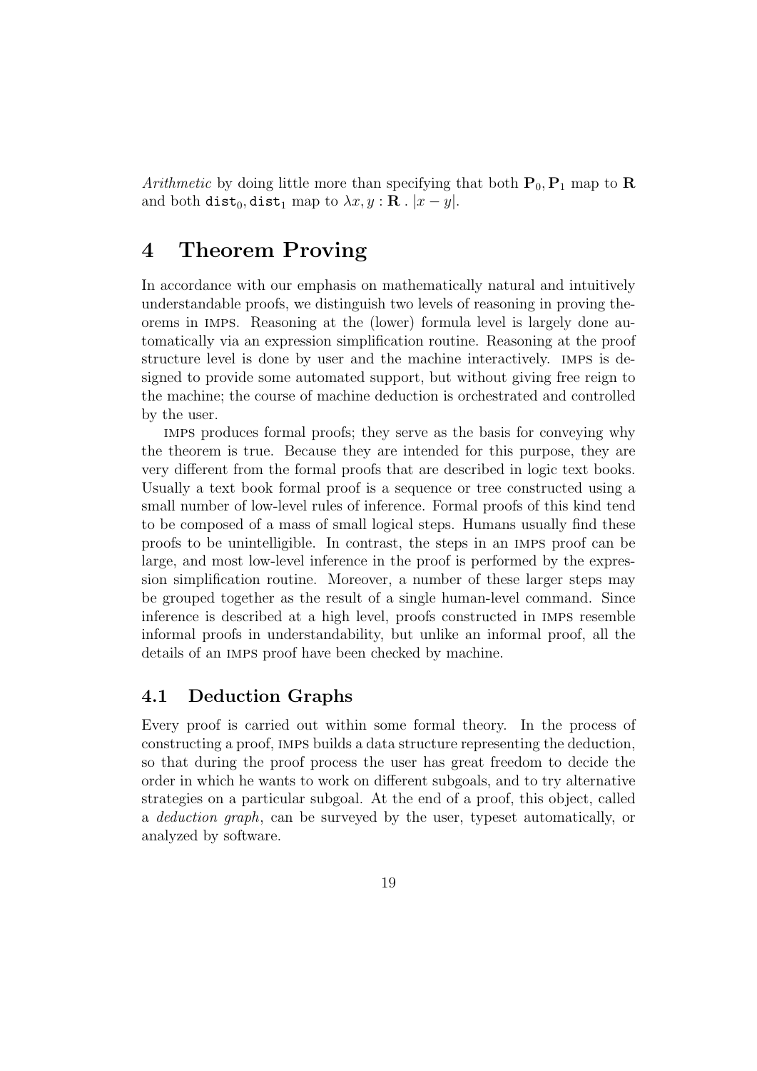*Arithmetic* by doing little more than specifying that both $\mathbf{P}_0, \mathbf{P}_1$ map to $\mathbf{R}$ and both $\mathtt{dist}_0, \mathtt{dist}_1$ map to $\lambda x, y : \mathbf{R} \,.\, |x - y|$.

# 4 Theorem Proving

In accordance with our emphasis on mathematically natural and intuitively understandable proofs, we distinguish two levels of reasoning in proving theorems in IMPS. Reasoning at the (lower) formula level is largely done automatically via an expression simplification routine. Reasoning at the proof structure level is done by user and the machine interactively. IMPS is designed to provide some automated support, but without giving free reign to the machine; the course of machine deduction is orchestrated and controlled by the user.

IMPS produces formal proofs; they serve as the basis for conveying why the theorem is true. Because they are intended for this purpose, they are very different from the formal proofs that are described in logic text books. Usually a text book formal proof is a sequence or tree constructed using a small number of low-level rules of inference. Formal proofs of this kind tend to be composed of a mass of small logical steps. Humans usually find these proofs to be unintelligible. In contrast, the steps in an IMPS proof can be large, and most low-level inference in the proof is performed by the expression simplification routine. Moreover, a number of these larger steps may be grouped together as the result of a single human-level command. Since inference is described at a high level, proofs constructed in IMPS resemble informal proofs in understandability, but unlike an informal proof, all the details of an IMPS proof have been checked by machine.

## 4.1 Deduction Graphs

Every proof is carried out within some formal theory. In the process of constructing a proof, IMPS builds a data structure representing the deduction, so that during the proof process the user has great freedom to decide the order in which he wants to work on different subgoals, and to try alternative strategies on a particular subgoal. At the end of a proof, this object, called a *deduction graph*, can be surveyed by the user, typeset automatically, or analyzed by software.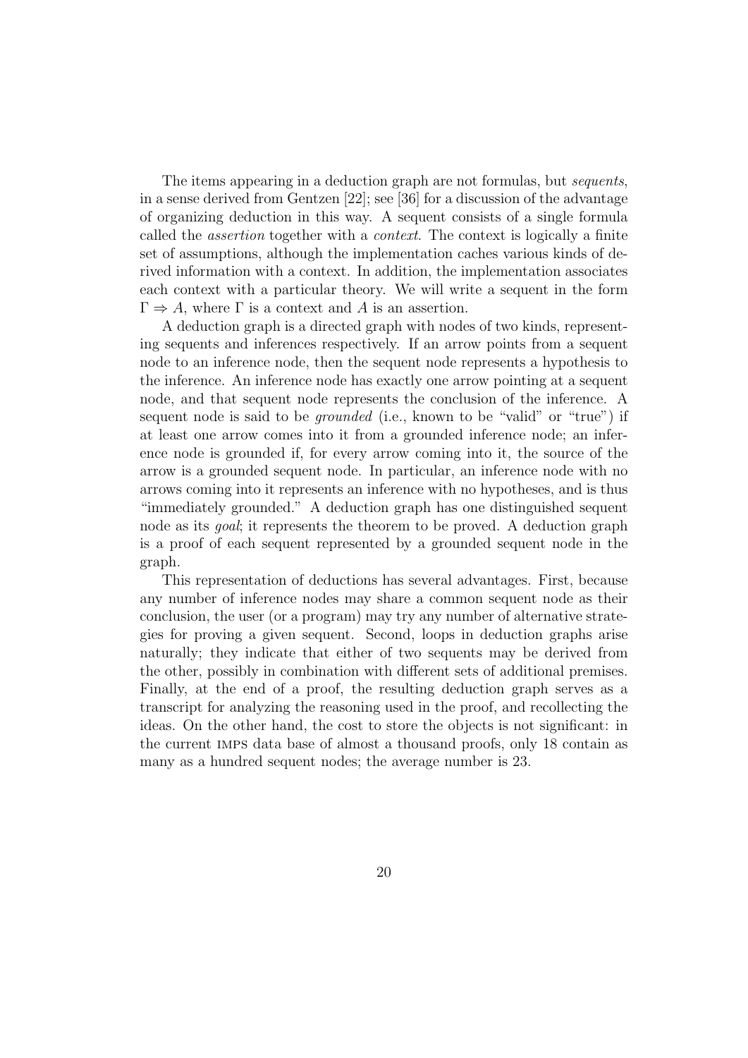The items appearing in a deduction graph are not formulas, but *sequents*, in a sense derived from Gentzen [22]; see [36] for a discussion of the advantage of organizing deduction in this way. A sequent consists of a single formula called the *assertion* together with a *context*. The context is logically a finite set of assumptions, although the implementation caches various kinds of derived information with a context. In addition, the implementation associates each context with a particular theory. We will write a sequent in the form $\Gamma \Rightarrow A$, where $\Gamma$ is a context and $A$ is an assertion.

A deduction graph is a directed graph with nodes of two kinds, representing sequents and inferences respectively. If an arrow points from a sequent node to an inference node, then the sequent node represents a hypothesis to the inference. An inference node has exactly one arrow pointing at a sequent node, and that sequent node represents the conclusion of the inference. A sequent node is said to be *grounded* (i.e., known to be "valid" or "true") if at least one arrow comes into it from a grounded inference node; an inference node is grounded if, for every arrow coming into it, the source of the arrow is a grounded sequent node. In particular, an inference node with no arrows coming into it represents an inference with no hypotheses, and is thus "immediately grounded." A deduction graph has one distinguished sequent node as its *goal*; it represents the theorem to be proved. A deduction graph is a proof of each sequent represented by a grounded sequent node in the graph.

This representation of deductions has several advantages. First, because any number of inference nodes may share a common sequent node as their conclusion, the user (or a program) may try any number of alternative strategies for proving a given sequent. Second, loops in deduction graphs arise naturally; they indicate that either of two sequents may be derived from the other, possibly in combination with different sets of additional premises. Finally, at the end of a proof, the resulting deduction graph serves as a transcript for analyzing the reasoning used in the proof, and recollecting the ideas. On the other hand, the cost to store the objects is not significant: in the current IMPS data base of almost a thousand proofs, only 18 contain as many as a hundred sequent nodes; the average number is 23.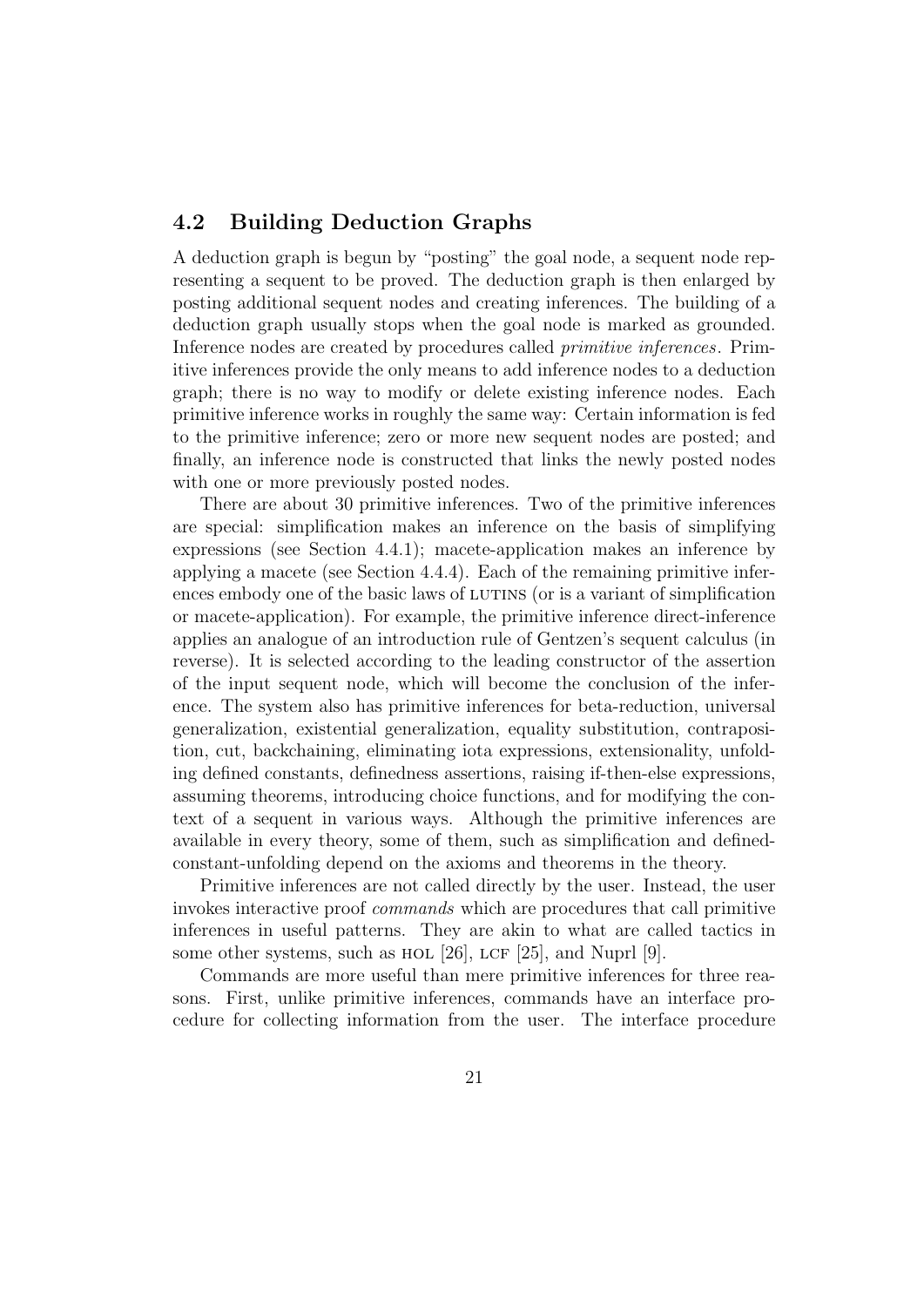## 4.2 Building Deduction Graphs

A deduction graph is begun by "posting" the goal node, a sequent node representing a sequent to be proved. The deduction graph is then enlarged by posting additional sequent nodes and creating inferences. The building of a deduction graph usually stops when the goal node is marked as grounded. Inference nodes are created by procedures called *primitive inferences*. Primitive inferences provide the only means to add inference nodes to a deduction graph; there is no way to modify or delete existing inference nodes. Each primitive inference works in roughly the same way: Certain information is fed to the primitive inference; zero or more new sequent nodes are posted; and finally, an inference node is constructed that links the newly posted nodes with one or more previously posted nodes.

There are about 30 primitive inferences. Two of the primitive inferences are special: simplification makes an inference on the basis of simplifying expressions (see Section 4.4.1); macete-application makes an inference by applying a macete (see Section 4.4.4). Each of the remaining primitive inferences embody one of the basic laws of LUTINS (or is a variant of simplification or macete-application). For example, the primitive inference direct-inference applies an analogue of an introduction rule of Gentzen's sequent calculus (in reverse). It is selected according to the leading constructor of the assertion of the input sequent node, which will become the conclusion of the inference. The system also has primitive inferences for beta-reduction, universal generalization, existential generalization, equality substitution, contraposition, cut, backchaining, eliminating iota expressions, extensionality, unfolding defined constants, definedness assertions, raising if-then-else expressions, assuming theorems, introducing choice functions, and for modifying the context of a sequent in various ways. Although the primitive inferences are available in every theory, some of them, such as simplification and defined-constant-unfolding depend on the axioms and theorems in the theory.

Primitive inferences are not called directly by the user. Instead, the user invokes interactive proof *commands* which are procedures that call primitive inferences in useful patterns. They are akin to what are called tactics in some other systems, such as HOL [26], LCF [25], and Nuprl [9].

Commands are more useful than mere primitive inferences for three reasons. First, unlike primitive inferences, commands have an interface procedure for collecting information from the user. The interface procedure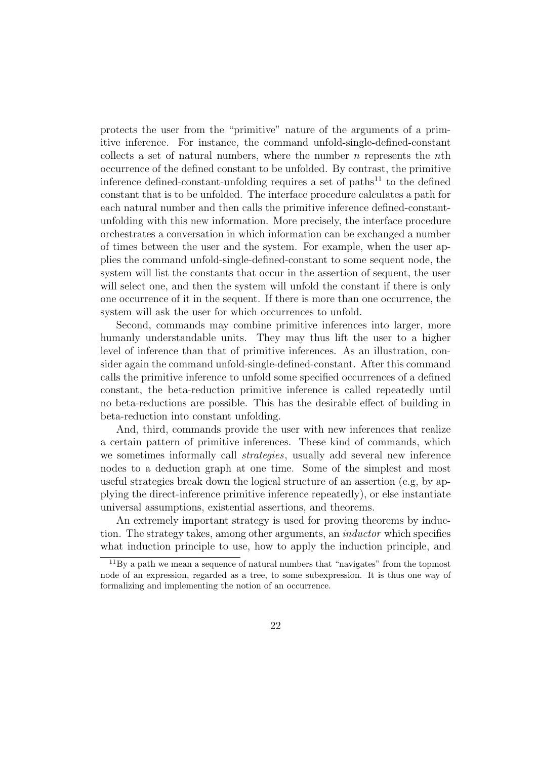protects the user from the "primitive" nature of the arguments of a primitive inference. For instance, the command unfold-single-defined-constant collects a set of natural numbers, where the number $n$ represents the $n$th occurrence of the defined constant to be unfolded. By contrast, the primitive inference defined-constant-unfolding requires a set of paths[11] to the defined constant that is to be unfolded. The interface procedure calculates a path for each natural number and then calls the primitive inference defined-constant-unfolding with this new information. More precisely, the interface procedure orchestrates a conversation in which information can be exchanged a number of times between the user and the system. For example, when the user applies the command unfold-single-defined-constant to some sequent node, the system will list the constants that occur in the assertion of sequent, the user will select one, and then the system will unfold the constant if there is only one occurrence of it in the sequent. If there is more than one occurrence, the system will ask the user for which occurrences to unfold.

Second, commands may combine primitive inferences into larger, more humanly understandable units. They may thus lift the user to a higher level of inference than that of primitive inferences. As an illustration, consider again the command unfold-single-defined-constant. After this command calls the primitive inference to unfold some specified occurrences of a defined constant, the beta-reduction primitive inference is called repeatedly until no beta-reductions are possible. This has the desirable effect of building in beta-reduction into constant unfolding.

And, third, commands provide the user with new inferences that realize a certain pattern of primitive inferences. These kind of commands, which we sometimes informally call *strategies*, usually add several new inference nodes to a deduction graph at one time. Some of the simplest and most useful strategies break down the logical structure of an assertion (e.g, by applying the direct-inference primitive inference repeatedly), or else instantiate universal assumptions, existential assertions, and theorems.

An extremely important strategy is used for proving theorems by induction. The strategy takes, among other arguments, an *inductor* which specifies what induction principle to use, how to apply the induction principle, and

[11] By a path we mean a sequence of natural numbers that "navigates" from the topmost node of an expression, regarded as a tree, to some subexpression. It is thus one way of formalizing and implementing the notion of an occurrence.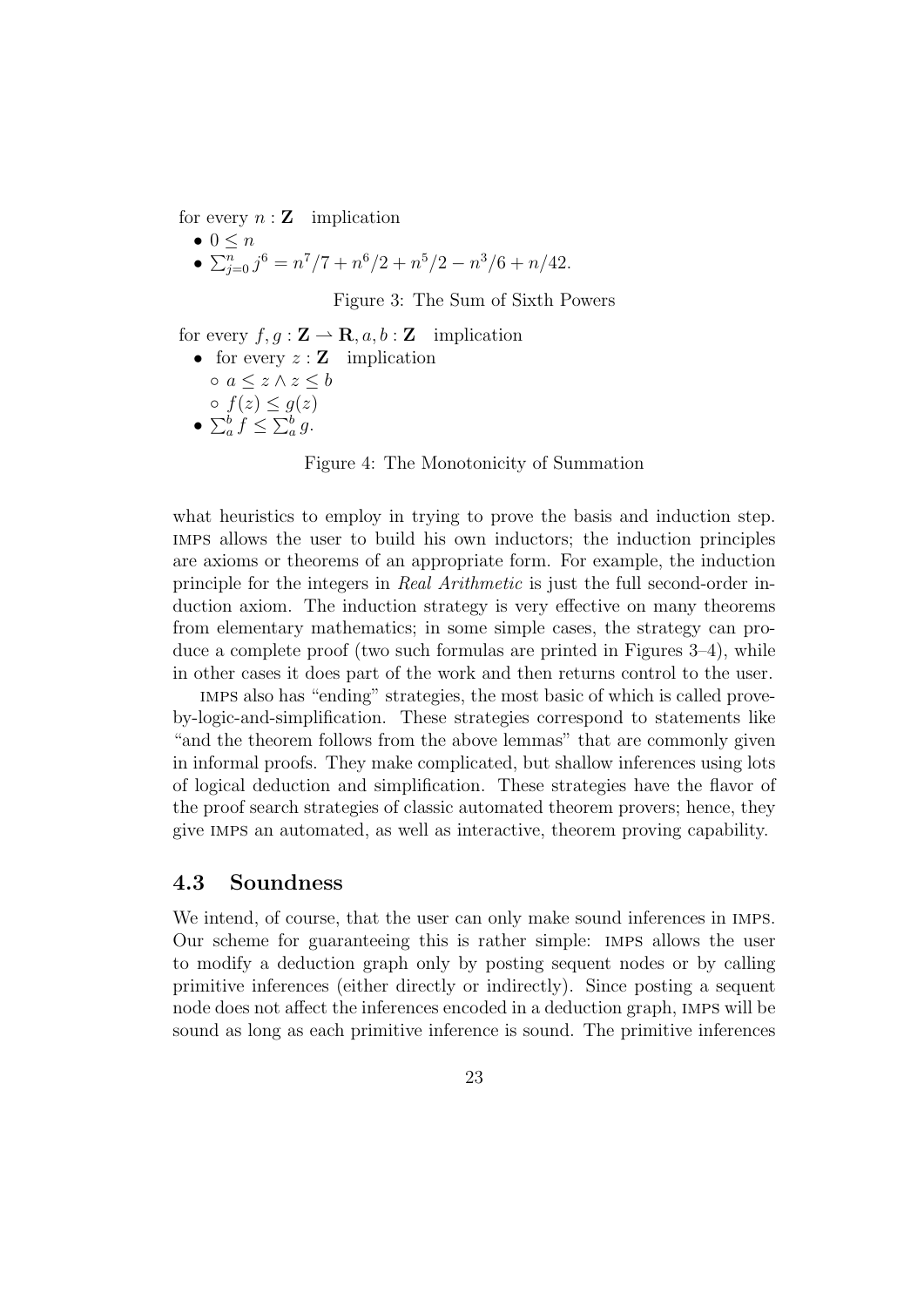for every $n : \mathbf{Z}$ implication

- $0 \leq n$
- $\sum_{j=0}^{n} j^6 = n^7/7 + n^6/2 + n^5/2 - n^3/6 + n/42.$

Figure 3: The Sum of Sixth Powers

for every $f, g : \mathbf{Z} \rightharpoonup \mathbf{R}, a, b : \mathbf{Z}$ implication

- for every $z : \mathbf{Z}$ implication
  - $a \leq z \wedge z \leq b$
  - $f(z) \leq g(z)$
- $\sum_a^b f \leq \sum_a^b g.$

Figure 4: The Monotonicity of Summation

what heuristics to employ in trying to prove the basis and induction step. IMPS allows the user to build his own inductors; the induction principles are axioms or theorems of an appropriate form. For example, the induction principle for the integers in *Real Arithmetic* is just the full second-order induction axiom. The induction strategy is very effective on many theorems from elementary mathematics; in some simple cases, the strategy can produce a complete proof (two such formulas are printed in Figures 3–4), while in other cases it does part of the work and then returns control to the user.

IMPS also has "ending" strategies, the most basic of which is called prove-by-logic-and-simplification. These strategies correspond to statements like "and the theorem follows from the above lemmas" that are commonly given in informal proofs. They make complicated, but shallow inferences using lots of logical deduction and simplification. These strategies have the flavor of the proof search strategies of classic automated theorem provers; hence, they give IMPS an automated, as well as interactive, theorem proving capability.

### 4.3 Soundness

We intend, of course, that the user can only make sound inferences in IMPS. Our scheme for guaranteeing this is rather simple: IMPS allows the user to modify a deduction graph only by posting sequent nodes or by calling primitive inferences (either directly or indirectly). Since posting a sequent node does not affect the inferences encoded in a deduction graph, IMPS will be sound as long as each primitive inference is sound. The primitive inferences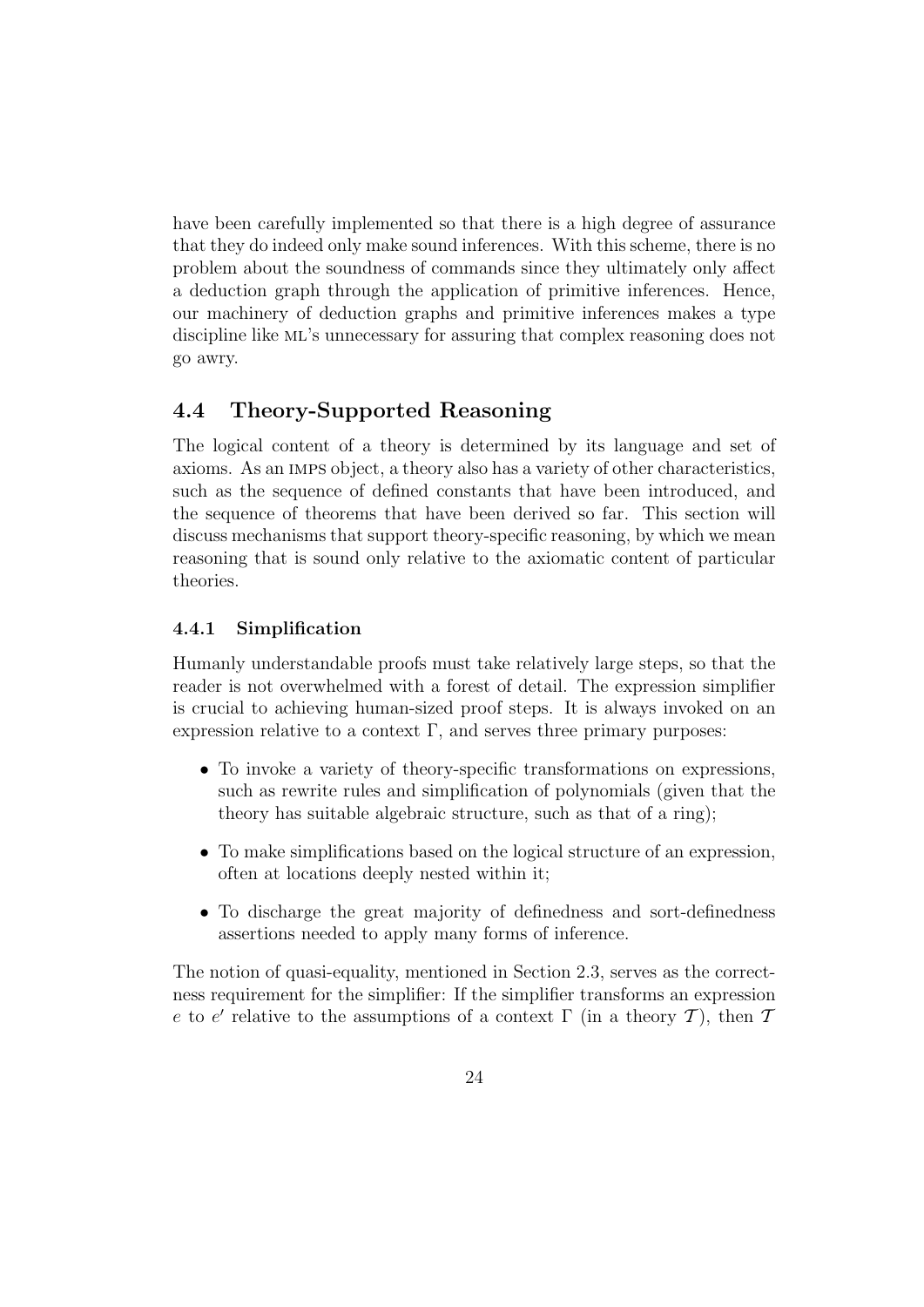have been carefully implemented so that there is a high degree of assurance that they do indeed only make sound inferences. With this scheme, there is no problem about the soundness of commands since they ultimately only affect a deduction graph through the application of primitive inferences. Hence, our machinery of deduction graphs and primitive inferences makes a type discipline like ML's unnecessary for assuring that complex reasoning does not go awry.

## 4.4 Theory-Supported Reasoning

The logical content of a theory is determined by its language and set of axioms. As an IMPS object, a theory also has a variety of other characteristics, such as the sequence of defined constants that have been introduced, and the sequence of theorems that have been derived so far. This section will discuss mechanisms that support theory-specific reasoning, by which we mean reasoning that is sound only relative to the axiomatic content of particular theories.

### 4.4.1 Simplification

Humanly understandable proofs must take relatively large steps, so that the reader is not overwhelmed with a forest of detail. The expression simplifier is crucial to achieving human-sized proof steps. It is always invoked on an expression relative to a context $\Gamma$, and serves three primary purposes:

- To invoke a variety of theory-specific transformations on expressions, such as rewrite rules and simplification of polynomials (given that the theory has suitable algebraic structure, such as that of a ring);
- To make simplifications based on the logical structure of an expression, often at locations deeply nested within it;
- To discharge the great majority of definedness and sort-definedness assertions needed to apply many forms of inference.

The notion of quasi-equality, mentioned in Section 2.3, serves as the correctness requirement for the simplifier: If the simplifier transforms an expression $e$ to $e'$ relative to the assumptions of a context $\Gamma$ (in a theory $\mathcal{T}$), then $\mathcal{T}$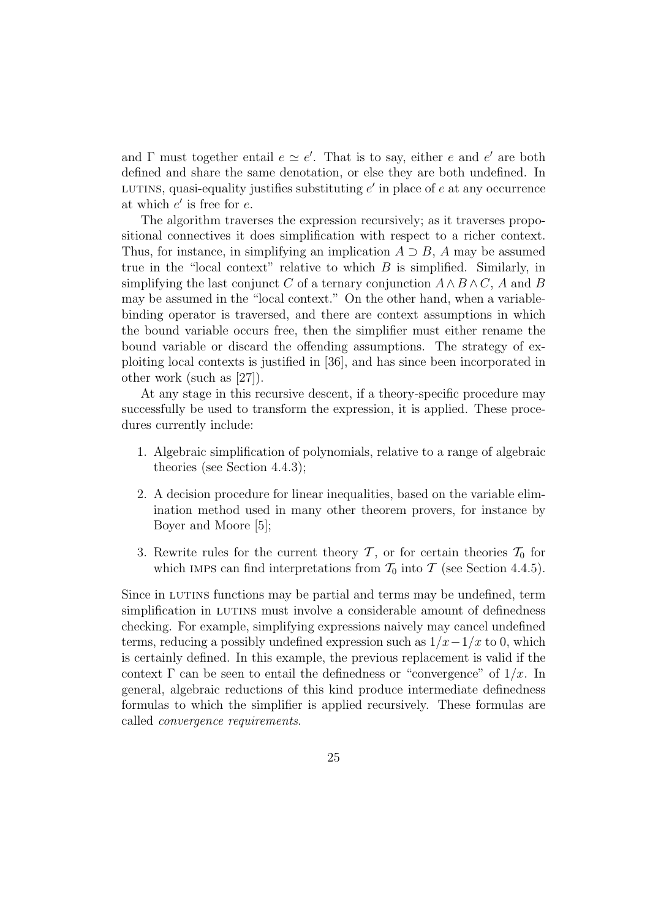and $\Gamma$ must together entail $e \simeq e'$. That is to say, either $e$ and $e'$ are both defined and share the same denotation, or else they are both undefined. In LUTINS, quasi-equality justifies substituting $e'$ in place of $e$ at any occurrence at which $e'$ is free for $e$.

The algorithm traverses the expression recursively; as it traverses propositional connectives it does simplification with respect to a richer context. Thus, for instance, in simplifying an implication $A \supset B$, $A$ may be assumed true in the "local context" relative to which $B$ is simplified. Similarly, in simplifying the last conjunct $C$ of a ternary conjunction $A \wedge B \wedge C$, $A$ and $B$ may be assumed in the "local context." On the other hand, when a variable-binding operator is traversed, and there are context assumptions in which the bound variable occurs free, then the simplifier must either rename the bound variable or discard the offending assumptions. The strategy of exploiting local contexts is justified in [36], and has since been incorporated in other work (such as [27]).

At any stage in this recursive descent, if a theory-specific procedure may successfully be used to transform the expression, it is applied. These procedures currently include:

1. Algebraic simplification of polynomials, relative to a range of algebraic theories (see Section 4.4.3);
2. A decision procedure for linear inequalities, based on the variable elimination method used in many other theorem provers, for instance by Boyer and Moore [5];
3. Rewrite rules for the current theory $\mathcal{T}$, or for certain theories $\mathcal{T}_0$ for which IMPS can find interpretations from $\mathcal{T}_0$ into $\mathcal{T}$ (see Section 4.4.5).

Since in LUTINS functions may be partial and terms may be undefined, term simplification in LUTINS must involve a considerable amount of definedness checking. For example, simplifying expressions naively may cancel undefined terms, reducing a possibly undefined expression such as $1/x - 1/x$ to 0, which is certainly defined. In this example, the previous replacement is valid if the context $\Gamma$ can be seen to entail the definedness or "convergence" of $1/x$. In general, algebraic reductions of this kind produce intermediate definedness formulas to which the simplifier is applied recursively. These formulas are called *convergence requirements*.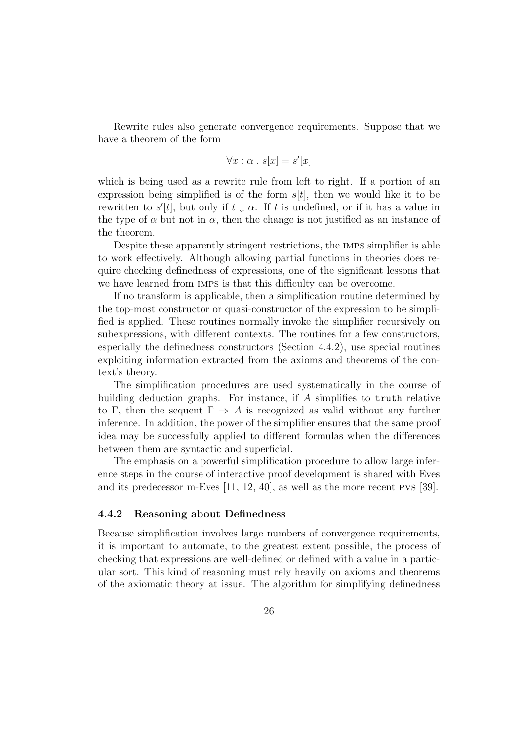Rewrite rules also generate convergence requirements. Suppose that we have a theorem of the form

$$\forall x : \alpha \; . \; s[x] = s'[x]$$

which is being used as a rewrite rule from left to right. If a portion of an expression being simplified is of the form $s[t]$, then we would like it to be rewritten to $s'[t]$, but only if $t \downarrow \alpha$. If $t$ is undefined, or if it has a value in the type of $\alpha$ but not in $\alpha$, then the change is not justified as an instance of the theorem.

Despite these apparently stringent restrictions, the IMPS simplifier is able to work effectively. Although allowing partial functions in theories does require checking definedness of expressions, one of the significant lessons that we have learned from IMPS is that this difficulty can be overcome.

If no transform is applicable, then a simplification routine determined by the top-most constructor or quasi-constructor of the expression to be simplified is applied. These routines normally invoke the simplifier recursively on subexpressions, with different contexts. The routines for a few constructors, especially the definedness constructors (Section 4.4.2), use special routines exploiting information extracted from the axioms and theorems of the context's theory.

The simplification procedures are used systematically in the course of building deduction graphs. For instance, if $A$ simplifies to `truth` relative to $\Gamma$, then the sequent $\Gamma \Rightarrow A$ is recognized as valid without any further inference. In addition, the power of the simplifier ensures that the same proof idea may be successfully applied to different formulas when the differences between them are syntactic and superficial.

The emphasis on a powerful simplification procedure to allow large inference steps in the course of interactive proof development is shared with Eves and its predecessor m-Eves [11, 12, 40], as well as the more recent PVS [39].

### 4.4.2 Reasoning about Definedness

Because simplification involves large numbers of convergence requirements, it is important to automate, to the greatest extent possible, the process of checking that expressions are well-defined or defined with a value in a particular sort. This kind of reasoning must rely heavily on axioms and theorems of the axiomatic theory at issue. The algorithm for simplifying definedness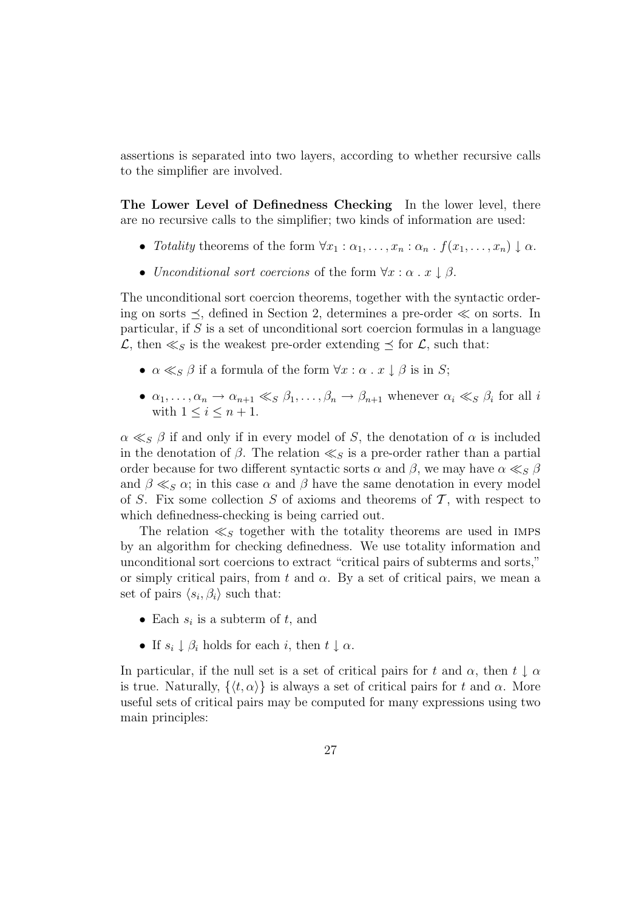assertions is separated into two layers, according to whether recursive calls to the simplifier are involved.

**The Lower Level of Definedness Checking** In the lower level, there are no recursive calls to the simplifier; two kinds of information are used:

- *Totality* theorems of the form $\forall x_1 : \alpha_1, \ldots, x_n : \alpha_n \,.\, f(x_1, \ldots, x_n) \downarrow \alpha$.
- *Unconditional sort coercions* of the form $\forall x : \alpha \,.\, x \downarrow \beta$.

The unconditional sort coercion theorems, together with the syntactic ordering on sorts $\preceq$, defined in Section 2, determines a pre-order $\ll$ on sorts. In particular, if $S$ is a set of unconditional sort coercion formulas in a language $\mathcal{L}$, then $\ll_S$ is the weakest pre-order extending $\preceq$ for $\mathcal{L}$, such that:

- $\alpha \ll_S \beta$ if a formula of the form $\forall x : \alpha \,.\, x \downarrow \beta$ is in $S$;
- $\alpha_1, \ldots, \alpha_n \to \alpha_{n+1} \ll_S \beta_1, \ldots, \beta_n \to \beta_{n+1}$ whenever $\alpha_i \ll_S \beta_i$ for all $i$ with $1 \leq i \leq n+1$.

$\alpha \ll_S \beta$ if and only if in every model of $S$, the denotation of $\alpha$ is included in the denotation of $\beta$. The relation $\ll_S$ is a pre-order rather than a partial order because for two different syntactic sorts $\alpha$ and $\beta$, we may have $\alpha \ll_S \beta$ and $\beta \ll_S \alpha$; in this case $\alpha$ and $\beta$ have the same denotation in every model of $S$. Fix some collection $S$ of axioms and theorems of $\mathcal{T}$, with respect to which definedness-checking is being carried out.

The relation $\ll_S$ together with the totality theorems are used in IMPS by an algorithm for checking definedness. We use totality information and unconditional sort coercions to extract "critical pairs of subterms and sorts," or simply critical pairs, from $t$ and $\alpha$. By a set of critical pairs, we mean a set of pairs $\langle s_i, \beta_i \rangle$ such that:

- Each $s_i$ is a subterm of $t$, and
- If $s_i \downarrow \beta_i$ holds for each $i$, then $t \downarrow \alpha$.

In particular, if the null set is a set of critical pairs for $t$ and $\alpha$, then $t \downarrow \alpha$ is true. Naturally, $\{\langle t, \alpha \rangle\}$ is always a set of critical pairs for $t$ and $\alpha$. More useful sets of critical pairs may be computed for many expressions using two main principles: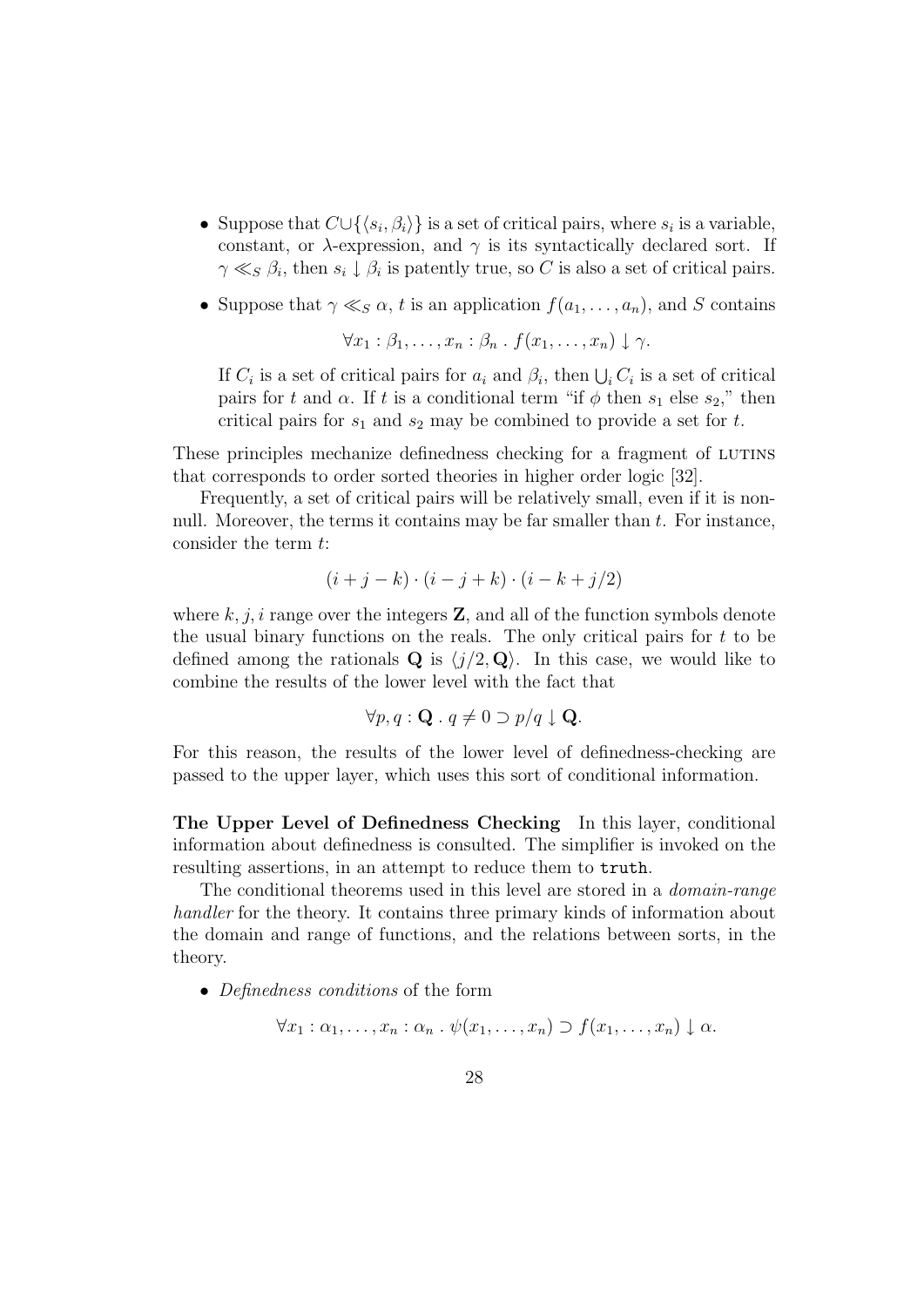- Suppose that $C \cup \{\langle s_i, \beta_i \rangle\}$ is a set of critical pairs, where $s_i$ is a variable, constant, or $\lambda$-expression, and $\gamma$ is its syntactically declared sort. If $\gamma \ll_S \beta_i$, then $s_i \downarrow \beta_i$ is patently true, so $C$ is also a set of critical pairs.

- Suppose that $\gamma \ll_S \alpha$, $t$ is an application $f(a_1, \ldots, a_n)$, and $S$ contains

$$\forall x_1 : \beta_1, \ldots, x_n : \beta_n \,.\, f(x_1, \ldots, x_n) \downarrow \gamma.$$

  If $C_i$ is a set of critical pairs for $a_i$ and $\beta_i$, then $\bigcup_i C_i$ is a set of critical pairs for $t$ and $\alpha$. If $t$ is a conditional term "if $\phi$ then $s_1$ else $s_2$," then critical pairs for $s_1$ and $s_2$ may be combined to provide a set for $t$.

These principles mechanize definedness checking for a fragment of LUTINS that corresponds to order sorted theories in higher order logic [32].

Frequently, a set of critical pairs will be relatively small, even if it is non-null. Moreover, the terms it contains may be far smaller than $t$. For instance, consider the term $t$:

$$(i + j - k) \cdot (i - j + k) \cdot (i - k + j/2)$$

where $k, j, i$ range over the integers $\mathbf{Z}$, and all of the function symbols denote the usual binary functions on the reals. The only critical pairs for $t$ to be defined among the rationals $\mathbf{Q}$ is $\langle j/2, \mathbf{Q} \rangle$. In this case, we would like to combine the results of the lower level with the fact that

$$\forall p, q : \mathbf{Q} \,.\, q \neq 0 \supset p/q \downarrow \mathbf{Q}.$$

For this reason, the results of the lower level of definedness-checking are passed to the upper layer, which uses this sort of conditional information.

**The Upper Level of Definedness Checking** In this layer, conditional information about definedness is consulted. The simplifier is invoked on the resulting assertions, in an attempt to reduce them to `truth`.

The conditional theorems used in this level are stored in a *domain-range handler* for the theory. It contains three primary kinds of information about the domain and range of functions, and the relations between sorts, in the theory.

- *Definedness conditions* of the form

$$\forall x_1 : \alpha_1, \ldots, x_n : \alpha_n \,.\, \psi(x_1, \ldots, x_n) \supset f(x_1, \ldots, x_n) \downarrow \alpha.$$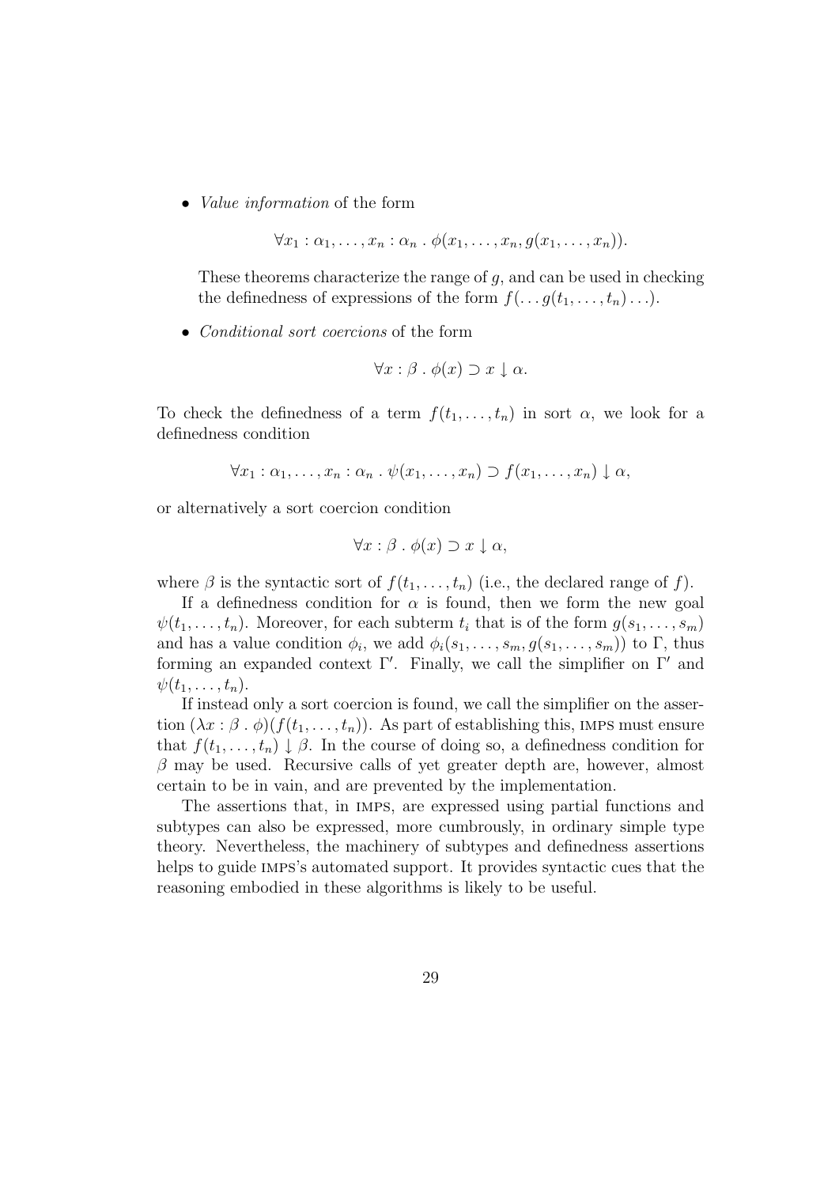- *Value information* of the form

$$\forall x_1 : \alpha_1, \ldots, x_n : \alpha_n \,.\, \phi(x_1, \ldots, x_n, g(x_1, \ldots, x_n)).$$

  These theorems characterize the range of $g$, and can be used in checking the definedness of expressions of the form $f(\ldots g(t_1, \ldots, t_n) \ldots)$.

- *Conditional sort coercions* of the form

$$\forall x : \beta \,.\, \phi(x) \supset x \downarrow \alpha.$$

To check the definedness of a term $f(t_1, \ldots, t_n)$ in sort $\alpha$, we look for a definedness condition

$$\forall x_1 : \alpha_1, \ldots, x_n : \alpha_n \,.\, \psi(x_1, \ldots, x_n) \supset f(x_1, \ldots, x_n) \downarrow \alpha,$$

or alternatively a sort coercion condition

$$\forall x : \beta \,.\, \phi(x) \supset x \downarrow \alpha,$$

where $\beta$ is the syntactic sort of $f(t_1, \ldots, t_n)$ (i.e., the declared range of $f$).

If a definedness condition for $\alpha$ is found, then we form the new goal $\psi(t_1, \ldots, t_n)$. Moreover, for each subterm $t_i$ that is of the form $g(s_1, \ldots, s_m)$ and has a value condition $\phi_i$, we add $\phi_i(s_1, \ldots, s_m, g(s_1, \ldots, s_m))$ to $\Gamma$, thus forming an expanded context $\Gamma'$. Finally, we call the simplifier on $\Gamma'$ and $\psi(t_1, \ldots, t_n)$.

If instead only a sort coercion is found, we call the simplifier on the assertion $(\lambda x : \beta \,.\, \phi)(f(t_1, \ldots, t_n))$. As part of establishing this, IMPS must ensure that $f(t_1, \ldots, t_n) \downarrow \beta$. In the course of doing so, a definedness condition for $\beta$ may be used. Recursive calls of yet greater depth are, however, almost certain to be in vain, and are prevented by the implementation.

The assertions that, in IMPS, are expressed using partial functions and subtypes can also be expressed, more cumbrously, in ordinary simple type theory. Nevertheless, the machinery of subtypes and definedness assertions helps to guide IMPS's automated support. It provides syntactic cues that the reasoning embodied in these algorithms is likely to be useful.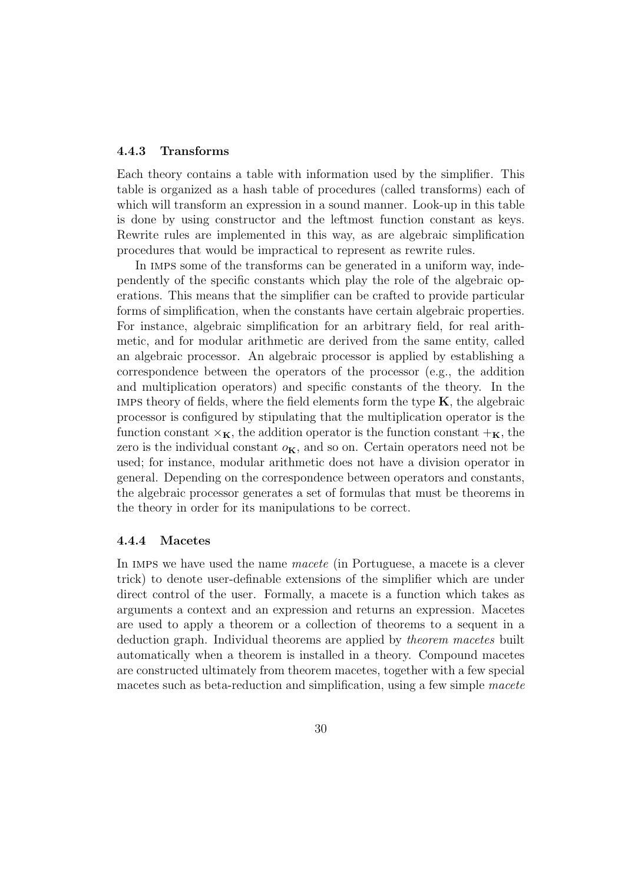### 4.4.3 Transforms

Each theory contains a table with information used by the simplifier. This table is organized as a hash table of procedures (called transforms) each of which will transform an expression in a sound manner. Look-up in this table is done by using constructor and the leftmost function constant as keys. Rewrite rules are implemented in this way, as are algebraic simplification procedures that would be impractical to represent as rewrite rules.

In IMPS some of the transforms can be generated in a uniform way, independently of the specific constants which play the role of the algebraic operations. This means that the simplifier can be crafted to provide particular forms of simplification, when the constants have certain algebraic properties. For instance, algebraic simplification for an arbitrary field, for real arithmetic, and for modular arithmetic are derived from the same entity, called an algebraic processor. An algebraic processor is applied by establishing a correspondence between the operators of the processor (e.g., the addition and multiplication operators) and specific constants of the theory. In the IMPS theory of fields, where the field elements form the type $\mathbf{K}$, the algebraic processor is configured by stipulating that the multiplication operator is the function constant $\times_{\mathbf{K}}$, the addition operator is the function constant $+_{\mathbf{K}}$, the zero is the individual constant $o_{\mathbf{K}}$, and so on. Certain operators need not be used; for instance, modular arithmetic does not have a division operator in general. Depending on the correspondence between operators and constants, the algebraic processor generates a set of formulas that must be theorems in the theory in order for its manipulations to be correct.

### 4.4.4 Macetes

In IMPS we have used the name *macete* (in Portuguese, a macete is a clever trick) to denote user-definable extensions of the simplifier which are under direct control of the user. Formally, a macete is a function which takes as arguments a context and an expression and returns an expression. Macetes are used to apply a theorem or a collection of theorems to a sequent in a deduction graph. Individual theorems are applied by *theorem macetes* built automatically when a theorem is installed in a theory. Compound macetes are constructed ultimately from theorem macetes, together with a few special macetes such as beta-reduction and simplification, using a few simple *macete*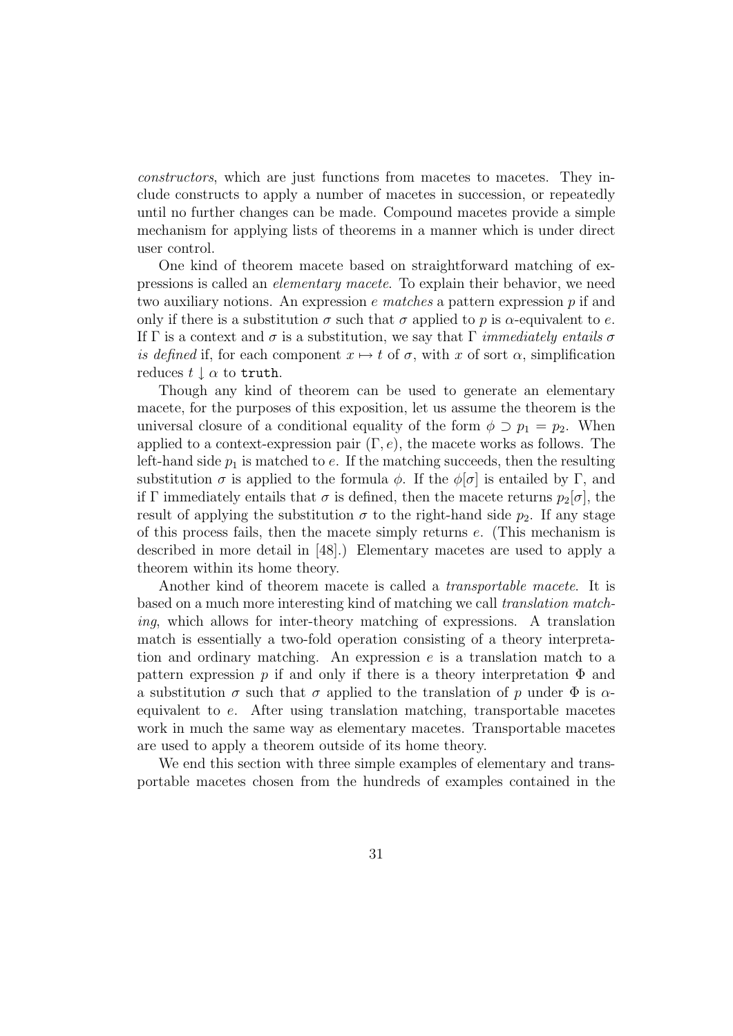*constructors*, which are just functions from macetes to macetes. They include constructs to apply a number of macetes in succession, or repeatedly until no further changes can be made. Compound macetes provide a simple mechanism for applying lists of theorems in a manner which is under direct user control.

One kind of theorem macete based on straightforward matching of expressions is called an *elementary macete*. To explain their behavior, we need two auxiliary notions. An expression $e$ *matches* a pattern expression $p$ if and only if there is a substitution $\sigma$ such that $\sigma$ applied to $p$ is $\alpha$-equivalent to $e$. If $\Gamma$ is a context and $\sigma$ is a substitution, we say that $\Gamma$ *immediately entails $\sigma$ is defined* if, for each component $x \mapsto t$ of $\sigma$, with $x$ of sort $\alpha$, simplification reduces $t \downarrow \alpha$ to `truth`.

Though any kind of theorem can be used to generate an elementary macete, for the purposes of this exposition, let us assume the theorem is the universal closure of a conditional equality of the form $\phi \supset p_1 = p_2$. When applied to a context-expression pair $(\Gamma, e)$, the macete works as follows. The left-hand side $p_1$ is matched to $e$. If the matching succeeds, then the resulting substitution $\sigma$ is applied to the formula $\phi$. If the $\phi[\sigma]$ is entailed by $\Gamma$, and if $\Gamma$ immediately entails that $\sigma$ is defined, then the macete returns $p_2[\sigma]$, the result of applying the substitution $\sigma$ to the right-hand side $p_2$. If any stage of this process fails, then the macete simply returns $e$. (This mechanism is described in more detail in [48].) Elementary macetes are used to apply a theorem within its home theory.

Another kind of theorem macete is called a *transportable macete*. It is based on a much more interesting kind of matching we call *translation matching*, which allows for inter-theory matching of expressions. A translation match is essentially a two-fold operation consisting of a theory interpretation and ordinary matching. An expression $e$ is a translation match to a pattern expression $p$ if and only if there is a theory interpretation $\Phi$ and a substitution $\sigma$ such that $\sigma$ applied to the translation of $p$ under $\Phi$ is $\alpha$-equivalent to $e$. After using translation matching, transportable macetes work in much the same way as elementary macetes. Transportable macetes are used to apply a theorem outside of its home theory.

We end this section with three simple examples of elementary and transportable macetes chosen from the hundreds of examples contained in the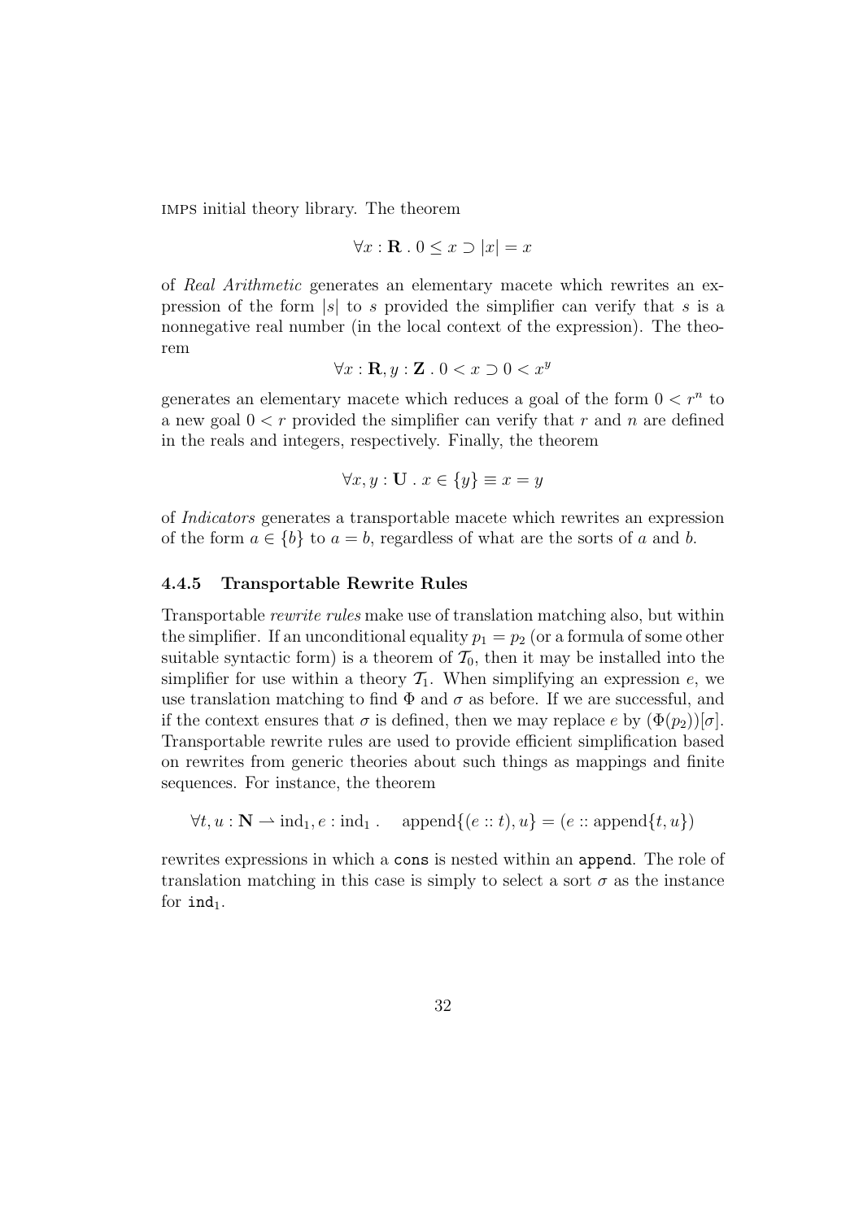IMPS initial theory library. The theorem

$$\forall x : \mathbf{R} \,.\, 0 \leq x \supset |x| = x$$

of *Real Arithmetic* generates an elementary macete which rewrites an expression of the form $|s|$ to $s$ provided the simplifier can verify that $s$ is a nonnegative real number (in the local context of the expression). The theorem

$$\forall x : \mathbf{R}, y : \mathbf{Z} \,.\, 0 < x \supset 0 < x^y$$

generates an elementary macete which reduces a goal of the form $0 < r^n$ to a new goal $0 < r$ provided the simplifier can verify that $r$ and $n$ are defined in the reals and integers, respectively. Finally, the theorem

$$\forall x, y : \mathbf{U} \,.\, x \in \{y\} \equiv x = y$$

of *Indicators* generates a transportable macete which rewrites an expression of the form $a \in \{b\}$ to $a = b$, regardless of what are the sorts of $a$ and $b$.

### 4.4.5 Transportable Rewrite Rules

Transportable *rewrite rules* make use of translation matching also, but within the simplifier. If an unconditional equality $p_1 = p_2$ (or a formula of some other suitable syntactic form) is a theorem of $\mathcal{T}_0$, then it may be installed into the simplifier for use within a theory $\mathcal{T}_1$. When simplifying an expression $e$, we use translation matching to find $\Phi$ and $\sigma$ as before. If we are successful, and if the context ensures that $\sigma$ is defined, then we may replace $e$ by $(\Phi(p_2))[\sigma]$. Transportable rewrite rules are used to provide efficient simplification based on rewrites from generic theories about such things as mappings and finite sequences. For instance, the theorem

$$\forall t, u : \mathbf{N} \rightharpoonup \mathrm{ind}_1, e : \mathrm{ind}_1 \,. \quad \mathrm{append}\{(e :: t), u\} = (e :: \mathrm{append}\{t, u\})$$

rewrites expressions in which a `cons` is nested within an `append`. The role of translation matching in this case is simply to select a sort $\sigma$ as the instance for $\mathtt{ind}_1$.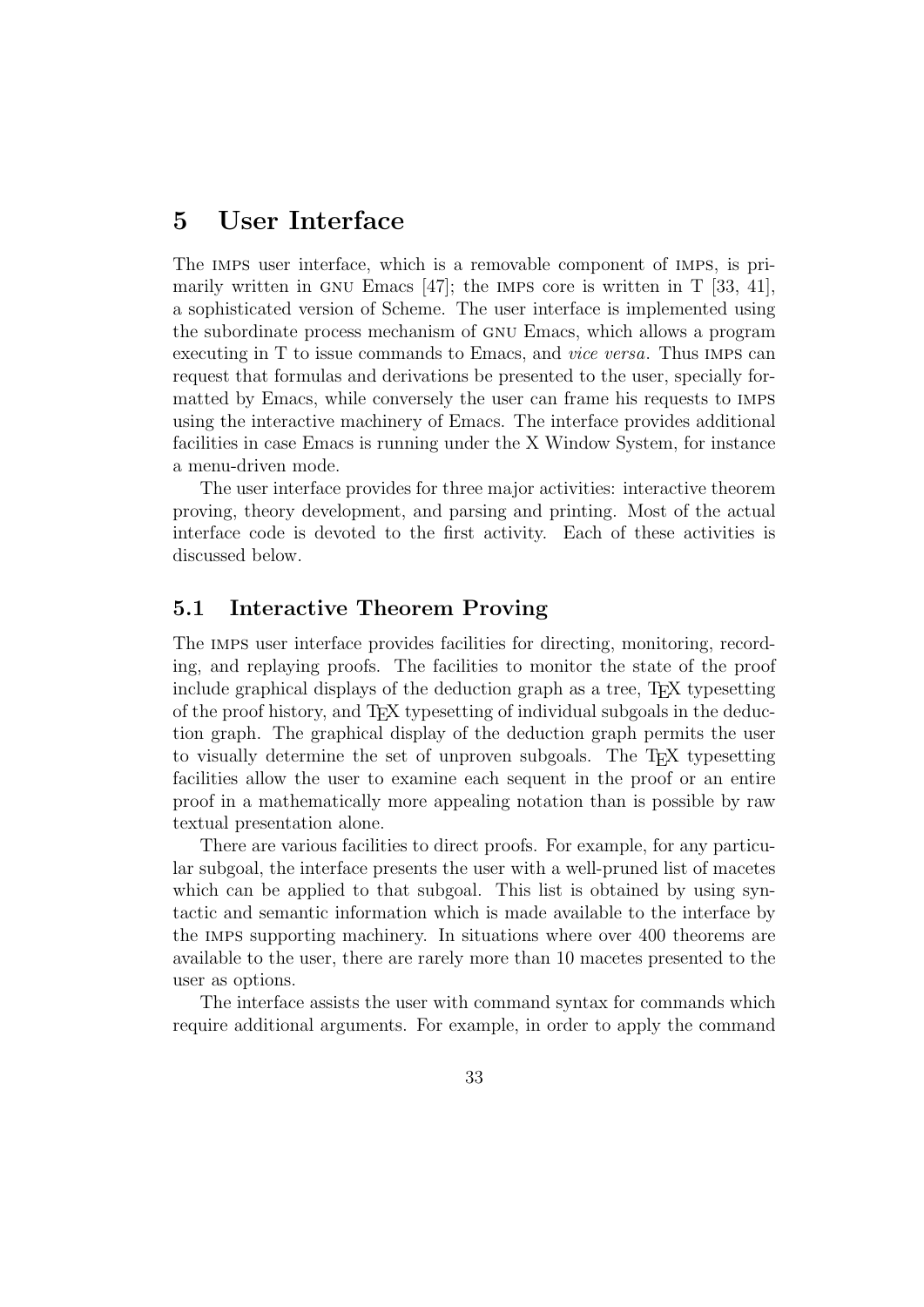# 5 User Interface

The IMPS user interface, which is a removable component of IMPS, is primarily written in GNU Emacs [47]; the IMPS core is written in T [33, 41], a sophisticated version of Scheme. The user interface is implemented using the subordinate process mechanism of GNU Emacs, which allows a program executing in T to issue commands to Emacs, and *vice versa*. Thus IMPS can request that formulas and derivations be presented to the user, specially formatted by Emacs, while conversely the user can frame his requests to IMPS using the interactive machinery of Emacs. The interface provides additional facilities in case Emacs is running under the X Window System, for instance a menu-driven mode.

The user interface provides for three major activities: interactive theorem proving, theory development, and parsing and printing. Most of the actual interface code is devoted to the first activity. Each of these activities is discussed below.

## 5.1 Interactive Theorem Proving

The IMPS user interface provides facilities for directing, monitoring, recording, and replaying proofs. The facilities to monitor the state of the proof include graphical displays of the deduction graph as a tree, TEX typesetting of the proof history, and TEX typesetting of individual subgoals in the deduction graph. The graphical display of the deduction graph permits the user to visually determine the set of unproven subgoals. The TEX typesetting facilities allow the user to examine each sequent in the proof or an entire proof in a mathematically more appealing notation than is possible by raw textual presentation alone.

There are various facilities to direct proofs. For example, for any particular subgoal, the interface presents the user with a well-pruned list of macetes which can be applied to that subgoal. This list is obtained by using syntactic and semantic information which is made available to the interface by the IMPS supporting machinery. In situations where over 400 theorems are available to the user, there are rarely more than 10 macetes presented to the user as options.

The interface assists the user with command syntax for commands which require additional arguments. For example, in order to apply the command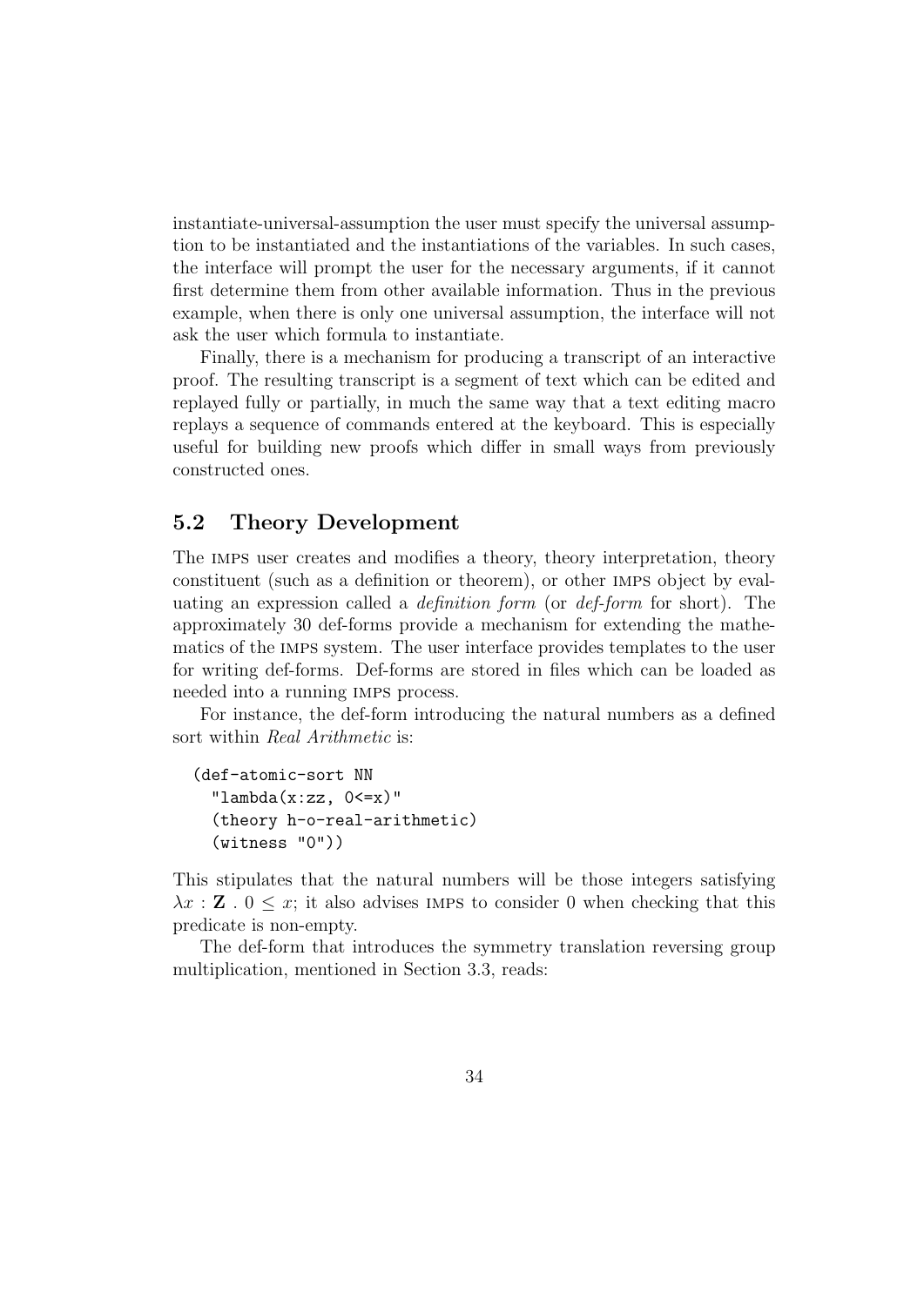instantiate-universal-assumption the user must specify the universal assumption to be instantiated and the instantiations of the variables. In such cases, the interface will prompt the user for the necessary arguments, if it cannot first determine them from other available information. Thus in the previous example, when there is only one universal assumption, the interface will not ask the user which formula to instantiate.

Finally, there is a mechanism for producing a transcript of an interactive proof. The resulting transcript is a segment of text which can be edited and replayed fully or partially, in much the same way that a text editing macro replays a sequence of commands entered at the keyboard. This is especially useful for building new proofs which differ in small ways from previously constructed ones.

## 5.2 Theory Development

The IMPS user creates and modifies a theory, theory interpretation, theory constituent (such as a definition or theorem), or other IMPS object by evaluating an expression called a *definition form* (or *def-form* for short). The approximately 30 def-forms provide a mechanism for extending the mathematics of the IMPS system. The user interface provides templates to the user for writing def-forms. Def-forms are stored in files which can be loaded as needed into a running IMPS process.

For instance, the def-form introducing the natural numbers as a defined sort within *Real Arithmetic* is:

```
(def-atomic-sort NN
  "lambda(x:zz, 0<=x)"
  (theory h-o-real-arithmetic)
  (witness "0"))
```

This stipulates that the natural numbers will be those integers satisfying $\lambda x : \mathbf{Z} \,.\, 0 \leq x$; it also advises IMPS to consider 0 when checking that this predicate is non-empty.

The def-form that introduces the symmetry translation reversing group multiplication, mentioned in Section 3.3, reads: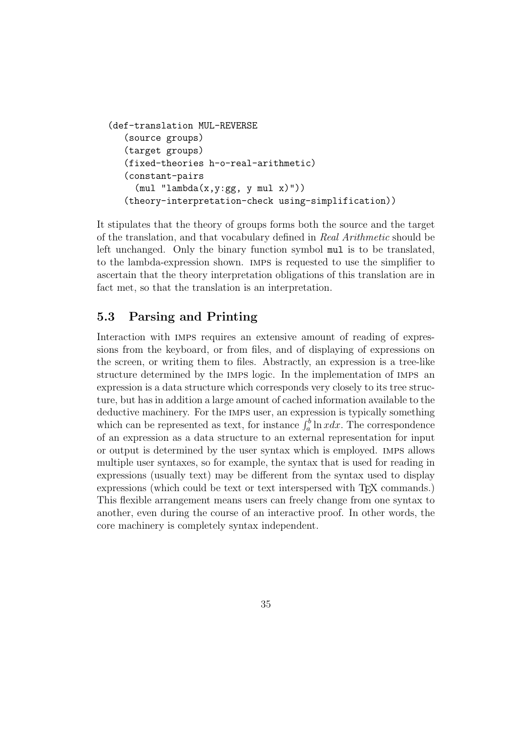```
(def-translation MUL-REVERSE
   (source groups)
   (target groups)
   (fixed-theories h-o-real-arithmetic)
   (constant-pairs
     (mul "lambda(x,y:gg, y mul x)"))
   (theory-interpretation-check using-simplification))
```

It stipulates that the theory of groups forms both the source and the target of the translation, and that vocabulary defined in *Real Arithmetic* should be left unchanged. Only the binary function symbol `mul` is to be translated, to the lambda-expression shown. IMPS is requested to use the simplifier to ascertain that the theory interpretation obligations of this translation are in fact met, so that the translation is an interpretation.

### 5.3 Parsing and Printing

Interaction with IMPS requires an extensive amount of reading of expressions from the keyboard, or from files, and of displaying of expressions on the screen, or writing them to files. Abstractly, an expression is a tree-like structure determined by the IMPS logic. In the implementation of IMPS an expression is a data structure which corresponds very closely to its tree structure, but has in addition a large amount of cached information available to the deductive machinery. For the IMPS user, an expression is typically something which can be represented as text, for instance $\int_a^b \ln x dx$. The correspondence of an expression as a data structure to an external representation for input or output is determined by the user syntax which is employed. IMPS allows multiple user syntaxes, so for example, the syntax that is used for reading in expressions (usually text) may be different from the syntax used to display expressions (which could be text or text interspersed with TEX commands.) This flexible arrangement means users can freely change from one syntax to another, even during the course of an interactive proof. In other words, the core machinery is completely syntax independent.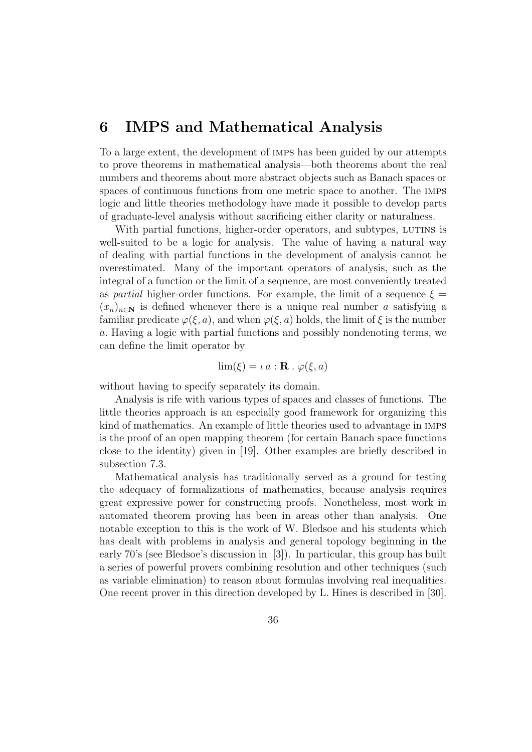# 6 IMPS and Mathematical Analysis

To a large extent, the development of IMPS has been guided by our attempts to prove theorems in mathematical analysis—both theorems about the real numbers and theorems about more abstract objects such as Banach spaces or spaces of continuous functions from one metric space to another. The IMPS logic and little theories methodology have made it possible to develop parts of graduate-level analysis without sacrificing either clarity or naturalness.

With partial functions, higher-order operators, and subtypes, LUTINS is well-suited to be a logic for analysis. The value of having a natural way of dealing with partial functions in the development of analysis cannot be overestimated. Many of the important operators of analysis, such as the integral of a function or the limit of a sequence, are most conveniently treated as *partial* higher-order functions. For example, the limit of a sequence $\xi = (x_n)_{n \in \mathbf{N}}$ is defined whenever there is a unique real number $a$ satisfying a familiar predicate $\varphi(\xi, a)$, and when $\varphi(\xi, a)$ holds, the limit of $\xi$ is the number $a$. Having a logic with partial functions and possibly nondenoting terms, we can define the limit operator by

$$\lim(\xi) = \iota\, a : \mathbf{R} \,.\, \varphi(\xi, a)$$

without having to specify separately its domain.

Analysis is rife with various types of spaces and classes of functions. The little theories approach is an especially good framework for organizing this kind of mathematics. An example of little theories used to advantage in IMPS is the proof of an open mapping theorem (for certain Banach space functions close to the identity) given in [19]. Other examples are briefly described in subsection 7.3.

Mathematical analysis has traditionally served as a ground for testing the adequacy of formalizations of mathematics, because analysis requires great expressive power for constructing proofs. Nonetheless, most work in automated theorem proving has been in areas other than analysis. One notable exception to this is the work of W. Bledsoe and his students which has dealt with problems in analysis and general topology beginning in the early 70's (see Bledsoe's discussion in [3]). In particular, this group has built a series of powerful provers combining resolution and other techniques (such as variable elimination) to reason about formulas involving real inequalities. One recent prover in this direction developed by L. Hines is described in [30].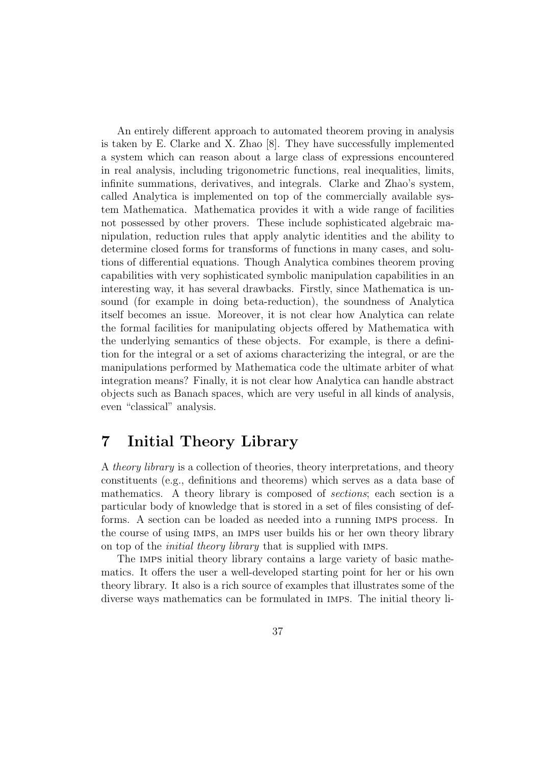An entirely different approach to automated theorem proving in analysis is taken by E. Clarke and X. Zhao [8]. They have successfully implemented a system which can reason about a large class of expressions encountered in real analysis, including trigonometric functions, real inequalities, limits, infinite summations, derivatives, and integrals. Clarke and Zhao's system, called Analytica is implemented on top of the commercially available system Mathematica. Mathematica provides it with a wide range of facilities not possessed by other provers. These include sophisticated algebraic manipulation, reduction rules that apply analytic identities and the ability to determine closed forms for transforms of functions in many cases, and solutions of differential equations. Though Analytica combines theorem proving capabilities with very sophisticated symbolic manipulation capabilities in an interesting way, it has several drawbacks. Firstly, since Mathematica is unsound (for example in doing beta-reduction), the soundness of Analytica itself becomes an issue. Moreover, it is not clear how Analytica can relate the formal facilities for manipulating objects offered by Mathematica with the underlying semantics of these objects. For example, is there a definition for the integral or a set of axioms characterizing the integral, or are the manipulations performed by Mathematica code the ultimate arbiter of what integration means? Finally, it is not clear how Analytica can handle abstract objects such as Banach spaces, which are very useful in all kinds of analysis, even "classical" analysis.

# 7 Initial Theory Library

A *theory library* is a collection of theories, theory interpretations, and theory constituents (e.g., definitions and theorems) which serves as a data base of mathematics. A theory library is composed of *sections*; each section is a particular body of knowledge that is stored in a set of files consisting of def-forms. A section can be loaded as needed into a running IMPS process. In the course of using IMPS, an IMPS user builds his or her own theory library on top of the *initial theory library* that is supplied with IMPS.

The IMPS initial theory library contains a large variety of basic mathematics. It offers the user a well-developed starting point for her or his own theory library. It also is a rich source of examples that illustrates some of the diverse ways mathematics can be formulated in IMPS. The initial theory li-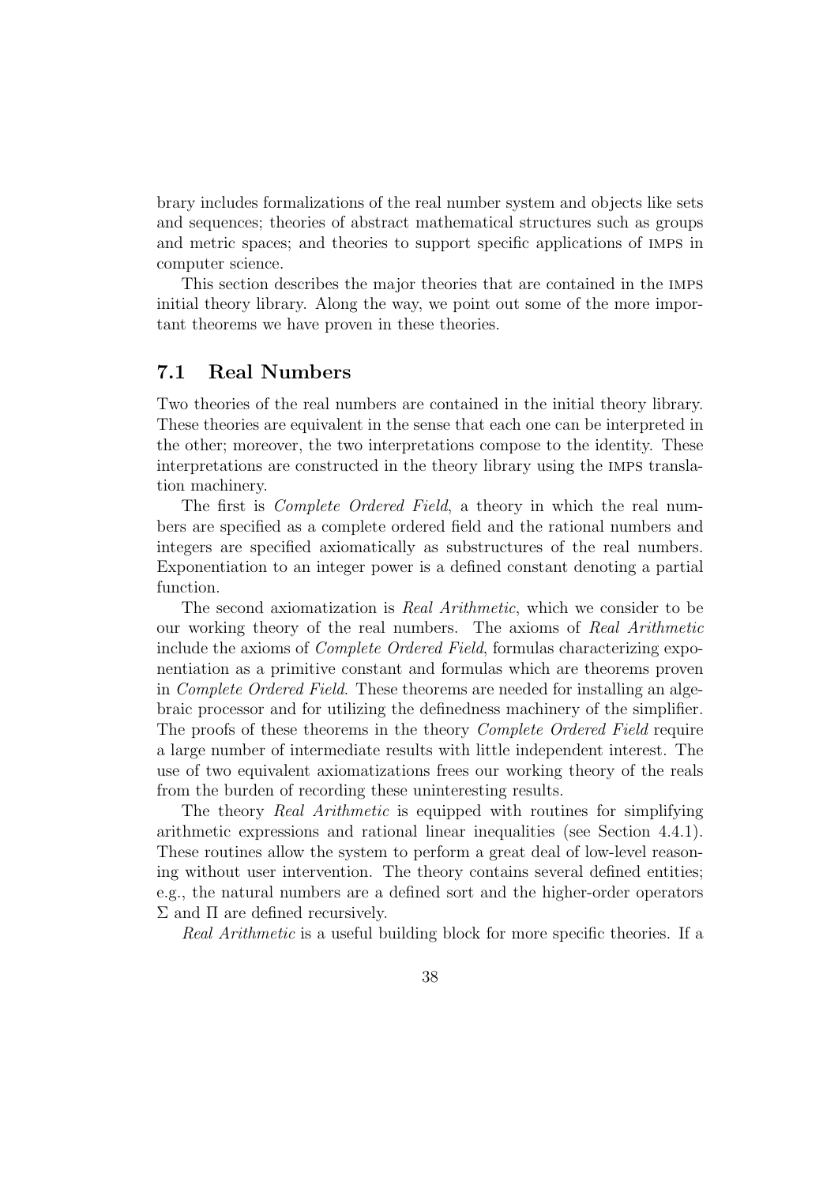brary includes formalizations of the real number system and objects like sets and sequences; theories of abstract mathematical structures such as groups and metric spaces; and theories to support specific applications of IMPS in computer science.

This section describes the major theories that are contained in the IMPS initial theory library. Along the way, we point out some of the more important theorems we have proven in these theories.

## 7.1 Real Numbers

Two theories of the real numbers are contained in the initial theory library. These theories are equivalent in the sense that each one can be interpreted in the other; moreover, the two interpretations compose to the identity. These interpretations are constructed in the theory library using the IMPS translation machinery.

The first is *Complete Ordered Field*, a theory in which the real numbers are specified as a complete ordered field and the rational numbers and integers are specified axiomatically as substructures of the real numbers. Exponentiation to an integer power is a defined constant denoting a partial function.

The second axiomatization is *Real Arithmetic*, which we consider to be our working theory of the real numbers. The axioms of *Real Arithmetic* include the axioms of *Complete Ordered Field*, formulas characterizing exponentiation as a primitive constant and formulas which are theorems proven in *Complete Ordered Field*. These theorems are needed for installing an algebraic processor and for utilizing the definedness machinery of the simplifier. The proofs of these theorems in the theory *Complete Ordered Field* require a large number of intermediate results with little independent interest. The use of two equivalent axiomatizations frees our working theory of the reals from the burden of recording these uninteresting results.

The theory *Real Arithmetic* is equipped with routines for simplifying arithmetic expressions and rational linear inequalities (see Section 4.4.1). These routines allow the system to perform a great deal of low-level reasoning without user intervention. The theory contains several defined entities; e.g., the natural numbers are a defined sort and the higher-order operators $\Sigma$ and $\Pi$ are defined recursively.

*Real Arithmetic* is a useful building block for more specific theories. If a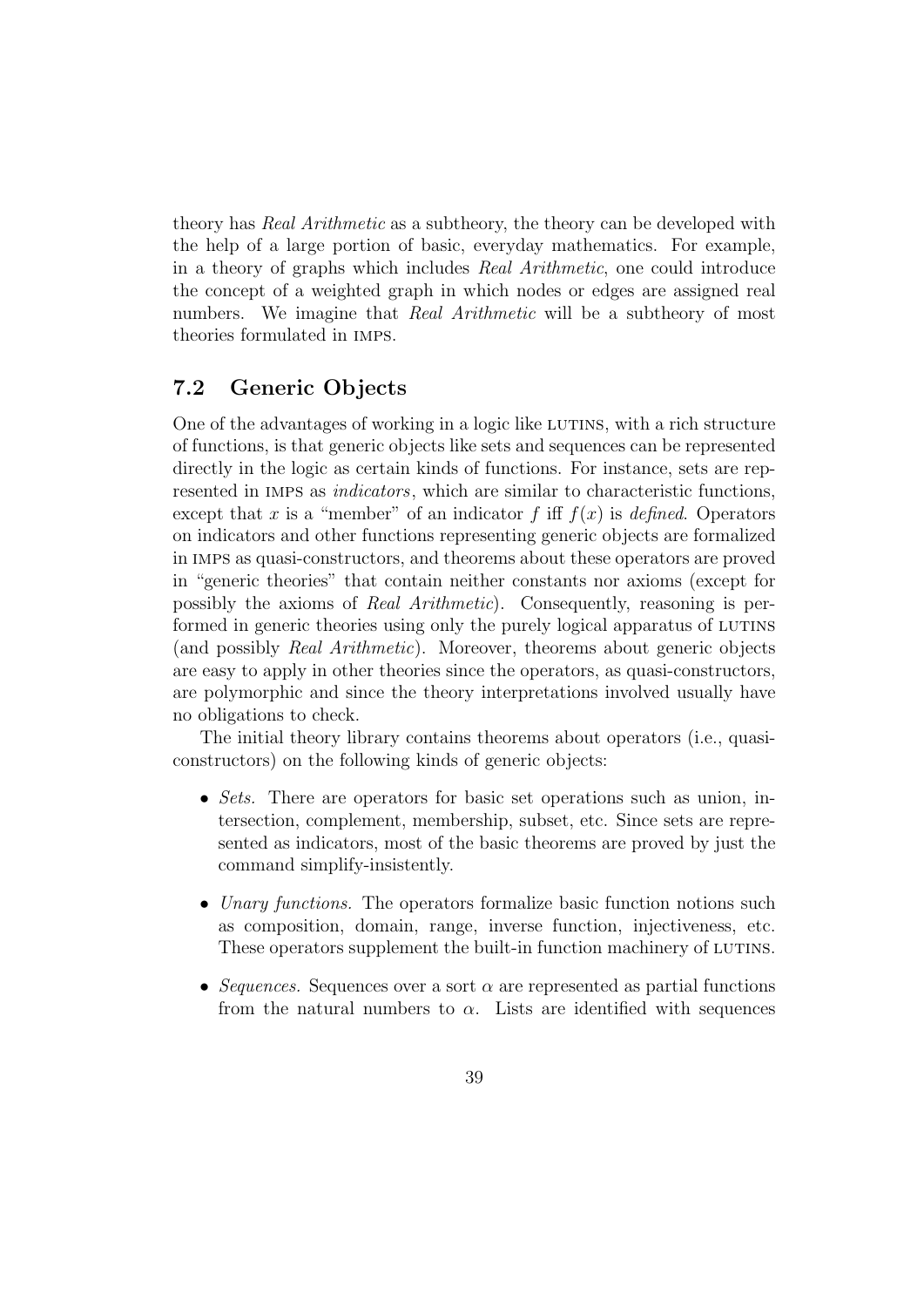theory has *Real Arithmetic* as a subtheory, the theory can be developed with the help of a large portion of basic, everyday mathematics. For example, in a theory of graphs which includes *Real Arithmetic*, one could introduce the concept of a weighted graph in which nodes or edges are assigned real numbers. We imagine that *Real Arithmetic* will be a subtheory of most theories formulated in IMPS.

## 7.2 Generic Objects

One of the advantages of working in a logic like LUTINS, with a rich structure of functions, is that generic objects like sets and sequences can be represented directly in the logic as certain kinds of functions. For instance, sets are represented in IMPS as *indicators*, which are similar to characteristic functions, except that $x$ is a "member" of an indicator $f$ iff $f(x)$ is *defined*. Operators on indicators and other functions representing generic objects are formalized in IMPS as quasi-constructors, and theorems about these operators are proved in "generic theories" that contain neither constants nor axioms (except for possibly the axioms of *Real Arithmetic*). Consequently, reasoning is performed in generic theories using only the purely logical apparatus of LUTINS (and possibly *Real Arithmetic*). Moreover, theorems about generic objects are easy to apply in other theories since the operators, as quasi-constructors, are polymorphic and since the theory interpretations involved usually have no obligations to check.

The initial theory library contains theorems about operators (i.e., quasi-constructors) on the following kinds of generic objects:

- *Sets.* There are operators for basic set operations such as union, intersection, complement, membership, subset, etc. Since sets are represented as indicators, most of the basic theorems are proved by just the command simplify-insistently.

- *Unary functions.* The operators formalize basic function notions such as composition, domain, range, inverse function, injectiveness, etc. These operators supplement the built-in function machinery of LUTINS.

- *Sequences.* Sequences over a sort $\alpha$ are represented as partial functions from the natural numbers to $\alpha$. Lists are identified with sequences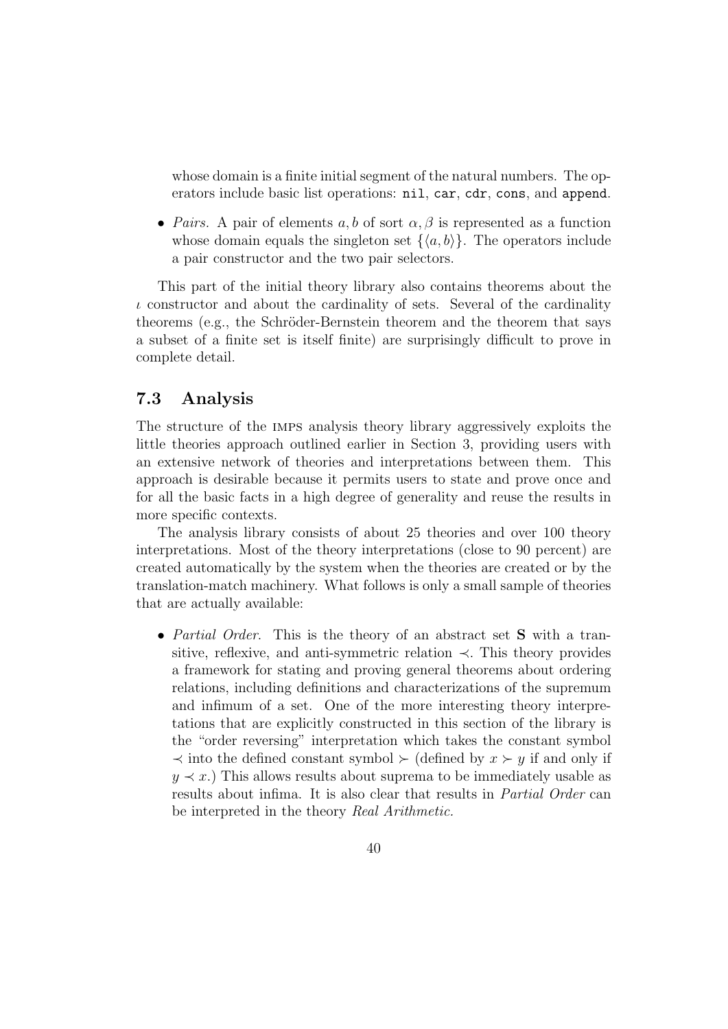whose domain is a finite initial segment of the natural numbers. The operators include basic list operations: `nil`, `car`, `cdr`, `cons`, and `append`.

- *Pairs.* A pair of elements $a, b$ of sort $\alpha, \beta$ is represented as a function whose domain equals the singleton set $\{\langle a, b \rangle\}$. The operators include a pair constructor and the two pair selectors.

This part of the initial theory library also contains theorems about the $\iota$ constructor and about the cardinality of sets. Several of the cardinality theorems (e.g., the Schröder-Bernstein theorem and the theorem that says a subset of a finite set is itself finite) are surprisingly difficult to prove in complete detail.

## 7.3 Analysis

The structure of the IMPS analysis theory library aggressively exploits the little theories approach outlined earlier in Section 3, providing users with an extensive network of theories and interpretations between them. This approach is desirable because it permits users to state and prove once and for all the basic facts in a high degree of generality and reuse the results in more specific contexts.

The analysis library consists of about 25 theories and over 100 theory interpretations. Most of the theory interpretations (close to 90 percent) are created automatically by the system when the theories are created or by the translation-match machinery. What follows is only a small sample of theories that are actually available:

- *Partial Order.* This is the theory of an abstract set **S** with a transitive, reflexive, and anti-symmetric relation $\prec$. This theory provides a framework for stating and proving general theorems about ordering relations, including definitions and characterizations of the supremum and infimum of a set. One of the more interesting theory interpretations that are explicitly constructed in this section of the library is the "order reversing" interpretation which takes the constant symbol $\prec$ into the defined constant symbol $\succ$ (defined by $x \succ y$ if and only if $y \prec x$.) This allows results about suprema to be immediately usable as results about infima. It is also clear that results in *Partial Order* can be interpreted in the theory *Real Arithmetic*.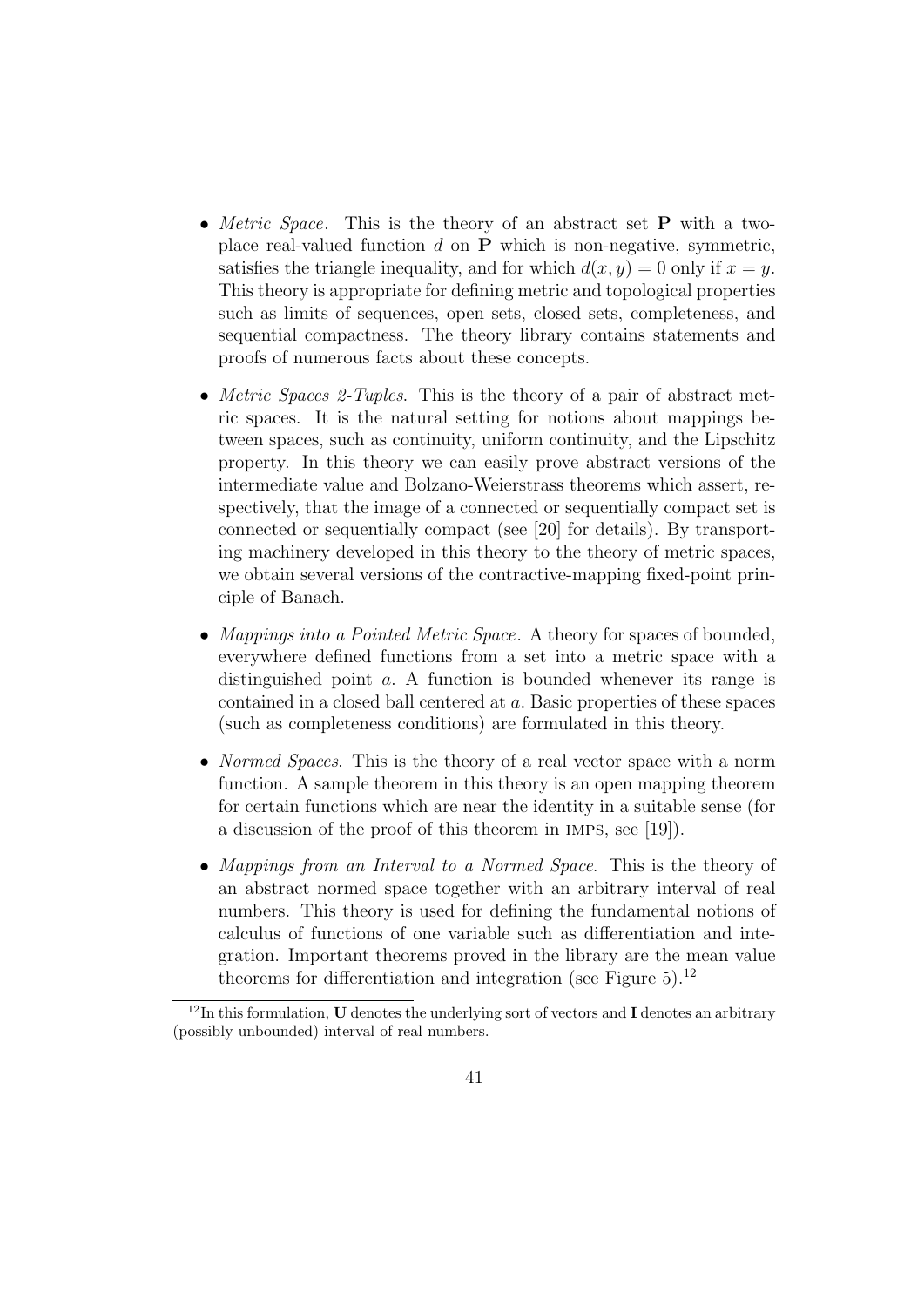- *Metric Space*. This is the theory of an abstract set $\mathbf{P}$ with a two-place real-valued function $d$ on $\mathbf{P}$ which is non-negative, symmetric, satisfies the triangle inequality, and for which $d(x, y) = 0$ only if $x = y$. This theory is appropriate for defining metric and topological properties such as limits of sequences, open sets, closed sets, completeness, and sequential compactness. The theory library contains statements and proofs of numerous facts about these concepts.

- *Metric Spaces 2-Tuples*. This is the theory of a pair of abstract metric spaces. It is the natural setting for notions about mappings between spaces, such as continuity, uniform continuity, and the Lipschitz property. In this theory we can easily prove abstract versions of the intermediate value and Bolzano-Weierstrass theorems which assert, respectively, that the image of a connected or sequentially compact set is connected or sequentially compact (see [20] for details). By transporting machinery developed in this theory to the theory of metric spaces, we obtain several versions of the contractive-mapping fixed-point principle of Banach.

- *Mappings into a Pointed Metric Space*. A theory for spaces of bounded, everywhere defined functions from a set into a metric space with a distinguished point $a$. A function is bounded whenever its range is contained in a closed ball centered at $a$. Basic properties of these spaces (such as completeness conditions) are formulated in this theory.

- *Normed Spaces*. This is the theory of a real vector space with a norm function. A sample theorem in this theory is an open mapping theorem for certain functions which are near the identity in a suitable sense (for a discussion of the proof of this theorem in IMPS, see [19]).

- *Mappings from an Interval to a Normed Space*. This is the theory of an abstract normed space together with an arbitrary interval of real numbers. This theory is used for defining the fundamental notions of calculus of functions of one variable such as differentiation and integration. Important theorems proved in the library are the mean value theorems for differentiation and integration (see Figure 5).[12]

[12] In this formulation, $\mathbf{U}$ denotes the underlying sort of vectors and $\mathbf{I}$ denotes an arbitrary (possibly unbounded) interval of real numbers.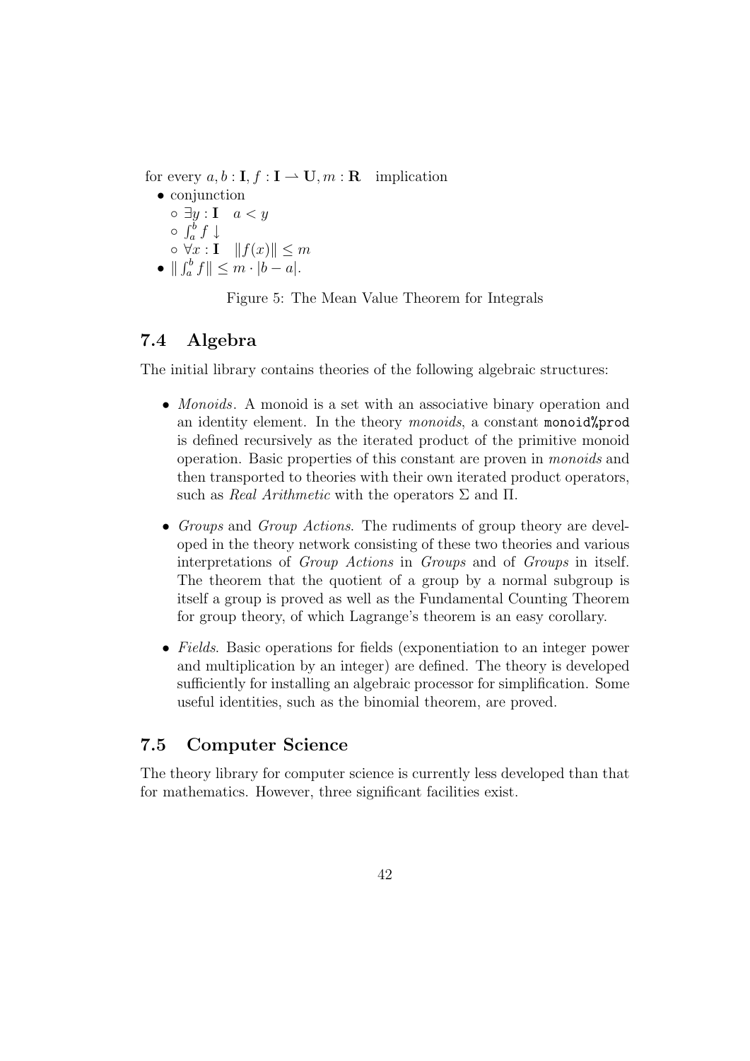for every $a, b : \mathbf{I}, f : \mathbf{I} \rightharpoonup \mathbf{U}, m : \mathbf{R}$ implication

- conjunction
  - $\exists y : \mathbf{I} \quad a < y$
  - $\int_a^b f \downarrow$
  - $\forall x : \mathbf{I} \quad \|f(x)\| \leq m$
- $\| \int_a^b f \| \leq m \cdot |b - a|$.

Figure 5: The Mean Value Theorem for Integrals

## 7.4 Algebra

The initial library contains theories of the following algebraic structures:

- *Monoids*. A monoid is a set with an associative binary operation and an identity element. In the theory *monoids*, a constant `monoid%prod` is defined recursively as the iterated product of the primitive monoid operation. Basic properties of this constant are proven in *monoids* and then transported to theories with their own iterated product operators, such as *Real Arithmetic* with the operators $\Sigma$ and $\Pi$.

- *Groups* and *Group Actions*. The rudiments of group theory are developed in the theory network consisting of these two theories and various interpretations of *Group Actions* in *Groups* and of *Groups* in itself. The theorem that the quotient of a group by a normal subgroup is itself a group is proved as well as the Fundamental Counting Theorem for group theory, of which Lagrange's theorem is an easy corollary.

- *Fields*. Basic operations for fields (exponentiation to an integer power and multiplication by an integer) are defined. The theory is developed sufficiently for installing an algebraic processor for simplification. Some useful identities, such as the binomial theorem, are proved.

## 7.5 Computer Science

The theory library for computer science is currently less developed than that for mathematics. However, three significant facilities exist.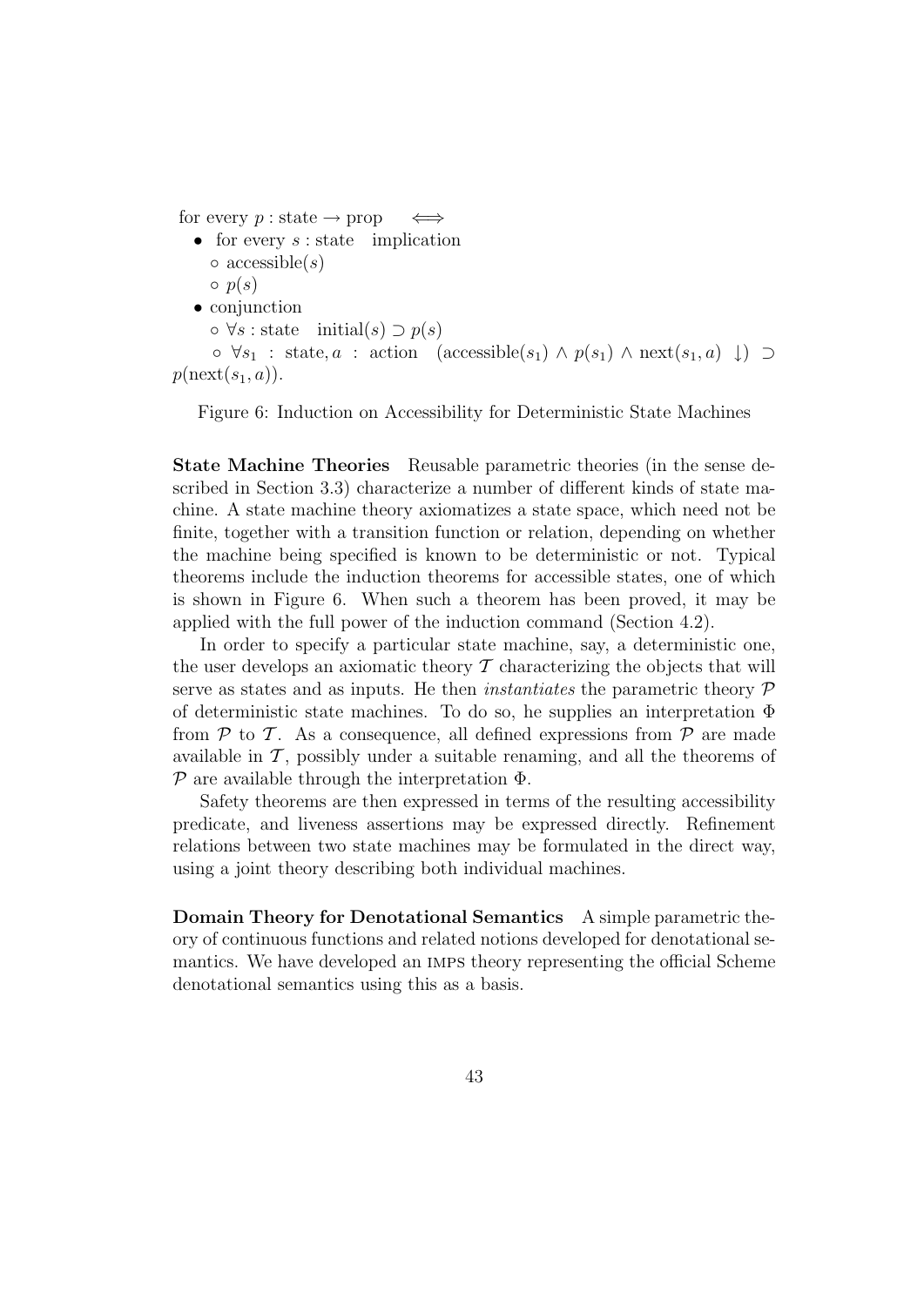for every $p : \text{state} \to \text{prop} \quad \iff$

- for every $s : \text{state}$ implication
  - $\text{accessible}(s)$
  - $p(s)$
- conjunction
  - $\forall s : \text{state} \quad \text{initial}(s) \supset p(s)$
  - $\forall s_1 : \text{state}, a : \text{action} \quad (\text{accessible}(s_1) \wedge p(s_1) \wedge \text{next}(s_1, a) \downarrow) \supset p(\text{next}(s_1, a))$.

Figure 6: Induction on Accessibility for Deterministic State Machines

**State Machine Theories** Reusable parametric theories (in the sense described in Section 3.3) characterize a number of different kinds of state machine. A state machine theory axiomatizes a state space, which need not be finite, together with a transition function or relation, depending on whether the machine being specified is known to be deterministic or not. Typical theorems include the induction theorems for accessible states, one of which is shown in Figure 6. When such a theorem has been proved, it may be applied with the full power of the induction command (Section 4.2).

In order to specify a particular state machine, say, a deterministic one, the user develops an axiomatic theory $\mathcal{T}$ characterizing the objects that will serve as states and as inputs. He then *instantiates* the parametric theory $\mathcal{P}$ of deterministic state machines. To do so, he supplies an interpretation $\Phi$ from $\mathcal{P}$ to $\mathcal{T}$. As a consequence, all defined expressions from $\mathcal{P}$ are made available in $\mathcal{T}$, possibly under a suitable renaming, and all the theorems of $\mathcal{P}$ are available through the interpretation $\Phi$.

Safety theorems are then expressed in terms of the resulting accessibility predicate, and liveness assertions may be expressed directly. Refinement relations between two state machines may be formulated in the direct way, using a joint theory describing both individual machines.

**Domain Theory for Denotational Semantics** A simple parametric theory of continuous functions and related notions developed for denotational semantics. We have developed an IMPS theory representing the official Scheme denotational semantics using this as a basis.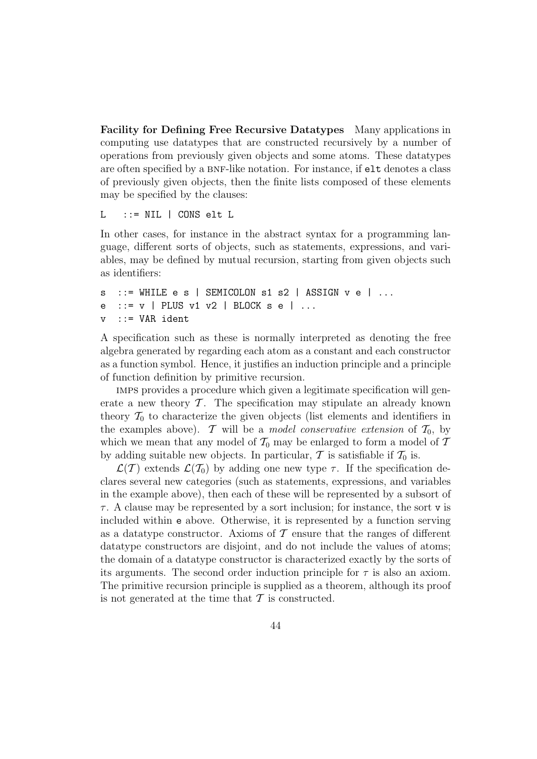**Facility for Defining Free Recursive Datatypes** Many applications in computing use datatypes that are constructed recursively by a number of operations from previously given objects and some atoms. These datatypes are often specified by a BNF-like notation. For instance, if `elt` denotes a class of previously given objects, then the finite lists composed of these elements may be specified by the clauses:

```
L   ::= NIL | CONS elt L
```

In other cases, for instance in the abstract syntax for a programming language, different sorts of objects, such as statements, expressions, and variables, may be defined by mutual recursion, starting from given objects such as identifiers:

```
s  ::= WHILE e s | SEMICOLON s1 s2 | ASSIGN v e | ...
e  ::= v | PLUS v1 v2 | BLOCK s e | ...
v  ::= VAR ident
```

A specification such as these is normally interpreted as denoting the free algebra generated by regarding each atom as a constant and each constructor as a function symbol. Hence, it justifies an induction principle and a principle of function definition by primitive recursion.

IMPS provides a procedure which given a legitimate specification will generate a new theory $\mathcal{T}$. The specification may stipulate an already known theory $\mathcal{T}_0$ to characterize the given objects (list elements and identifiers in the examples above). $\mathcal{T}$ will be a *model conservative extension* of $\mathcal{T}_0$, by which we mean that any model of $\mathcal{T}_0$ may be enlarged to form a model of $\mathcal{T}$ by adding suitable new objects. In particular, $\mathcal{T}$ is satisfiable if $\mathcal{T}_0$ is.

$\mathcal{L}(\mathcal{T})$ extends $\mathcal{L}(\mathcal{T}_0)$ by adding one new type $\tau$. If the specification declares several new categories (such as statements, expressions, and variables in the example above), then each of these will be represented by a subsort of $\tau$. A clause may be represented by a sort inclusion; for instance, the sort `v` is included within `e` above. Otherwise, it is represented by a function serving as a datatype constructor. Axioms of $\mathcal{T}$ ensure that the ranges of different datatype constructors are disjoint, and do not include the values of atoms; the domain of a datatype constructor is characterized exactly by the sorts of its arguments. The second order induction principle for $\tau$ is also an axiom. The primitive recursion principle is supplied as a theorem, although its proof is not generated at the time that $\mathcal{T}$ is constructed.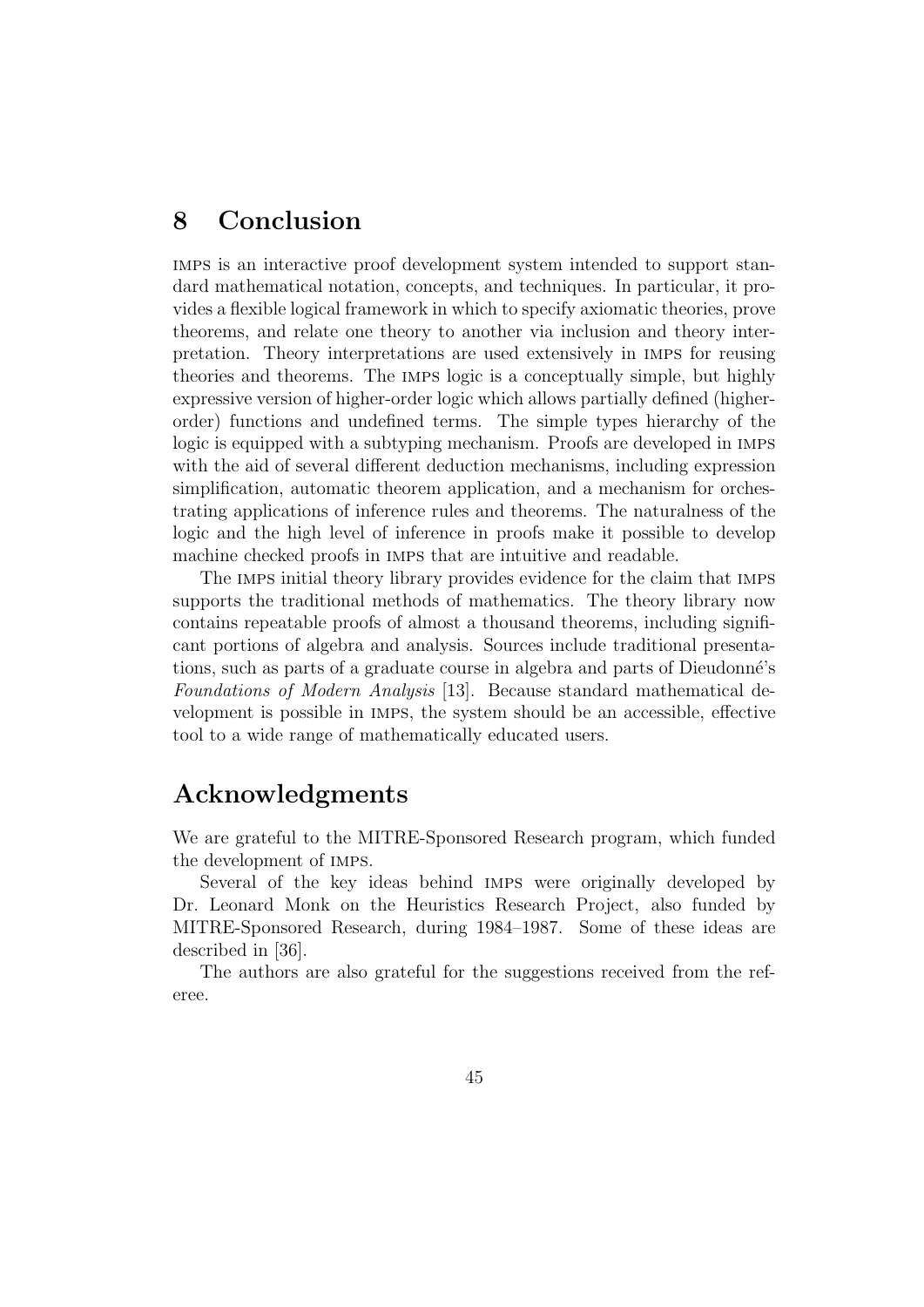# 8 Conclusion

IMPS is an interactive proof development system intended to support standard mathematical notation, concepts, and techniques. In particular, it provides a flexible logical framework in which to specify axiomatic theories, prove theorems, and relate one theory to another via inclusion and theory interpretation. Theory interpretations are used extensively in IMPS for reusing theories and theorems. The IMPS logic is a conceptually simple, but highly expressive version of higher-order logic which allows partially defined (higher-order) functions and undefined terms. The simple types hierarchy of the logic is equipped with a subtyping mechanism. Proofs are developed in IMPS with the aid of several different deduction mechanisms, including expression simplification, automatic theorem application, and a mechanism for orchestrating applications of inference rules and theorems. The naturalness of the logic and the high level of inference in proofs make it possible to develop machine checked proofs in IMPS that are intuitive and readable.

The IMPS initial theory library provides evidence for the claim that IMPS supports the traditional methods of mathematics. The theory library now contains repeatable proofs of almost a thousand theorems, including significant portions of algebra and analysis. Sources include traditional presentations, such as parts of a graduate course in algebra and parts of Dieudonné's *Foundations of Modern Analysis* [13]. Because standard mathematical development is possible in IMPS, the system should be an accessible, effective tool to a wide range of mathematically educated users.

# Acknowledgments

We are grateful to the MITRE-Sponsored Research program, which funded the development of IMPS.

Several of the key ideas behind IMPS were originally developed by Dr. Leonard Monk on the Heuristics Research Project, also funded by MITRE-Sponsored Research, during 1984–1987. Some of these ideas are described in [36].

The authors are also grateful for the suggestions received from the referee.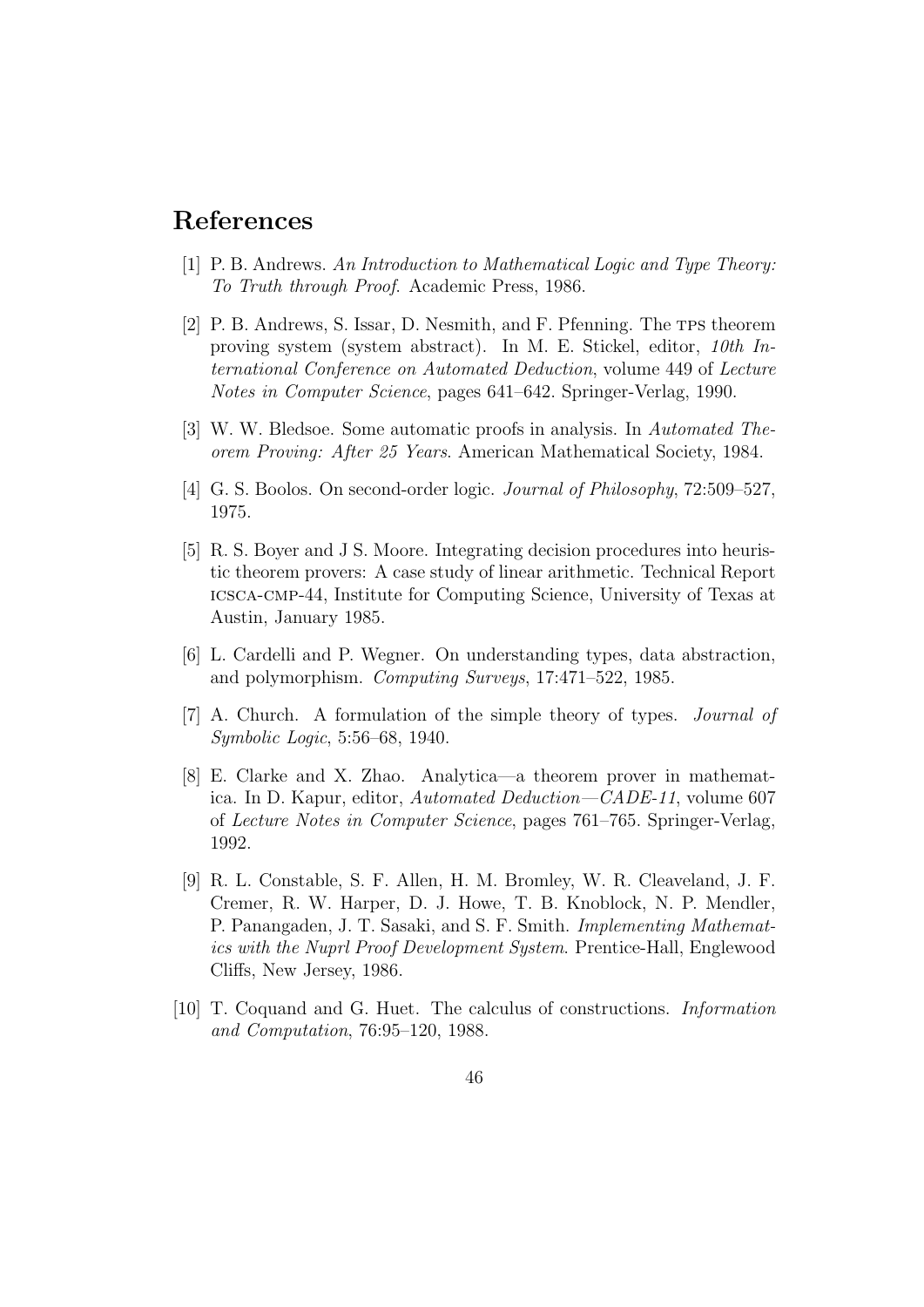# References

[1] P. B. Andrews. *An Introduction to Mathematical Logic and Type Theory: To Truth through Proof*. Academic Press, 1986.

[2] P. B. Andrews, S. Issar, D. Nesmith, and F. Pfenning. The TPS theorem proving system (system abstract). In M. E. Stickel, editor, *10th International Conference on Automated Deduction*, volume 449 of *Lecture Notes in Computer Science*, pages 641–642. Springer-Verlag, 1990.

[3] W. W. Bledsoe. Some automatic proofs in analysis. In *Automated Theorem Proving: After 25 Years*. American Mathematical Society, 1984.

[4] G. S. Boolos. On second-order logic. *Journal of Philosophy*, 72:509–527, 1975.

[5] R. S. Boyer and J S. Moore. Integrating decision procedures into heuristic theorem provers: A case study of linear arithmetic. Technical Report ICSCA-CMP-44, Institute for Computing Science, University of Texas at Austin, January 1985.

[6] L. Cardelli and P. Wegner. On understanding types, data abstraction, and polymorphism. *Computing Surveys*, 17:471–522, 1985.

[7] A. Church. A formulation of the simple theory of types. *Journal of Symbolic Logic*, 5:56–68, 1940.

[8] E. Clarke and X. Zhao. Analytica—a theorem prover in mathematica. In D. Kapur, editor, *Automated Deduction—CADE-11*, volume 607 of *Lecture Notes in Computer Science*, pages 761–765. Springer-Verlag, 1992.

[9] R. L. Constable, S. F. Allen, H. M. Bromley, W. R. Cleaveland, J. F. Cremer, R. W. Harper, D. J. Howe, T. B. Knoblock, N. P. Mendler, P. Panangaden, J. T. Sasaki, and S. F. Smith. *Implementing Mathematics with the Nuprl Proof Development System*. Prentice-Hall, Englewood Cliffs, New Jersey, 1986.

[10] T. Coquand and G. Huet. The calculus of constructions. *Information and Computation*, 76:95–120, 1988.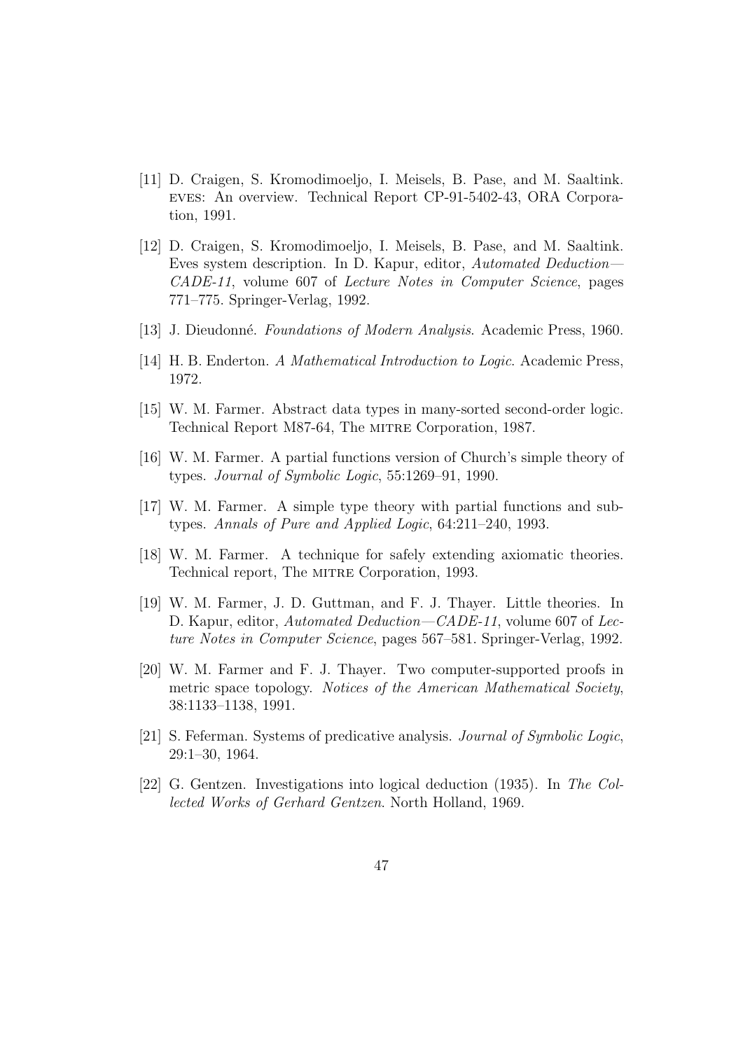[11] D. Craigen, S. Kromodimoeljo, I. Meisels, B. Pase, and M. Saaltink. EVES: An overview. Technical Report CP-91-5402-43, ORA Corporation, 1991.

[12] D. Craigen, S. Kromodimoeljo, I. Meisels, B. Pase, and M. Saaltink. Eves system description. In D. Kapur, editor, *Automated Deduction—CADE-11*, volume 607 of *Lecture Notes in Computer Science*, pages 771–775. Springer-Verlag, 1992.

[13] J. Dieudonné. *Foundations of Modern Analysis*. Academic Press, 1960.

[14] H. B. Enderton. *A Mathematical Introduction to Logic*. Academic Press, 1972.

[15] W. M. Farmer. Abstract data types in many-sorted second-order logic. Technical Report M87-64, The MITRE Corporation, 1987.

[16] W. M. Farmer. A partial functions version of Church's simple theory of types. *Journal of Symbolic Logic*, 55:1269–91, 1990.

[17] W. M. Farmer. A simple type theory with partial functions and subtypes. *Annals of Pure and Applied Logic*, 64:211–240, 1993.

[18] W. M. Farmer. A technique for safely extending axiomatic theories. Technical report, The MITRE Corporation, 1993.

[19] W. M. Farmer, J. D. Guttman, and F. J. Thayer. Little theories. In D. Kapur, editor, *Automated Deduction—CADE-11*, volume 607 of *Lecture Notes in Computer Science*, pages 567–581. Springer-Verlag, 1992.

[20] W. M. Farmer and F. J. Thayer. Two computer-supported proofs in metric space topology. *Notices of the American Mathematical Society*, 38:1133–1138, 1991.

[21] S. Feferman. Systems of predicative analysis. *Journal of Symbolic Logic*, 29:1–30, 1964.

[22] G. Gentzen. Investigations into logical deduction (1935). In *The Collected Works of Gerhard Gentzen*. North Holland, 1969.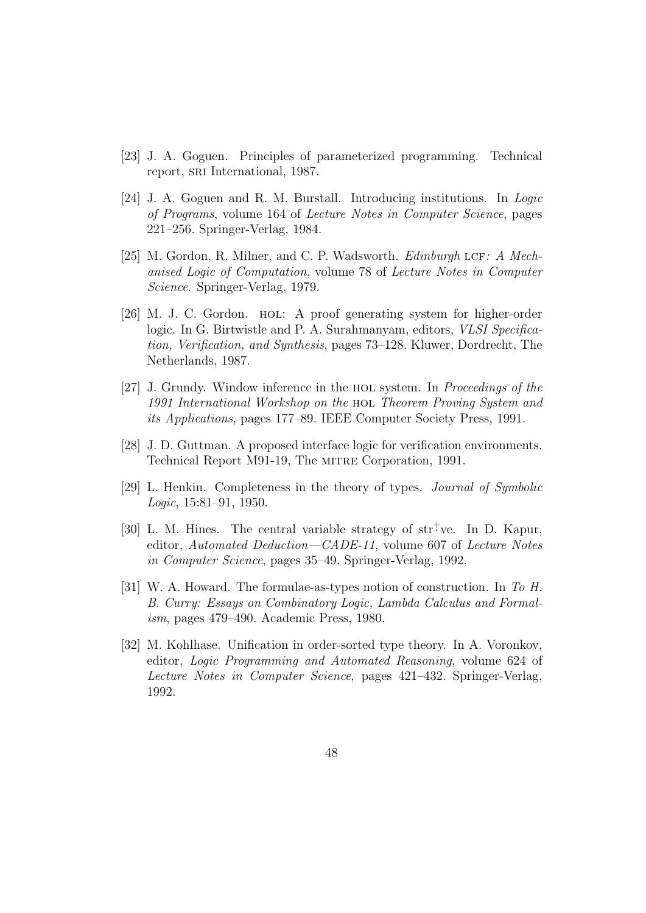[23] J. A. Goguen. Principles of parameterized programming. Technical report, SRI International, 1987.

[24] J. A. Goguen and R. M. Burstall. Introducing institutions. In *Logic of Programs*, volume 164 of *Lecture Notes in Computer Science*, pages 221–256. Springer-Verlag, 1984.

[25] M. Gordon, R. Milner, and C. P. Wadsworth. *Edinburgh* LCF*: A Mechanised Logic of Computation*, volume 78 of *Lecture Notes in Computer Science*. Springer-Verlag, 1979.

[26] M. J. C. Gordon. HOL: A proof generating system for higher-order logic. In G. Birtwistle and P. A. Surahmanyam, editors, *VLSI Specification, Verification, and Synthesis*, pages 73–128. Kluwer, Dordrecht, The Netherlands, 1987.

[27] J. Grundy. Window inference in the HOL system. In *Proceedings of the 1991 International Workshop on the* HOL *Theorem Proving System and its Applications*, pages 177–89. IEEE Computer Society Press, 1991.

[28] J. D. Guttman. A proposed interface logic for verification environments. Technical Report M91-19, The MITRE Corporation, 1991.

[29] L. Henkin. Completeness in the theory of types. *Journal of Symbolic Logic*, 15:81–91, 1950.

[30] L. M. Hines. The central variable strategy of str$\overset{+}{\vdots}$ve. In D. Kapur, editor, *Automated Deduction—CADE-11*, volume 607 of *Lecture Notes in Computer Science*, pages 35–49. Springer-Verlag, 1992.

[31] W. A. Howard. The formulae-as-types notion of construction. In *To H. B. Curry: Essays on Combinatory Logic, Lambda Calculus and Formalism*, pages 479–490. Academic Press, 1980.

[32] M. Kohlhase. Unification in order-sorted type theory. In A. Voronkov, editor, *Logic Programming and Automated Reasoning*, volume 624 of *Lecture Notes in Computer Science*, pages 421–432. Springer-Verlag, 1992.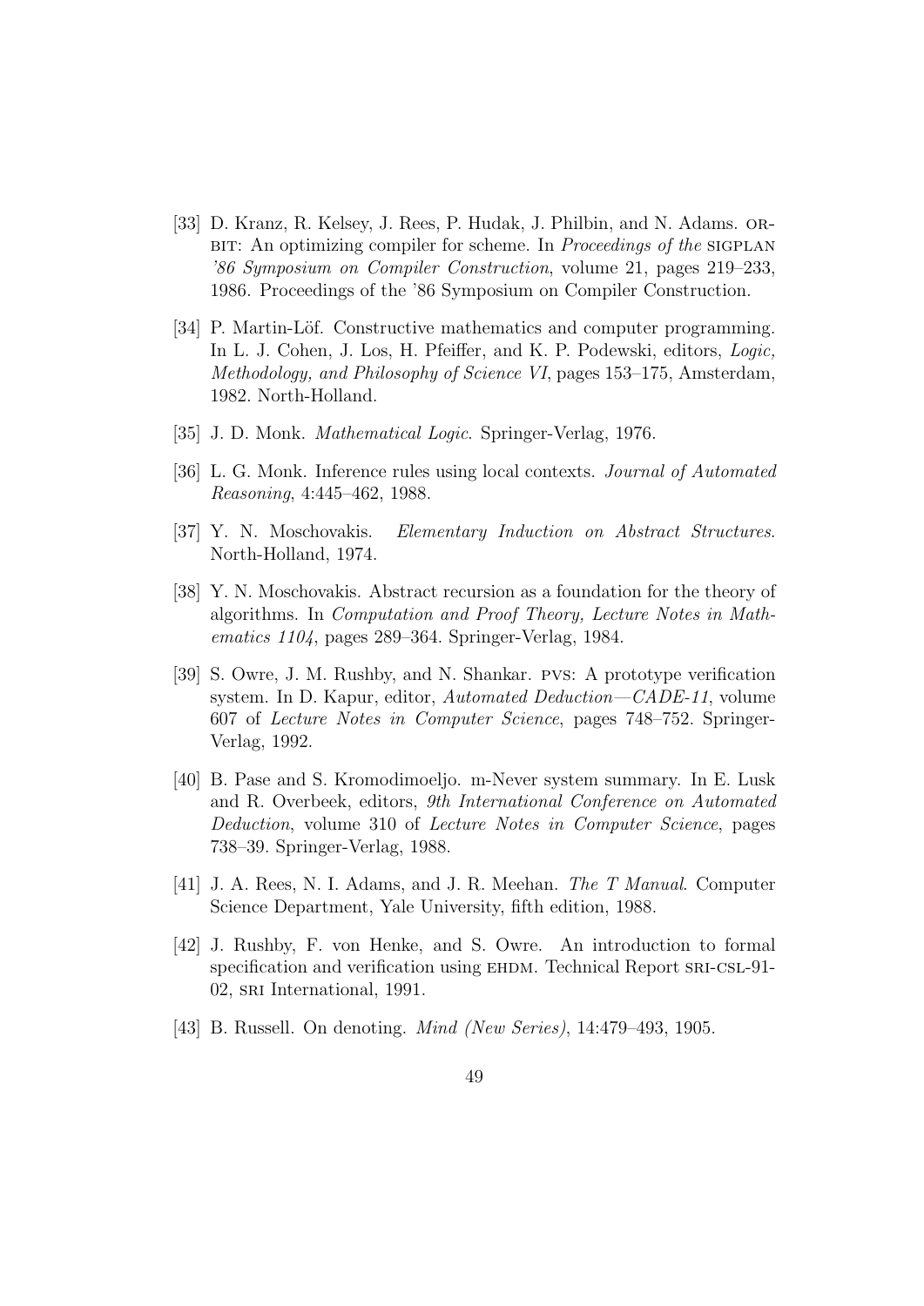[33] D. Kranz, R. Kelsey, J. Rees, P. Hudak, J. Philbin, and N. Adams. ORBIT: An optimizing compiler for scheme. In *Proceedings of the SIGPLAN '86 Symposium on Compiler Construction*, volume 21, pages 219–233, 1986. Proceedings of the '86 Symposium on Compiler Construction.

[34] P. Martin-Löf. Constructive mathematics and computer programming. In L. J. Cohen, J. Los, H. Pfeiffer, and K. P. Podewski, editors, *Logic, Methodology, and Philosophy of Science VI*, pages 153–175, Amsterdam, 1982. North-Holland.

[35] J. D. Monk. *Mathematical Logic*. Springer-Verlag, 1976.

[36] L. G. Monk. Inference rules using local contexts. *Journal of Automated Reasoning*, 4:445–462, 1988.

[37] Y. N. Moschovakis. *Elementary Induction on Abstract Structures*. North-Holland, 1974.

[38] Y. N. Moschovakis. Abstract recursion as a foundation for the theory of algorithms. In *Computation and Proof Theory, Lecture Notes in Mathematics 1104*, pages 289–364. Springer-Verlag, 1984.

[39] S. Owre, J. M. Rushby, and N. Shankar. PVS: A prototype verification system. In D. Kapur, editor, *Automated Deduction—CADE-11*, volume 607 of *Lecture Notes in Computer Science*, pages 748–752. Springer-Verlag, 1992.

[40] B. Pase and S. Kromodimoeljo. m-Never system summary. In E. Lusk and R. Overbeek, editors, *9th International Conference on Automated Deduction*, volume 310 of *Lecture Notes in Computer Science*, pages 738–39. Springer-Verlag, 1988.

[41] J. A. Rees, N. I. Adams, and J. R. Meehan. *The T Manual*. Computer Science Department, Yale University, fifth edition, 1988.

[42] J. Rushby, F. von Henke, and S. Owre. An introduction to formal specification and verification using EHDM. Technical Report SRI-CSL-91-02, SRI International, 1991.

[43] B. Russell. On denoting. *Mind (New Series)*, 14:479–493, 1905.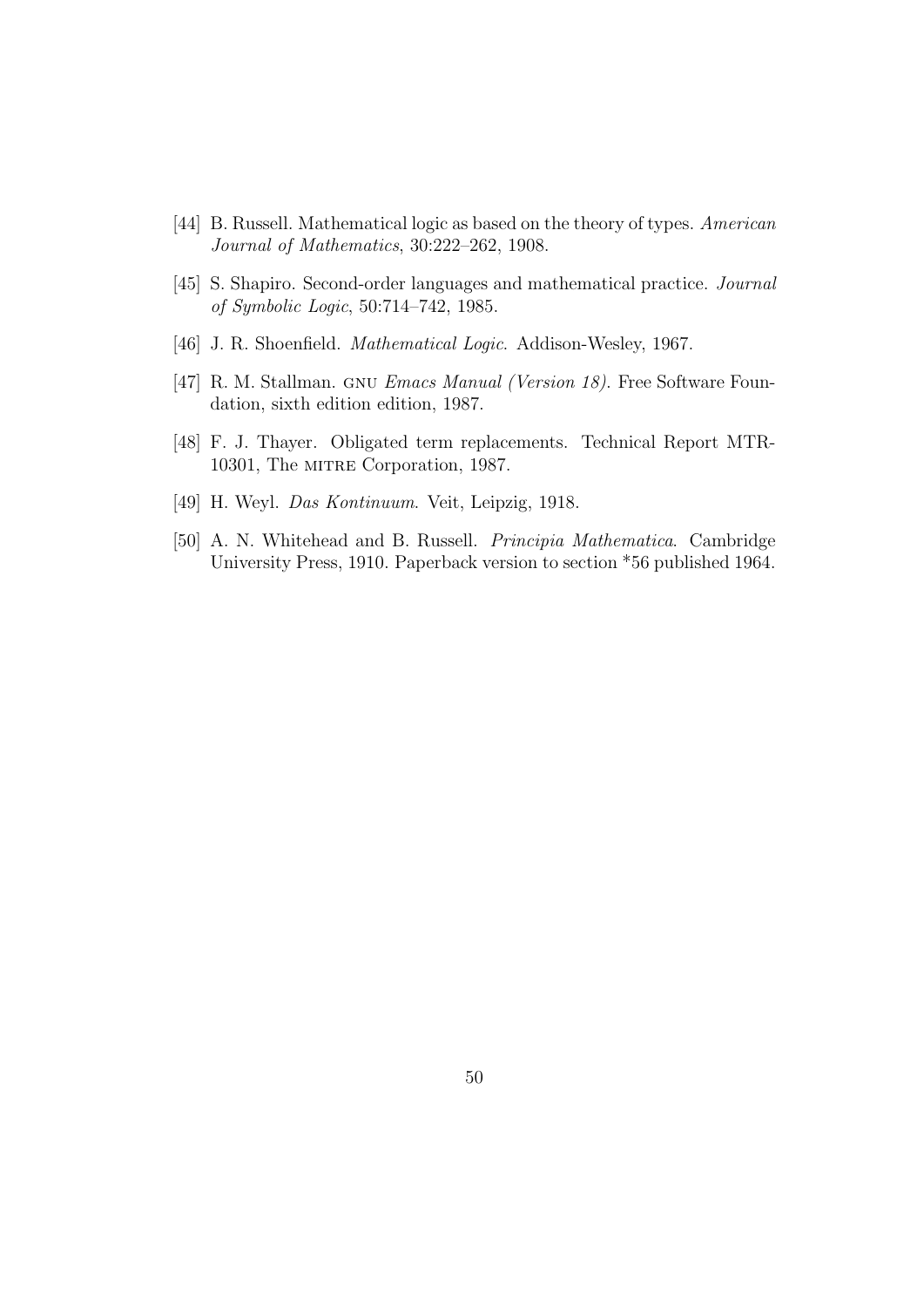[44] B. Russell. Mathematical logic as based on the theory of types. *American Journal of Mathematics*, 30:222–262, 1908.

[45] S. Shapiro. Second-order languages and mathematical practice. *Journal of Symbolic Logic*, 50:714–742, 1985.

[46] J. R. Shoenfield. *Mathematical Logic*. Addison-Wesley, 1967.

[47] R. M. Stallman. GNU *Emacs Manual (Version 18)*. Free Software Foundation, sixth edition edition, 1987.

[48] F. J. Thayer. Obligated term replacements. Technical Report MTR-10301, The MITRE Corporation, 1987.

[49] H. Weyl. *Das Kontinuum*. Veit, Leipzig, 1918.

[50] A. N. Whitehead and B. Russell. *Principia Mathematica*. Cambridge University Press, 1910. Paperback version to section *56 published 1964.